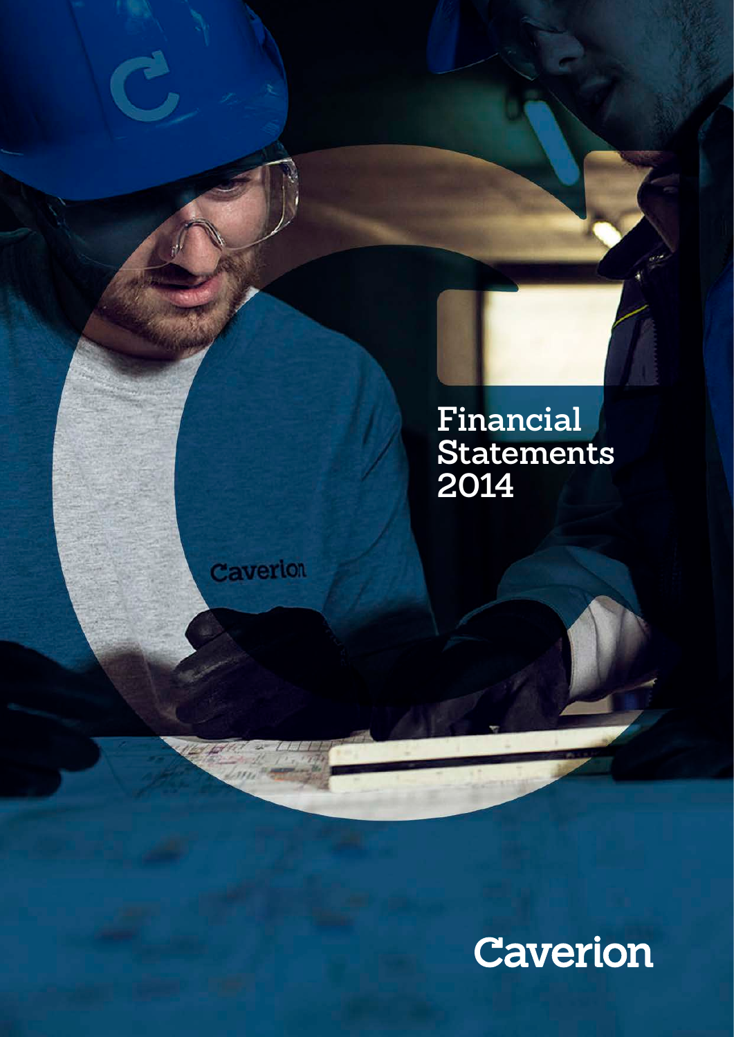# Financial Statements 2014

Caverion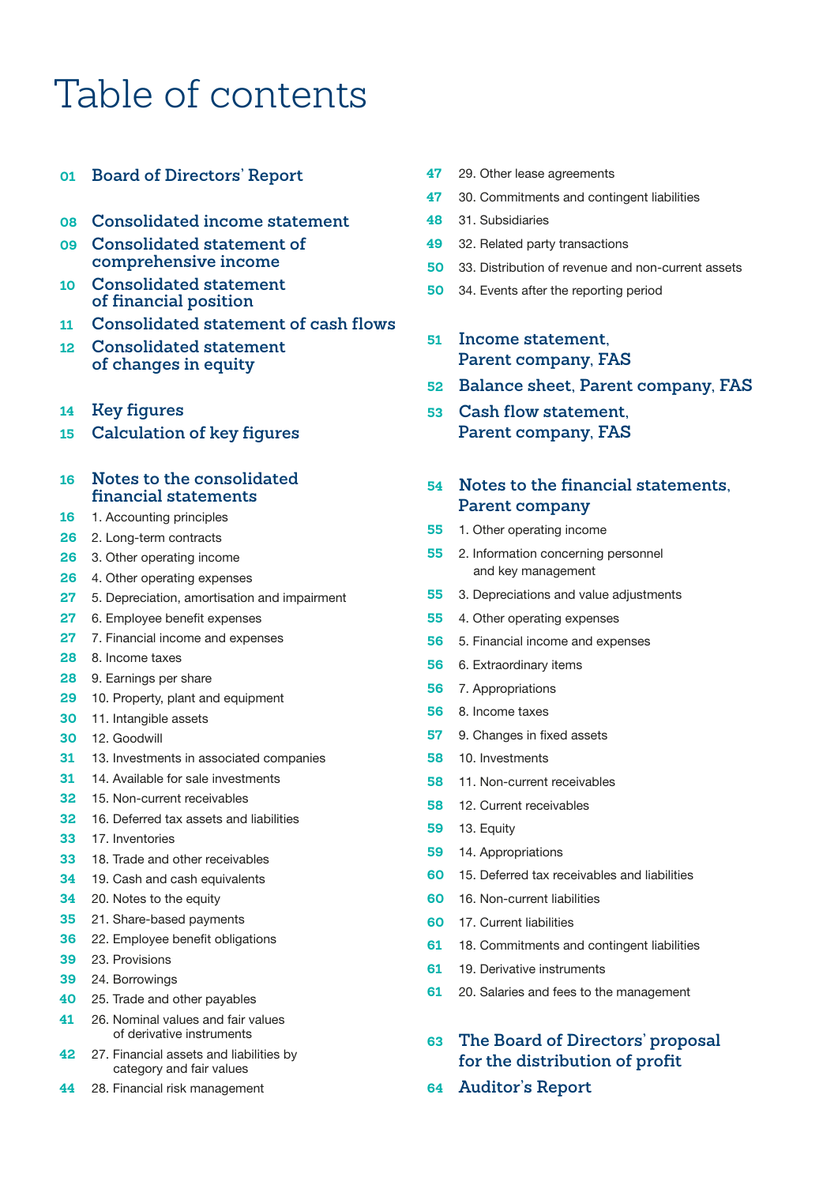# Table of contents

01 **Board of Directors' Report**

08 **Consolidated income statement**

09 **Consolidated statement of comprehensive income**

10 **Consolidated statement of financial position**

11 **Consolidated statement of cash flows**

12 **Consolidated statement of changes in equity**

14 **Key figures**

15 **Calculation of key figures**

16 **Notes to the consolidated financial statements**

16 1. Accounting principles
26 2. Long-term contracts
26 3. Other operating income
26 4. Other operating expenses
27 5. Depreciation, amortisation and impairment
27 6. Employee benefit expenses
27 7. Financial income and expenses
28 8. Income taxes
28 9. Earnings per share
29 10. Property, plant and equipment
30 11. Intangible assets
30 12. Goodwill
31 13. Investments in associated companies
31 14. Available for sale investments
32 15. Non-current receivables
32 16. Deferred tax assets and liabilities
33 17. Inventories
33 18. Trade and other receivables
34 19. Cash and cash equivalents
34 20. Notes to the equity
35 21. Share-based payments
36 22. Employee benefit obligations
39 23. Provisions
39 24. Borrowings
40 25. Trade and other payables
41 26. Nominal values and fair values of derivative instruments
42 27. Financial assets and liabilities by category and fair values
44 28. Financial risk management
47 29. Other lease agreements
47 30. Commitments and contingent liabilities
48 31. Subsidiaries
49 32. Related party transactions
50 33. Distribution of revenue and non-current assets
50 34. Events after the reporting period

51 **Income statement, Parent company, FAS**

52 **Balance sheet, Parent company, FAS**

53 **Cash flow statement, Parent company, FAS**

54 **Notes to the financial statements, Parent company**

55 1. Other operating income
55 2. Information concerning personnel and key management
55 3. Depreciations and value adjustments
55 4. Other operating expenses
56 5. Financial income and expenses
56 6. Extraordinary items
56 7. Appropriations
56 8. Income taxes
57 9. Changes in fixed assets
58 10. Investments
58 11. Non-current receivables
58 12. Current receivables
59 13. Equity
59 14. Appropriations
60 15. Deferred tax receivables and liabilities
60 16. Non-current liabilities
60 17. Current liabilities
61 18. Commitments and contingent liabilities
61 19. Derivative instruments
61 20. Salaries and fees to the management

63 **The Board of Directors' proposal for the distribution of profit**

64 **Auditor's Report**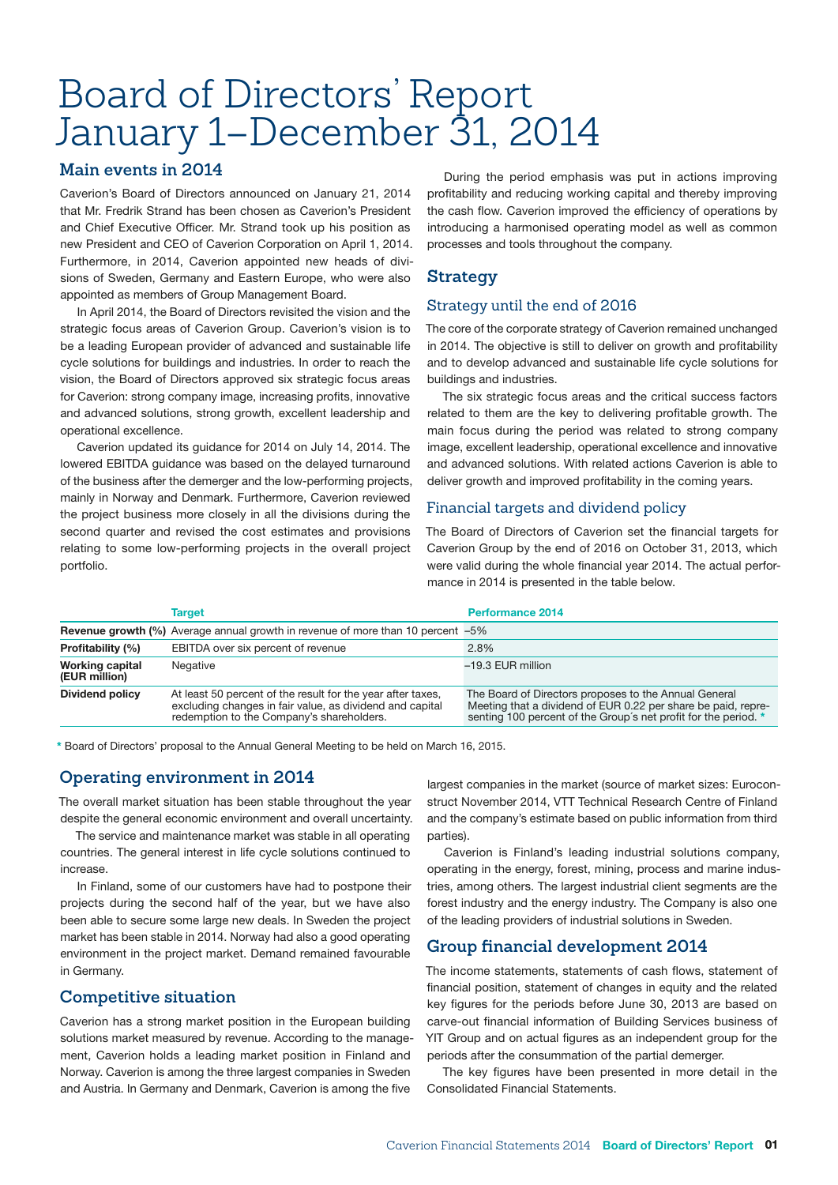# Board of Directors' Report January 1–December 31, 2014

## Main events in 2014

Caverion's Board of Directors announced on January 21, 2014 that Mr. Fredrik Strand has been chosen as Caverion's President and Chief Executive Officer. Mr. Strand took up his position as new President and CEO of Caverion Corporation on April 1, 2014. Furthermore, in 2014, Caverion appointed new heads of divisions of Sweden, Germany and Eastern Europe, who were also appointed as members of Group Management Board.

In April 2014, the Board of Directors revisited the vision and the strategic focus areas of Caverion Group. Caverion's vision is to be a leading European provider of advanced and sustainable life cycle solutions for buildings and industries. In order to reach the vision, the Board of Directors approved six strategic focus areas for Caverion: strong company image, increasing profits, innovative and advanced solutions, strong growth, excellent leadership and operational excellence.

Caverion updated its guidance for 2014 on July 14, 2014. The lowered EBITDA guidance was based on the delayed turnaround of the business after the demerger and the low-performing projects, mainly in Norway and Denmark. Furthermore, Caverion reviewed the project business more closely in all the divisions during the second quarter and revised the cost estimates and provisions relating to some low-performing projects in the overall project portfolio.

During the period emphasis was put in actions improving profitability and reducing working capital and thereby improving the cash flow. Caverion improved the efficiency of operations by introducing a harmonised operating model as well as common processes and tools throughout the company.

## Strategy

### Strategy until the end of 2016

The core of the corporate strategy of Caverion remained unchanged in 2014. The objective is still to deliver on growth and profitability and to develop advanced and sustainable life cycle solutions for buildings and industries.

The six strategic focus areas and the critical success factors related to them are the key to delivering profitable growth. The main focus during the period was related to strong company image, excellent leadership, operational excellence and innovative and advanced solutions. With related actions Caverion is able to deliver growth and improved profitability in the coming years.

### Financial targets and dividend policy

The Board of Directors of Caverion set the financial targets for Caverion Group by the end of 2016 on October 31, 2013, which were valid during the whole financial year 2014. The actual performance in 2014 is presented in the table below.

| | Target | Performance 2014 |
|---|---|---|
| **Revenue growth (%)** | Average annual growth in revenue of more than 10 percent | –5% |
| **Profitability (%)** | EBITDA over six percent of revenue | 2.8% |
| **Working capital (EUR million)** | Negative | –19.3 EUR million |
| **Dividend policy** | At least 50 percent of the result for the year after taxes, excluding changes in fair value, as dividend and capital redemption to the Company's shareholders. | The Board of Directors proposes to the Annual General Meeting that a dividend of EUR 0.22 per share be paid, representing 100 percent of the Group´s net profit for the period. * |

\* Board of Directors' proposal to the Annual General Meeting to be held on March 16, 2015.

## Operating environment in 2014

The overall market situation has been stable throughout the year despite the general economic environment and overall uncertainty.

The service and maintenance market was stable in all operating countries. The general interest in life cycle solutions continued to increase.

In Finland, some of our customers have had to postpone their projects during the second half of the year, but we have also been able to secure some large new deals. In Sweden the project market has been stable in 2014. Norway had also a good operating environment in the project market. Demand remained favourable in Germany.

## Competitive situation

Caverion has a strong market position in the European building solutions market measured by revenue. According to the management, Caverion holds a leading market position in Finland and Norway. Caverion is among the three largest companies in Sweden and Austria. In Germany and Denmark, Caverion is among the five largest companies in the market (source of market sizes: Euroconstruct November 2014, VTT Technical Research Centre of Finland and the company's estimate based on public information from third parties).

Caverion is Finland's leading industrial solutions company, operating in the energy, forest, mining, process and marine industries, among others. The largest industrial client segments are the forest industry and the energy industry. The Company is also one of the leading providers of industrial solutions in Sweden.

## Group financial development 2014

The income statements, statements of cash flows, statement of financial position, statement of changes in equity and the related key figures for the periods before June 30, 2013 are based on carve-out financial information of Building Services business of YIT Group and on actual figures as an independent group for the periods after the consummation of the partial demerger.

The key figures have been presented in more detail in the Consolidated Financial Statements.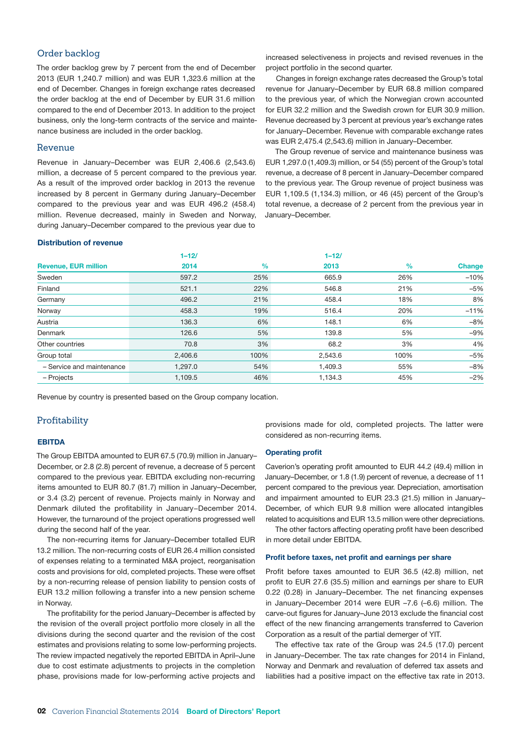## Order backlog

The order backlog grew by 7 percent from the end of December 2013 (EUR 1,240.7 million) and was EUR 1,323.6 million at the end of December. Changes in foreign exchange rates decreased the order backlog at the end of December by EUR 31.6 million compared to the end of December 2013. In addition to the project business, only the long-term contracts of the service and maintenance business are included in the order backlog.

## Revenue

Revenue in January–December was EUR 2,406.6 (2,543.6) million, a decrease of 5 percent compared to the previous year. As a result of the improved order backlog in 2013 the revenue increased by 8 percent in Germany during January–December compared to the previous year and was EUR 496.2 (458.4) million. Revenue decreased, mainly in Sweden and Norway, during January–December compared to the previous year due to increased selectiveness in projects and revised revenues in the project portfolio in the second quarter.

Changes in foreign exchange rates decreased the Group's total revenue for January–December by EUR 68.8 million compared to the previous year, of which the Norwegian crown accounted for EUR 32.2 million and the Swedish crown for EUR 30.9 million. Revenue decreased by 3 percent at previous year's exchange rates for January–December. Revenue with comparable exchange rates was EUR 2,475.4 (2,543.6) million in January–December.

The Group revenue of service and maintenance business was EUR 1,297.0 (1,409.3) million, or 54 (55) percent of the Group's total revenue, a decrease of 8 percent in January–December compared to the previous year. The Group revenue of project business was EUR 1,109.5 (1,134.3) million, or 46 (45) percent of the Group's total revenue, a decrease of 2 percent from the previous year in January–December.

### Distribution of revenue

| Revenue, EUR million | 1–12/ 2014 | % | 1–12/ 2013 | % | Change |
|---|---|---|---|---|---|
| Sweden | 597.2 | 25% | 665.9 | 26% | –10% |
| Finland | 521.1 | 22% | 546.8 | 21% | –5% |
| Germany | 496.2 | 21% | 458.4 | 18% | 8% |
| Norway | 458.3 | 19% | 516.4 | 20% | –11% |
| Austria | 136.3 | 6% | 148.1 | 6% | –8% |
| Denmark | 126.6 | 5% | 139.8 | 5% | –9% |
| Other countries | 70.8 | 3% | 68.2 | 3% | 4% |
| Group total | 2,406.6 | 100% | 2,543.6 | 100% | –5% |
| – Service and maintenance | 1,297.0 | 54% | 1,409.3 | 55% | –8% |
| – Projects | 1,109.5 | 46% | 1,134.3 | 45% | –2% |

Revenue by country is presented based on the Group company location.

## Profitability

### EBITDA

The Group EBITDA amounted to EUR 67.5 (70.9) million in January–December, or 2.8 (2.8) percent of revenue, a decrease of 5 percent compared to the previous year. EBITDA excluding non-recurring items amounted to EUR 80.7 (81.7) million in January–December, or 3.4 (3.2) percent of revenue. Projects mainly in Norway and Denmark diluted the profitability in January–December 2014. However, the turnaround of the project operations progressed well during the second half of the year.

The non-recurring items for January–December totalled EUR 13.2 million. The non-recurring costs of EUR 26.4 million consisted of expenses relating to a terminated M&A project, reorganisation costs and provisions for old, completed projects. These were offset by a non-recurring release of pension liability to pension costs of EUR 13.2 million following a transfer into a new pension scheme in Norway.

The profitability for the period January–December is affected by the revision of the overall project portfolio more closely in all the divisions during the second quarter and the revision of the cost estimates and provisions relating to some low-performing projects. The review impacted negatively the reported EBITDA in April–June due to cost estimate adjustments to projects in the completion phase, provisions made for low-performing active projects and provisions made for old, completed projects. The latter were considered as non-recurring items.

### Operating profit

Caverion's operating profit amounted to EUR 44.2 (49.4) million in January–December, or 1.8 (1.9) percent of revenue, a decrease of 11 percent compared to the previous year. Depreciation, amortisation and impairment amounted to EUR 23.3 (21.5) million in January–December, of which EUR 9.8 million were allocated intangibles related to acquisitions and EUR 13.5 million were other depreciations.

The other factors affecting operating profit have been described in more detail under EBITDA.

### Profit before taxes, net profit and earnings per share

Profit before taxes amounted to EUR 36.5 (42.8) million, net profit to EUR 27.6 (35.5) million and earnings per share to EUR 0.22 (0.28) in January–December. The net financing expenses in January–December 2014 were EUR –7.6 (–6.6) million. The carve-out figures for January–June 2013 exclude the financial cost effect of the new financing arrangements transferred to Caverion Corporation as a result of the partial demerger of YIT.

The effective tax rate of the Group was 24.5 (17.0) percent in January–December. The tax rate changes for 2014 in Finland, Norway and Denmark and revaluation of deferred tax assets and liabilities had a positive impact on the effective tax rate in 2013.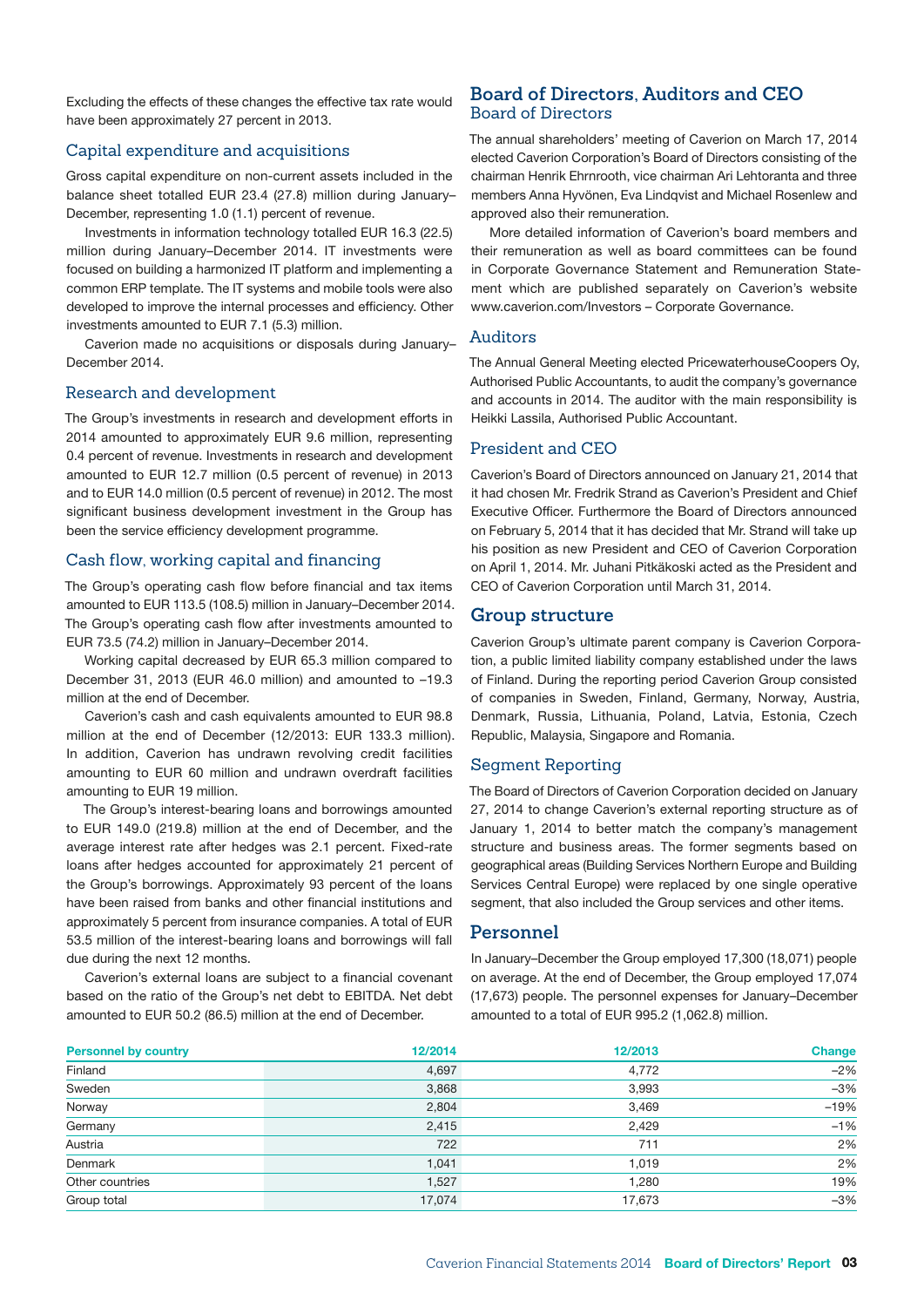Excluding the effects of these changes the effective tax rate would have been approximately 27 percent in 2013.

### Capital expenditure and acquisitions

Gross capital expenditure on non-current assets included in the balance sheet totalled EUR 23.4 (27.8) million during January–December, representing 1.0 (1.1) percent of revenue.

Investments in information technology totalled EUR 16.3 (22.5) million during January–December 2014. IT investments were focused on building a harmonized IT platform and implementing a common ERP template. The IT systems and mobile tools were also developed to improve the internal processes and efficiency. Other investments amounted to EUR 7.1 (5.3) million.

Caverion made no acquisitions or disposals during January–December 2014.

### Research and development

The Group's investments in research and development efforts in 2014 amounted to approximately EUR 9.6 million, representing 0.4 percent of revenue. Investments in research and development amounted to EUR 12.7 million (0.5 percent of revenue) in 2013 and to EUR 14.0 million (0.5 percent of revenue) in 2012. The most significant business development investment in the Group has been the service efficiency development programme.

### Cash flow, working capital and financing

The Group's operating cash flow before financial and tax items amounted to EUR 113.5 (108.5) million in January–December 2014. The Group's operating cash flow after investments amounted to EUR 73.5 (74.2) million in January–December 2014.

Working capital decreased by EUR 65.3 million compared to December 31, 2013 (EUR 46.0 million) and amounted to –19.3 million at the end of December.

Caverion's cash and cash equivalents amounted to EUR 98.8 million at the end of December (12/2013: EUR 133.3 million). In addition, Caverion has undrawn revolving credit facilities amounting to EUR 60 million and undrawn overdraft facilities amounting to EUR 19 million.

The Group's interest-bearing loans and borrowings amounted to EUR 149.0 (219.8) million at the end of December, and the average interest rate after hedges was 2.1 percent. Fixed-rate loans after hedges accounted for approximately 21 percent of the Group's borrowings. Approximately 93 percent of the loans have been raised from banks and other financial institutions and approximately 5 percent from insurance companies. A total of EUR 53.5 million of the interest-bearing loans and borrowings will fall due during the next 12 months.

Caverion's external loans are subject to a financial covenant based on the ratio of the Group's net debt to EBITDA. Net debt amounted to EUR 50.2 (86.5) million at the end of December.

## Board of Directors, Auditors and CEO

### Board of Directors

The annual shareholders' meeting of Caverion on March 17, 2014 elected Caverion Corporation's Board of Directors consisting of the chairman Henrik Ehrnrooth, vice chairman Ari Lehtoranta and three members Anna Hyvönen, Eva Lindqvist and Michael Rosenlew and approved also their remuneration.

More detailed information of Caverion's board members and their remuneration as well as board committees can be found in Corporate Governance Statement and Remuneration Statement which are published separately on Caverion's website www.caverion.com/Investors – Corporate Governance.

### Auditors

The Annual General Meeting elected PricewaterhouseCoopers Oy, Authorised Public Accountants, to audit the company's governance and accounts in 2014. The auditor with the main responsibility is Heikki Lassila, Authorised Public Accountant.

### President and CEO

Caverion's Board of Directors announced on January 21, 2014 that it had chosen Mr. Fredrik Strand as Caverion's President and Chief Executive Officer. Furthermore the Board of Directors announced on February 5, 2014 that it has decided that Mr. Strand will take up his position as new President and CEO of Caverion Corporation on April 1, 2014. Mr. Juhani Pitkäkoski acted as the President and CEO of Caverion Corporation until March 31, 2014.

## Group structure

Caverion Group's ultimate parent company is Caverion Corporation, a public limited liability company established under the laws of Finland. During the reporting period Caverion Group consisted of companies in Sweden, Finland, Germany, Norway, Austria, Denmark, Russia, Lithuania, Poland, Latvia, Estonia, Czech Republic, Malaysia, Singapore and Romania.

### Segment Reporting

The Board of Directors of Caverion Corporation decided on January 27, 2014 to change Caverion's external reporting structure as of January 1, 2014 to better match the company's management structure and business areas. The former segments based on geographical areas (Building Services Northern Europe and Building Services Central Europe) were replaced by one single operative segment, that also included the Group services and other items.

## Personnel

In January–December the Group employed 17,300 (18,071) people on average. At the end of December, the Group employed 17,074 (17,673) people. The personnel expenses for January–December amounted to a total of EUR 995.2 (1,062.8) million.

| Personnel by country | 12/2014 | 12/2013 | Change |
|---|---|---|---|
| Finland | 4,697 | 4,772 | –2% |
| Sweden | 3,868 | 3,993 | –3% |
| Norway | 2,804 | 3,469 | –19% |
| Germany | 2,415 | 2,429 | –1% |
| Austria | 722 | 711 | 2% |
| Denmark | 1,041 | 1,019 | 2% |
| Other countries | 1,527 | 1,280 | 19% |
| Group total | 17,074 | 17,673 | –3% |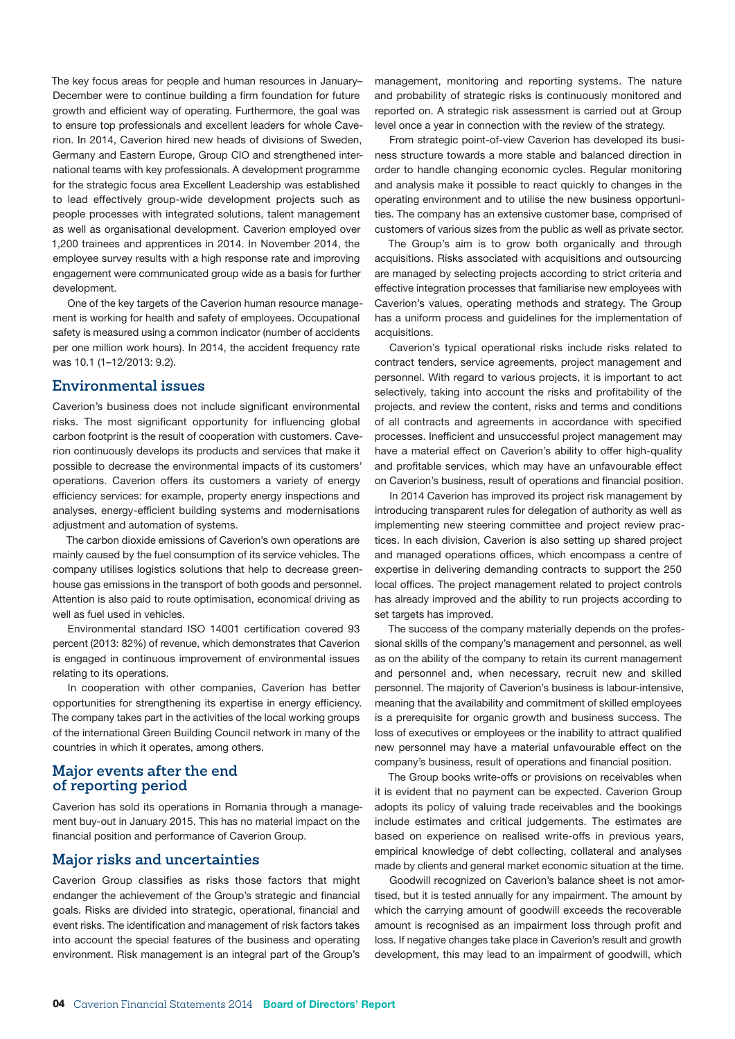The key focus areas for people and human resources in January–December were to continue building a firm foundation for future growth and efficient way of operating. Furthermore, the goal was to ensure top professionals and excellent leaders for whole Caverion. In 2014, Caverion hired new heads of divisions of Sweden, Germany and Eastern Europe, Group CIO and strengthened international teams with key professionals. A development programme for the strategic focus area Excellent Leadership was established to lead effectively group-wide development projects such as people processes with integrated solutions, talent management as well as organisational development. Caverion employed over 1,200 trainees and apprentices in 2014. In November 2014, the employee survey results with a high response rate and improving engagement were communicated group wide as a basis for further development.

One of the key targets of the Caverion human resource management is working for health and safety of employees. Occupational safety is measured using a common indicator (number of accidents per one million work hours). In 2014, the accident frequency rate was 10.1 (1–12/2013: 9.2).

## Environmental issues

Caverion's business does not include significant environmental risks. The most significant opportunity for influencing global carbon footprint is the result of cooperation with customers. Caverion continuously develops its products and services that make it possible to decrease the environmental impacts of its customers' operations. Caverion offers its customers a variety of energy efficiency services: for example, property energy inspections and analyses, energy-efficient building systems and modernisations adjustment and automation of systems.

The carbon dioxide emissions of Caverion's own operations are mainly caused by the fuel consumption of its service vehicles. The company utilises logistics solutions that help to decrease greenhouse gas emissions in the transport of both goods and personnel. Attention is also paid to route optimisation, economical driving as well as fuel used in vehicles.

Environmental standard ISO 14001 certification covered 93 percent (2013: 82%) of revenue, which demonstrates that Caverion is engaged in continuous improvement of environmental issues relating to its operations.

In cooperation with other companies, Caverion has better opportunities for strengthening its expertise in energy efficiency. The company takes part in the activities of the local working groups of the international Green Building Council network in many of the countries in which it operates, among others.

## Major events after the end of reporting period

Caverion has sold its operations in Romania through a management buy-out in January 2015. This has no material impact on the financial position and performance of Caverion Group.

## Major risks and uncertainties

Caverion Group classifies as risks those factors that might endanger the achievement of the Group's strategic and financial goals. Risks are divided into strategic, operational, financial and event risks. The identification and management of risk factors takes into account the special features of the business and operating environment. Risk management is an integral part of the Group's management, monitoring and reporting systems. The nature and probability of strategic risks is continuously monitored and reported on. A strategic risk assessment is carried out at Group level once a year in connection with the review of the strategy.

From strategic point-of-view Caverion has developed its business structure towards a more stable and balanced direction in order to handle changing economic cycles. Regular monitoring and analysis make it possible to react quickly to changes in the operating environment and to utilise the new business opportunities. The company has an extensive customer base, comprised of customers of various sizes from the public as well as private sector.

The Group's aim is to grow both organically and through acquisitions. Risks associated with acquisitions and outsourcing are managed by selecting projects according to strict criteria and effective integration processes that familiarise new employees with Caverion's values, operating methods and strategy. The Group has a uniform process and guidelines for the implementation of acquisitions.

Caverion's typical operational risks include risks related to contract tenders, service agreements, project management and personnel. With regard to various projects, it is important to act selectively, taking into account the risks and profitability of the projects, and review the content, risks and terms and conditions of all contracts and agreements in accordance with specified processes. Inefficient and unsuccessful project management may have a material effect on Caverion's ability to offer high-quality and profitable services, which may have an unfavourable effect on Caverion's business, result of operations and financial position.

In 2014 Caverion has improved its project risk management by introducing transparent rules for delegation of authority as well as implementing new steering committee and project review practices. In each division, Caverion is also setting up shared project and managed operations offices, which encompass a centre of expertise in delivering demanding contracts to support the 250 local offices. The project management related to project controls has already improved and the ability to run projects according to set targets has improved.

The success of the company materially depends on the professional skills of the company's management and personnel, as well as on the ability of the company to retain its current management and personnel and, when necessary, recruit new and skilled personnel. The majority of Caverion's business is labour-intensive, meaning that the availability and commitment of skilled employees is a prerequisite for organic growth and business success. The loss of executives or employees or the inability to attract qualified new personnel may have a material unfavourable effect on the company's business, result of operations and financial position.

The Group books write-offs or provisions on receivables when it is evident that no payment can be expected. Caverion Group adopts its policy of valuing trade receivables and the bookings include estimates and critical judgements. The estimates are based on experience on realised write-offs in previous years, empirical knowledge of debt collecting, collateral and analyses made by clients and general market economic situation at the time.

Goodwill recognized on Caverion's balance sheet is not amortised, but it is tested annually for any impairment. The amount by which the carrying amount of goodwill exceeds the recoverable amount is recognised as an impairment loss through profit and loss. If negative changes take place in Caverion's result and growth development, this may lead to an impairment of goodwill, which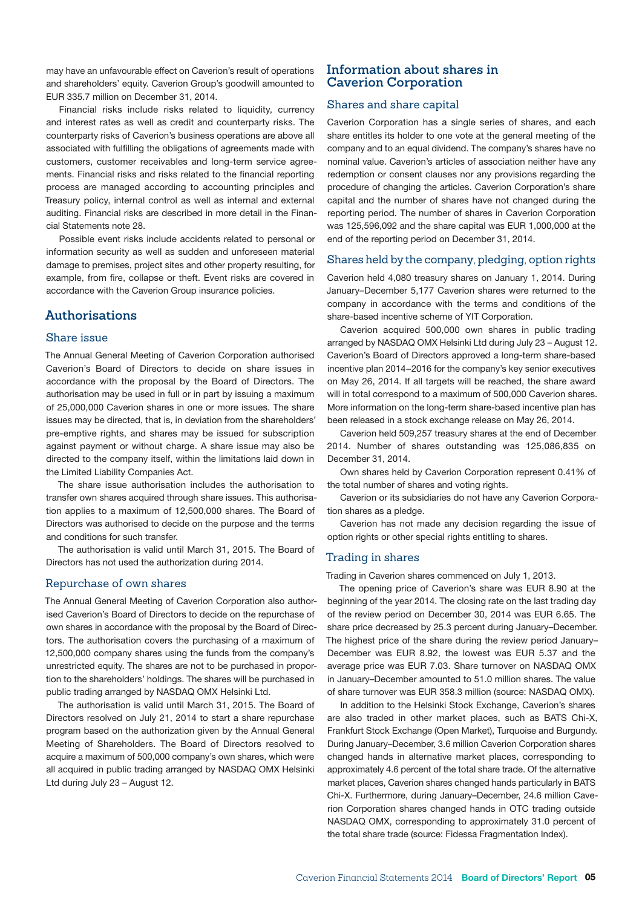may have an unfavourable effect on Caverion's result of operations and shareholders' equity. Caverion Group's goodwill amounted to EUR 335.7 million on December 31, 2014.

Financial risks include risks related to liquidity, currency and interest rates as well as credit and counterparty risks. The counterparty risks of Caverion's business operations are above all associated with fulfilling the obligations of agreements made with customers, customer receivables and long-term service agreements. Financial risks and risks related to the financial reporting process are managed according to accounting principles and Treasury policy, internal control as well as internal and external auditing. Financial risks are described in more detail in the Financial Statements note 28.

Possible event risks include accidents related to personal or information security as well as sudden and unforeseen material damage to premises, project sites and other property resulting, for example, from fire, collapse or theft. Event risks are covered in accordance with the Caverion Group insurance policies.

## Authorisations

### Share issue

The Annual General Meeting of Caverion Corporation authorised Caverion's Board of Directors to decide on share issues in accordance with the proposal by the Board of Directors. The authorisation may be used in full or in part by issuing a maximum of 25,000,000 Caverion shares in one or more issues. The share issues may be directed, that is, in deviation from the shareholders' pre-emptive rights, and shares may be issued for subscription against payment or without charge. A share issue may also be directed to the company itself, within the limitations laid down in the Limited Liability Companies Act.

The share issue authorisation includes the authorisation to transfer own shares acquired through share issues. This authorisation applies to a maximum of 12,500,000 shares. The Board of Directors was authorised to decide on the purpose and the terms and conditions for such transfer.

The authorisation is valid until March 31, 2015. The Board of Directors has not used the authorization during 2014.

### Repurchase of own shares

The Annual General Meeting of Caverion Corporation also authorised Caverion's Board of Directors to decide on the repurchase of own shares in accordance with the proposal by the Board of Directors. The authorisation covers the purchasing of a maximum of 12,500,000 company shares using the funds from the company's unrestricted equity. The shares are not to be purchased in proportion to the shareholders' holdings. The shares will be purchased in public trading arranged by NASDAQ OMX Helsinki Ltd.

The authorisation is valid until March 31, 2015. The Board of Directors resolved on July 21, 2014 to start a share repurchase program based on the authorization given by the Annual General Meeting of Shareholders. The Board of Directors resolved to acquire a maximum of 500,000 company's own shares, which were all acquired in public trading arranged by NASDAQ OMX Helsinki Ltd during July 23 – August 12.

## Information about shares in Caverion Corporation

### Shares and share capital

Caverion Corporation has a single series of shares, and each share entitles its holder to one vote at the general meeting of the company and to an equal dividend. The company's shares have no nominal value. Caverion's articles of association neither have any redemption or consent clauses nor any provisions regarding the procedure of changing the articles. Caverion Corporation's share capital and the number of shares have not changed during the reporting period. The number of shares in Caverion Corporation was 125,596,092 and the share capital was EUR 1,000,000 at the end of the reporting period on December 31, 2014.

### Shares held by the company, pledging, option rights

Caverion held 4,080 treasury shares on January 1, 2014. During January–December 5,177 Caverion shares were returned to the company in accordance with the terms and conditions of the share-based incentive scheme of YIT Corporation.

Caverion acquired 500,000 own shares in public trading arranged by NASDAQ OMX Helsinki Ltd during July 23 – August 12. Caverion's Board of Directors approved a long-term share-based incentive plan 2014–2016 for the company's key senior executives on May 26, 2014. If all targets will be reached, the share award will in total correspond to a maximum of 500,000 Caverion shares. More information on the long-term share-based incentive plan has been released in a stock exchange release on May 26, 2014.

Caverion held 509,257 treasury shares at the end of December 2014. Number of shares outstanding was 125,086,835 on December 31, 2014.

Own shares held by Caverion Corporation represent 0.41% of the total number of shares and voting rights.

Caverion or its subsidiaries do not have any Caverion Corporation shares as a pledge.

Caverion has not made any decision regarding the issue of option rights or other special rights entitling to shares.

### Trading in shares

Trading in Caverion shares commenced on July 1, 2013.

The opening price of Caverion's share was EUR 8.90 at the beginning of the year 2014. The closing rate on the last trading day of the review period on December 30, 2014 was EUR 6.65. The share price decreased by 25.3 percent during January–December. The highest price of the share during the review period January–December was EUR 8.92, the lowest was EUR 5.37 and the average price was EUR 7.03. Share turnover on NASDAQ OMX in January–December amounted to 51.0 million shares. The value of share turnover was EUR 358.3 million (source: NASDAQ OMX).

In addition to the Helsinki Stock Exchange, Caverion's shares are also traded in other market places, such as BATS Chi-X, Frankfurt Stock Exchange (Open Market), Turquoise and Burgundy. During January–December, 3.6 million Caverion Corporation shares changed hands in alternative market places, corresponding to approximately 4.6 percent of the total share trade. Of the alternative market places, Caverion shares changed hands particularly in BATS Chi-X. Furthermore, during January–December, 24.6 million Caverion Corporation shares changed hands in OTC trading outside NASDAQ OMX, corresponding to approximately 31.0 percent of the total share trade (source: Fidessa Fragmentation Index).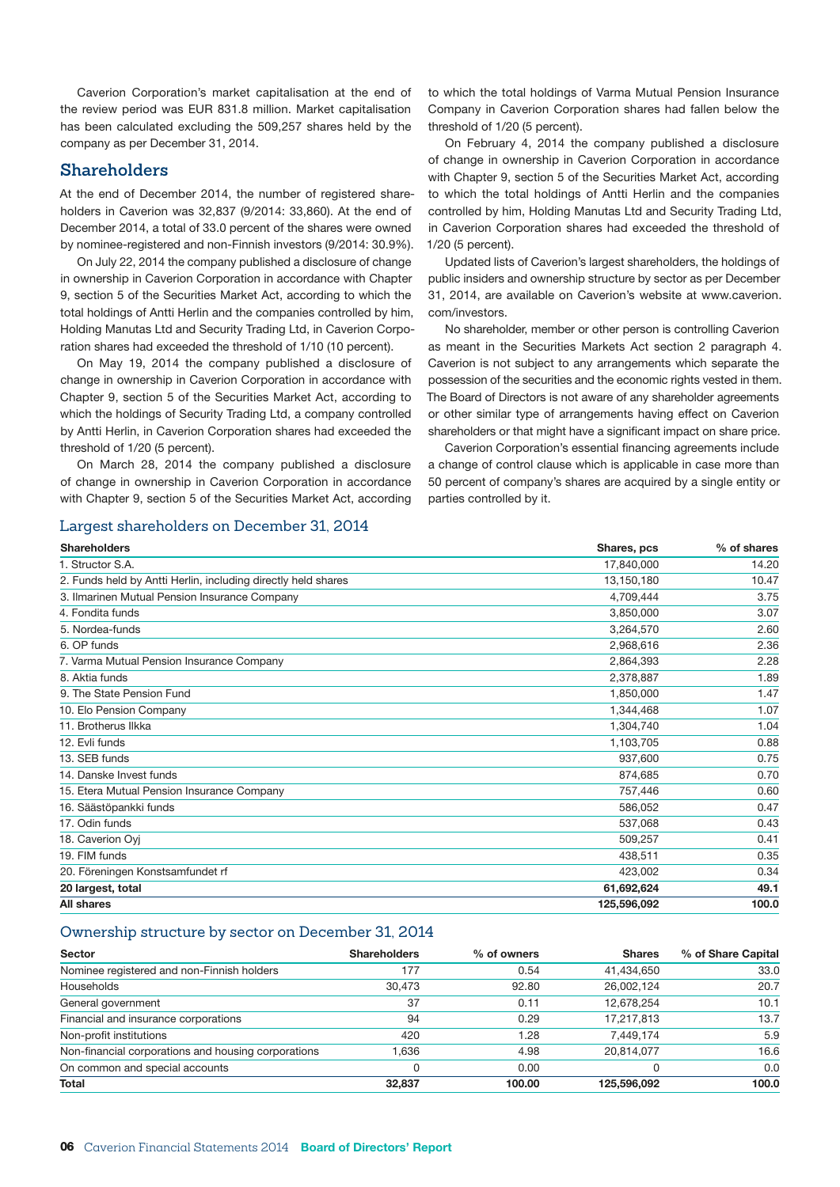Caverion Corporation's market capitalisation at the end of the review period was EUR 831.8 million. Market capitalisation has been calculated excluding the 509,257 shares held by the company as per December 31, 2014.

## Shareholders

At the end of December 2014, the number of registered shareholders in Caverion was 32,837 (9/2014: 33,860). At the end of December 2014, a total of 33.0 percent of the shares were owned by nominee-registered and non-Finnish investors (9/2014: 30.9%).

On July 22, 2014 the company published a disclosure of change in ownership in Caverion Corporation in accordance with Chapter 9, section 5 of the Securities Market Act, according to which the total holdings of Antti Herlin and the companies controlled by him, Holding Manutas Ltd and Security Trading Ltd, in Caverion Corporation shares had exceeded the threshold of 1/10 (10 percent).

On May 19, 2014 the company published a disclosure of change in ownership in Caverion Corporation in accordance with Chapter 9, section 5 of the Securities Market Act, according to which the holdings of Security Trading Ltd, a company controlled by Antti Herlin, in Caverion Corporation shares had exceeded the threshold of 1/20 (5 percent).

On March 28, 2014 the company published a disclosure of change in ownership in Caverion Corporation in accordance with Chapter 9, section 5 of the Securities Market Act, according to which the total holdings of Varma Mutual Pension Insurance Company in Caverion Corporation shares had fallen below the threshold of 1/20 (5 percent).

On February 4, 2014 the company published a disclosure of change in ownership in Caverion Corporation in accordance with Chapter 9, section 5 of the Securities Market Act, according to which the total holdings of Antti Herlin and the companies controlled by him, Holding Manutas Ltd and Security Trading Ltd, in Caverion Corporation shares had exceeded the threshold of 1/20 (5 percent).

Updated lists of Caverion's largest shareholders, the holdings of public insiders and ownership structure by sector as per December 31, 2014, are available on Caverion's website at www.caverion.com/investors.

No shareholder, member or other person is controlling Caverion as meant in the Securities Markets Act section 2 paragraph 4. Caverion is not subject to any arrangements which separate the possession of the securities and the economic rights vested in them. The Board of Directors is not aware of any shareholder agreements or other similar type of arrangements having effect on Caverion shareholders or that might have a significant impact on share price.

Caverion Corporation's essential financing agreements include a change of control clause which is applicable in case more than 50 percent of company's shares are acquired by a single entity or parties controlled by it.

### Largest shareholders on December 31, 2014

| Shareholders | Shares, pcs | % of shares |
|---|---|---|
| 1. Structor S.A. | 17,840,000 | 14.20 |
| 2. Funds held by Antti Herlin, including directly held shares | 13,150,180 | 10.47 |
| 3. Ilmarinen Mutual Pension Insurance Company | 4,709,444 | 3.75 |
| 4. Fondita funds | 3,850,000 | 3.07 |
| 5. Nordea-funds | 3,264,570 | 2.60 |
| 6. OP funds | 2,968,616 | 2.36 |
| 7. Varma Mutual Pension Insurance Company | 2,864,393 | 2.28 |
| 8. Aktia funds | 2,378,887 | 1.89 |
| 9. The State Pension Fund | 1,850,000 | 1.47 |
| 10. Elo Pension Company | 1,344,468 | 1.07 |
| 11. Brotherus Ilkka | 1,304,740 | 1.04 |
| 12. Evli funds | 1,103,705 | 0.88 |
| 13. SEB funds | 937,600 | 0.75 |
| 14. Danske Invest funds | 874,685 | 0.70 |
| 15. Etera Mutual Pension Insurance Company | 757,446 | 0.60 |
| 16. Säästöpankki funds | 586,052 | 0.47 |
| 17. Odin funds | 537,068 | 0.43 |
| 18. Caverion Oyj | 509,257 | 0.41 |
| 19. FIM funds | 438,511 | 0.35 |
| 20. Föreningen Konstsamfundet rf | 423,002 | 0.34 |
| **20 largest, total** | **61,692,624** | **49.1** |
| **All shares** | **125,596,092** | **100.0** |

### Ownership structure by sector on December 31, 2014

| Sector | Shareholders | % of owners | Shares | % of Share Capital |
|---|---|---|---|---|
| Nominee registered and non-Finnish holders | 177 | 0.54 | 41,434,650 | 33.0 |
| Households | 30,473 | 92.80 | 26,002,124 | 20.7 |
| General government | 37 | 0.11 | 12,678,254 | 10.1 |
| Financial and insurance corporations | 94 | 0.29 | 17,217,813 | 13.7 |
| Non-profit institutions | 420 | 1.28 | 7,449,174 | 5.9 |
| Non-financial corporations and housing corporations | 1,636 | 4.98 | 20,814,077 | 16.6 |
| On common and special accounts | 0 | 0.00 | 0 | 0.0 |
| **Total** | **32,837** | **100.00** | **125,596,092** | **100.0** |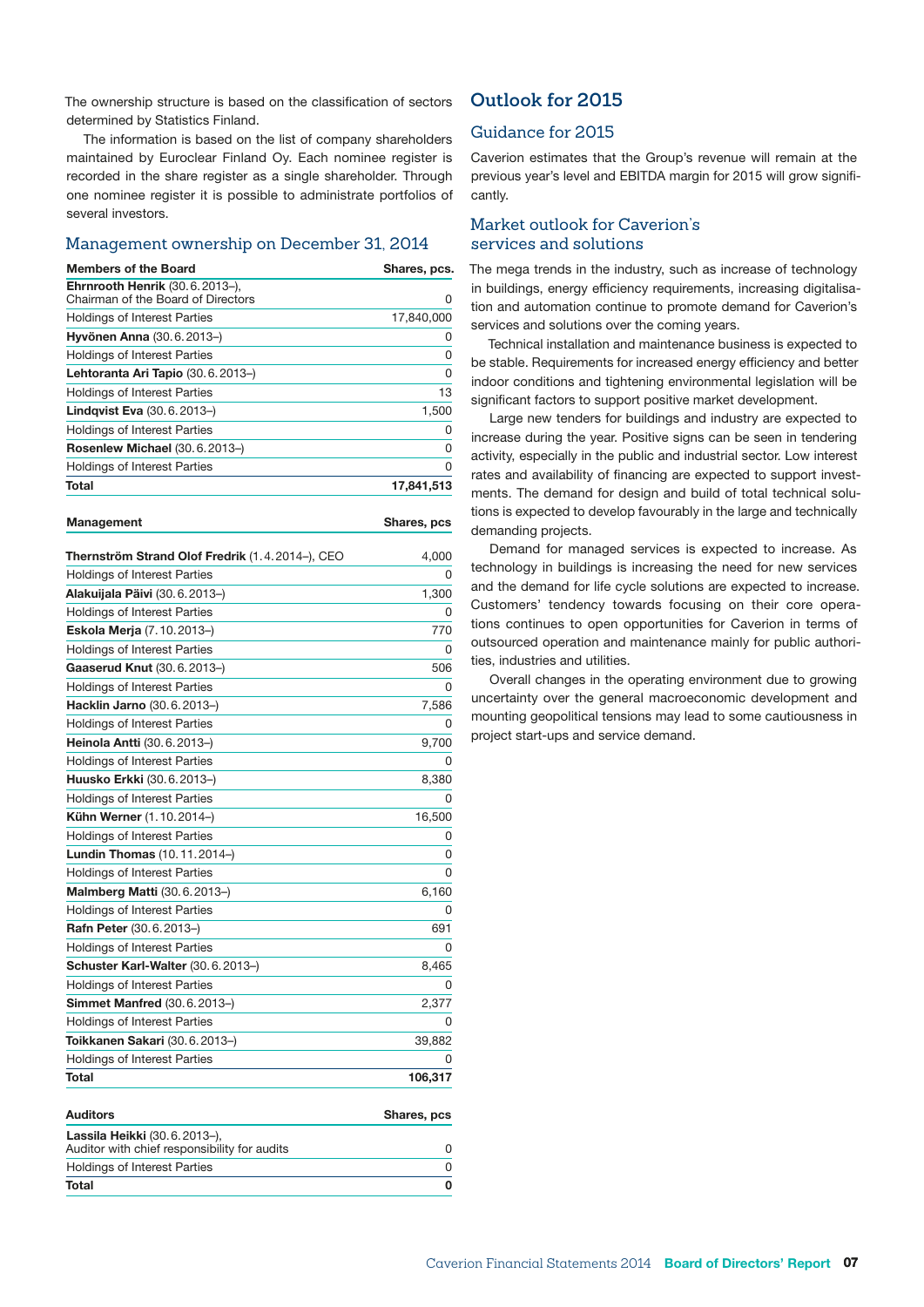The ownership structure is based on the classification of sectors determined by Statistics Finland.

The information is based on the list of company shareholders maintained by Euroclear Finland Oy. Each nominee register is recorded in the share register as a single shareholder. Through one nominee register it is possible to administrate portfolios of several investors.

## Management ownership on December 31, 2014

| Members of the Board | Shares, pcs. |
|---|---|
| **Ehrnrooth Henrik** (30.6.2013–), Chairman of the Board of Directors | 0 |
| Holdings of Interest Parties | 17,840,000 |
| **Hyvönen Anna** (30.6.2013–) | 0 |
| Holdings of Interest Parties | 0 |
| **Lehtoranta Ari Tapio** (30.6.2013–) | 0 |
| Holdings of Interest Parties | 13 |
| **Lindqvist Eva** (30.6.2013–) | 1,500 |
| Holdings of Interest Parties | 0 |
| **Rosenlew Michael** (30.6.2013–) | 0 |
| Holdings of Interest Parties | 0 |
| **Total** | **17,841,513** |

| Management | Shares, pcs |
|---|---|
| **Thernström Strand Olof Fredrik** (1.4.2014–), CEO | 4,000 |
| Holdings of Interest Parties | 0 |
| **Alakuijala Päivi** (30.6.2013–) | 1,300 |
| Holdings of Interest Parties | 0 |
| **Eskola Merja** (7.10.2013–) | 770 |
| Holdings of Interest Parties | 0 |
| **Gaaserud Knut** (30.6.2013–) | 506 |
| Holdings of Interest Parties | 0 |
| **Hacklin Jarno** (30.6.2013–) | 7,586 |
| Holdings of Interest Parties | 0 |
| **Heinola Antti** (30.6.2013–) | 9,700 |
| Holdings of Interest Parties | 0 |
| **Huusko Erkki** (30.6.2013–) | 8,380 |
| Holdings of Interest Parties | 0 |
| **Kühn Werner** (1.10.2014–) | 16,500 |
| Holdings of Interest Parties | 0 |
| **Lundin Thomas** (10.11.2014–) | 0 |
| Holdings of Interest Parties | 0 |
| **Malmberg Matti** (30.6.2013–) | 6,160 |
| Holdings of Interest Parties | 0 |
| **Rafn Peter** (30.6.2013–) | 691 |
| Holdings of Interest Parties | 0 |
| **Schuster Karl-Walter** (30.6.2013–) | 8,465 |
| Holdings of Interest Parties | 0 |
| **Simmet Manfred** (30.6.2013–) | 2,377 |
| Holdings of Interest Parties | 0 |
| **Toikkanen Sakari** (30.6.2013–) | 39,882 |
| Holdings of Interest Parties | 0 |
| **Total** | **106,317** |

| Auditors | Shares, pcs |
|---|---|
| **Lassila Heikki** (30.6.2013–), Auditor with chief responsibility for audits | 0 |
| Holdings of Interest Parties | 0 |
| **Total** | **0** |

# Outlook for 2015

## Guidance for 2015

Caverion estimates that the Group's revenue will remain at the previous year's level and EBITDA margin for 2015 will grow significantly.

## Market outlook for Caverion's services and solutions

The mega trends in the industry, such as increase of technology in buildings, energy efficiency requirements, increasing digitalisation and automation continue to promote demand for Caverion's services and solutions over the coming years.

Technical installation and maintenance business is expected to be stable. Requirements for increased energy efficiency and better indoor conditions and tightening environmental legislation will be significant factors to support positive market development.

Large new tenders for buildings and industry are expected to increase during the year. Positive signs can be seen in tendering activity, especially in the public and industrial sector. Low interest rates and availability of financing are expected to support investments. The demand for design and build of total technical solutions is expected to develop favourably in the large and technically demanding projects.

Demand for managed services is expected to increase. As technology in buildings is increasing the need for new services and the demand for life cycle solutions are expected to increase. Customers' tendency towards focusing on their core operations continues to open opportunities for Caverion in terms of outsourced operation and maintenance mainly for public authorities, industries and utilities.

Overall changes in the operating environment due to growing uncertainty over the general macroeconomic development and mounting geopolitical tensions may lead to some cautiousness in project start-ups and service demand.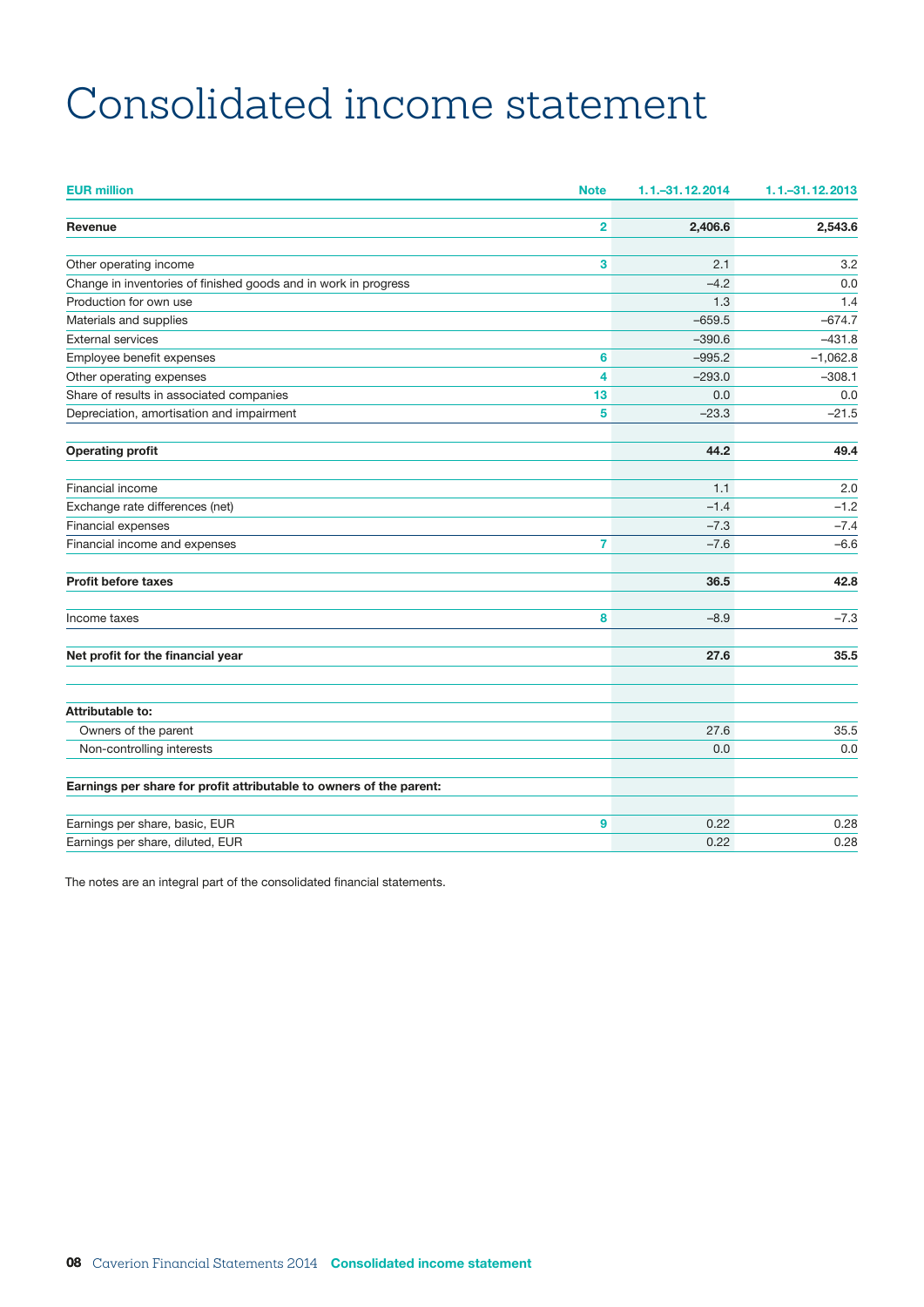# Consolidated income statement

| EUR million | Note | 1.1.–31.12.2014 | 1.1.–31.12.2013 |
|---|---|---|---|
| **Revenue** | 2 | **2,406.6** | **2,543.6** |
| Other operating income | 3 | 2.1 | 3.2 |
| Change in inventories of finished goods and in work in progress | | –4.2 | 0.0 |
| Production for own use | | 1.3 | 1.4 |
| Materials and supplies | | –659.5 | –674.7 |
| External services | | –390.6 | –431.8 |
| Employee benefit expenses | 6 | –995.2 | –1,062.8 |
| Other operating expenses | 4 | –293.0 | –308.1 |
| Share of results in associated companies | 13 | 0.0 | 0.0 |
| Depreciation, amortisation and impairment | 5 | –23.3 | –21.5 |
| **Operating profit** | | **44.2** | **49.4** |
| Financial income | | 1.1 | 2.0 |
| Exchange rate differences (net) | | –1.4 | –1.2 |
| Financial expenses | | –7.3 | –7.4 |
| Financial income and expenses | 7 | –7.6 | –6.6 |
| **Profit before taxes** | | **36.5** | **42.8** |
| Income taxes | 8 | –8.9 | –7.3 |
| **Net profit for the financial year** | | **27.6** | **35.5** |
| **Attributable to:** | | | |
| Owners of the parent | | 27.6 | 35.5 |
| Non-controlling interests | | 0.0 | 0.0 |
| **Earnings per share for profit attributable to owners of the parent:** | | | |
| Earnings per share, basic, EUR | 9 | 0.22 | 0.28 |
| Earnings per share, diluted, EUR | | 0.22 | 0.28 |

The notes are an integral part of the consolidated financial statements.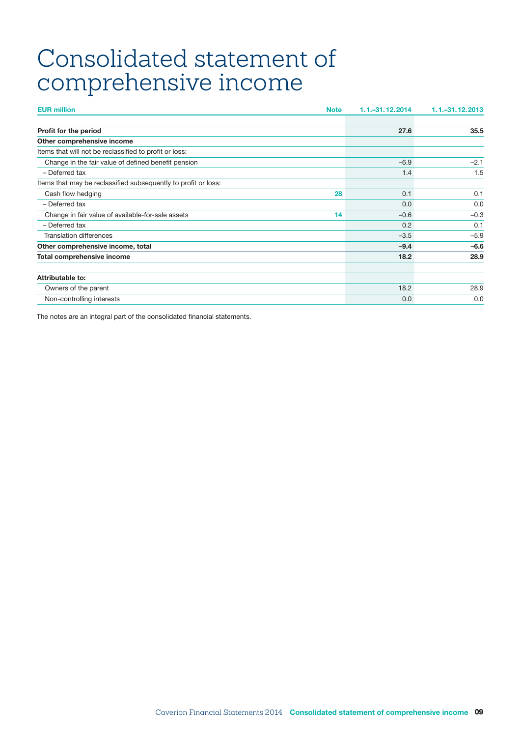# Consolidated statement of comprehensive income

| EUR million | Note | 1.1.–31.12.2014 | 1.1.–31.12.2013 |
|---|---|---|---|
| **Profit for the period** | | **27.6** | **35.5** |
| **Other comprehensive income** | | | |
| Items that will not be reclassified to profit or loss: | | | |
| Change in the fair value of defined benefit pension | | –6.9 | –2.1 |
| – Deferred tax | | 1.4 | 1.5 |
| Items that may be reclassified subsequently to profit or loss: | | | |
| Cash flow hedging | 28 | 0.1 | 0.1 |
| – Deferred tax | | 0.0 | 0.0 |
| Change in fair value of available-for-sale assets | 14 | –0.6 | –0.3 |
| – Deferred tax | | 0.2 | 0.1 |
| Translation differences | | –3.5 | –5.9 |
| **Other comprehensive income, total** | | **–9.4** | **–6.6** |
| **Total comprehensive income** | | **18.2** | **28.9** |
| | | | |
| **Attributable to:** | | | |
| Owners of the parent | | 18.2 | 28.9 |
| Non-controlling interests | | 0.0 | 0.0 |

The notes are an integral part of the consolidated financial statements.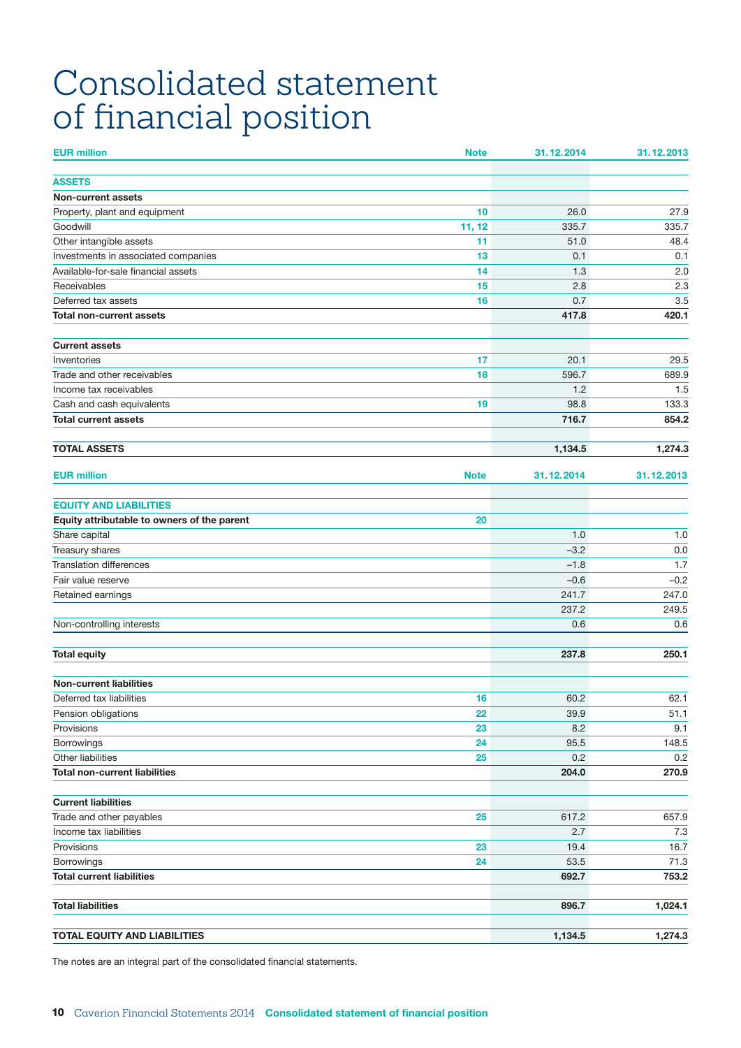# Consolidated statement of financial position

| EUR million | Note | 31.12.2014 | 31.12.2013 |
|---|---|---|---|
| **ASSETS** | | | |
| **Non-current assets** | | | |
| Property, plant and equipment | 10 | 26.0 | 27.9 |
| Goodwill | 11, 12 | 335.7 | 335.7 |
| Other intangible assets | 11 | 51.0 | 48.4 |
| Investments in associated companies | 13 | 0.1 | 0.1 |
| Available-for-sale financial assets | 14 | 1.3 | 2.0 |
| Receivables | 15 | 2.8 | 2.3 |
| Deferred tax assets | 16 | 0.7 | 3.5 |
| **Total non-current assets** | | **417.8** | **420.1** |
| | | | |
| **Current assets** | | | |
| Inventories | 17 | 20.1 | 29.5 |
| Trade and other receivables | 18 | 596.7 | 689.9 |
| Income tax receivables | | 1.2 | 1.5 |
| Cash and cash equivalents | 19 | 98.8 | 133.3 |
| **Total current assets** | | **716.7** | **854.2** |
| | | | |
| **TOTAL ASSETS** | | **1,134.5** | **1,274.3** |

| EUR million | Note | 31.12.2014 | 31.12.2013 |
|---|---|---|---|
| **EQUITY AND LIABILITIES** | | | |
| **Equity attributable to owners of the parent** | 20 | | |
| Share capital | | 1.0 | 1.0 |
| Treasury shares | | −3.2 | 0.0 |
| Translation differences | | −1.8 | 1.7 |
| Fair value reserve | | −0.6 | −0.2 |
| Retained earnings | | 241.7 | 247.0 |
| | | 237.2 | 249.5 |
| Non-controlling interests | | 0.6 | 0.6 |
| | | | |
| **Total equity** | | **237.8** | **250.1** |
| | | | |
| **Non-current liabilities** | | | |
| Deferred tax liabilities | 16 | 60.2 | 62.1 |
| Pension obligations | 22 | 39.9 | 51.1 |
| Provisions | 23 | 8.2 | 9.1 |
| Borrowings | 24 | 95.5 | 148.5 |
| Other liabilities | 25 | 0.2 | 0.2 |
| **Total non-current liabilities** | | **204.0** | **270.9** |
| | | | |
| **Current liabilities** | | | |
| Trade and other payables | 25 | 617.2 | 657.9 |
| Income tax liabilities | | 2.7 | 7.3 |
| Provisions | 23 | 19.4 | 16.7 |
| Borrowings | 24 | 53.5 | 71.3 |
| **Total current liabilities** | | **692.7** | **753.2** |
| | | | |
| **Total liabilities** | | **896.7** | **1,024.1** |
| | | | |
| **TOTAL EQUITY AND LIABILITIES** | | **1,134.5** | **1,274.3** |

The notes are an integral part of the consolidated financial statements.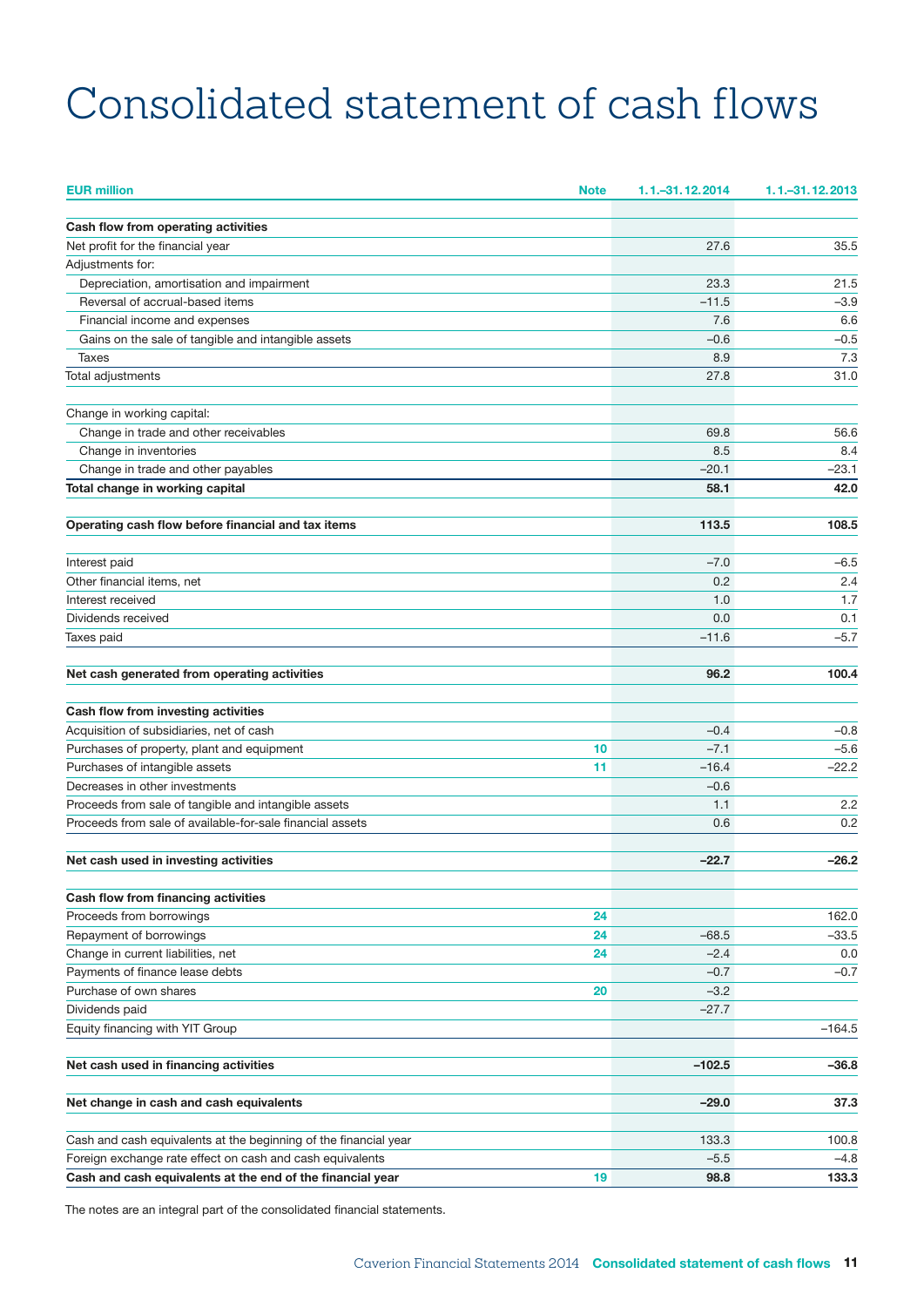# Consolidated statement of cash flows

| EUR million | Note | 1.1.–31.12.2014 | 1.1.–31.12.2013 |
|---|---|---|---|
| **Cash flow from operating activities** | | | |
| Net profit for the financial year | | 27.6 | 35.5 |
| Adjustments for: | | | |
| Depreciation, amortisation and impairment | | 23.3 | 21.5 |
| Reversal of accrual-based items | | –11.5 | –3.9 |
| Financial income and expenses | | 7.6 | 6.6 |
| Gains on the sale of tangible and intangible assets | | –0.6 | –0.5 |
| Taxes | | 8.9 | 7.3 |
| Total adjustments | | 27.8 | 31.0 |
| | | | |
| Change in working capital: | | | |
| Change in trade and other receivables | | 69.8 | 56.6 |
| Change in inventories | | 8.5 | 8.4 |
| Change in trade and other payables | | –20.1 | –23.1 |
| **Total change in working capital** | | **58.1** | **42.0** |
| | | | |
| **Operating cash flow before financial and tax items** | | **113.5** | **108.5** |
| | | | |
| Interest paid | | –7.0 | –6.5 |
| Other financial items, net | | 0.2 | 2.4 |
| Interest received | | 1.0 | 1.7 |
| Dividends received | | 0.0 | 0.1 |
| Taxes paid | | –11.6 | –5.7 |
| | | | |
| **Net cash generated from operating activities** | | **96.2** | **100.4** |
| | | | |
| **Cash flow from investing activities** | | | |
| Acquisition of subsidiaries, net of cash | | –0.4 | –0.8 |
| Purchases of property, plant and equipment | 10 | –7.1 | –5.6 |
| Purchases of intangible assets | 11 | –16.4 | –22.2 |
| Decreases in other investments | | –0.6 | |
| Proceeds from sale of tangible and intangible assets | | 1.1 | 2.2 |
| Proceeds from sale of available-for-sale financial assets | | 0.6 | 0.2 |
| | | | |
| **Net cash used in investing activities** | | **–22.7** | **–26.2** |
| | | | |
| **Cash flow from financing activities** | | | |
| Proceeds from borrowings | 24 | | 162.0 |
| Repayment of borrowings | 24 | –68.5 | –33.5 |
| Change in current liabilities, net | 24 | –2.4 | 0.0 |
| Payments of finance lease debts | | –0.7 | –0.7 |
| Purchase of own shares | 20 | –3.2 | |
| Dividends paid | | –27.7 | |
| Equity financing with YIT Group | | | –164.5 |
| | | | |
| **Net cash used in financing activities** | | **–102.5** | **–36.8** |
| | | | |
| **Net change in cash and cash equivalents** | | **–29.0** | **37.3** |
| | | | |
| Cash and cash equivalents at the beginning of the financial year | | 133.3 | 100.8 |
| Foreign exchange rate effect on cash and cash equivalents | | –5.5 | –4.8 |
| **Cash and cash equivalents at the end of the financial year** | 19 | **98.8** | **133.3** |

The notes are an integral part of the consolidated financial statements.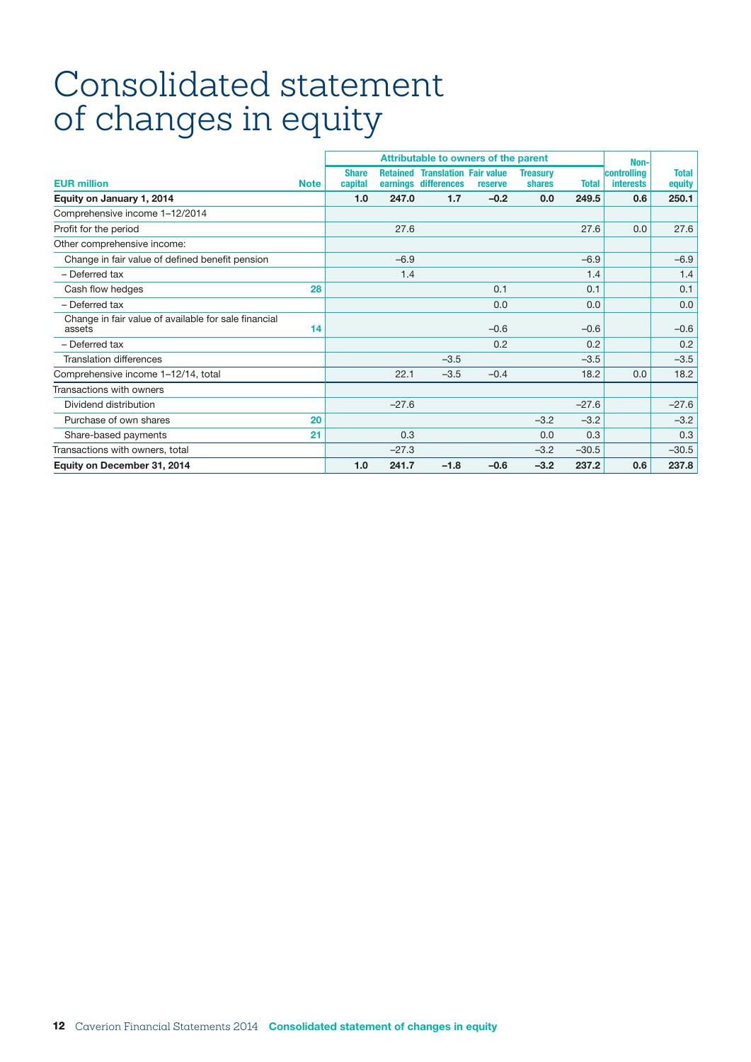# Consolidated statement of changes in equity

| EUR million | Note | Attributable to owners of the parent | | | | | | Non-controlling interests | Total equity |
|---|---|---|---|---|---|---|---|---|---|
| | | Share capital | Retained earnings | Translation differences | Fair value reserve | Treasury shares | Total | | |
| **Equity on January 1, 2014** | | **1.0** | **247.0** | **1.7** | **–0.2** | **0.0** | **249.5** | **0.6** | **250.1** |
| Comprehensive income 1–12/2014 | | | | | | | | | |
| Profit for the period | | | 27.6 | | | | 27.6 | 0.0 | 27.6 |
| Other comprehensive income: | | | | | | | | | |
| Change in fair value of defined benefit pension | | | –6.9 | | | | –6.9 | | –6.9 |
| – Deferred tax | | | 1.4 | | | | 1.4 | | 1.4 |
| Cash flow hedges | 28 | | | | 0.1 | | 0.1 | | 0.1 |
| – Deferred tax | | | | | 0.0 | | 0.0 | | 0.0 |
| Change in fair value of available for sale financial assets | 14 | | | | –0.6 | | –0.6 | | –0.6 |
| – Deferred tax | | | | | 0.2 | | 0.2 | | 0.2 |
| Translation differences | | | | –3.5 | | | –3.5 | | –3.5 |
| Comprehensive income 1–12/14, total | | | 22.1 | –3.5 | –0.4 | | 18.2 | 0.0 | 18.2 |
| Transactions with owners | | | | | | | | | |
| Dividend distribution | | | –27.6 | | | | –27.6 | | –27.6 |
| Purchase of own shares | 20 | | | | | –3.2 | –3.2 | | –3.2 |
| Share-based payments | 21 | | 0.3 | | | 0.0 | 0.3 | | 0.3 |
| Transactions with owners, total | | | –27.3 | | | –3.2 | –30.5 | | –30.5 |
| **Equity on December 31, 2014** | | **1.0** | **241.7** | **–1.8** | **–0.6** | **–3.2** | **237.2** | **0.6** | **237.8** |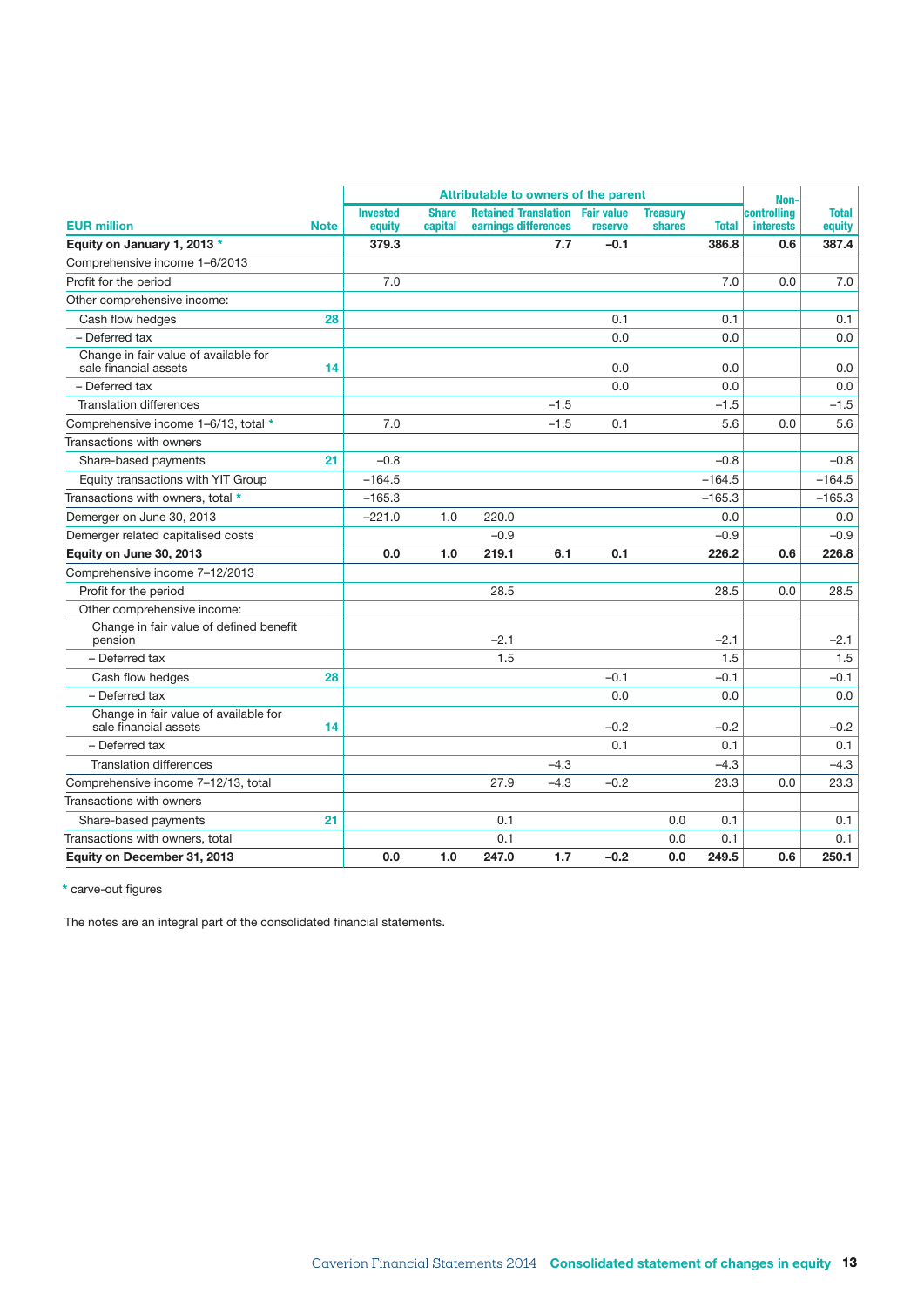| EUR million | Note | Attributable to owners of the parent | | | | | | | Non-controlling interests | Total equity |
|---|---|---|---|---|---|---|---|---|---|---|
| | | Invested equity | Share capital | Retained earnings | Translation differences | Fair value reserve | Treasury shares | Total | | |
| **Equity on January 1, 2013 *** | | **379.3** | | | **7.7** | **−0.1** | | **386.8** | **0.6** | **387.4** |
| Comprehensive income 1–6/2013 | | | | | | | | | | |
| Profit for the period | | 7.0 | | | | | | 7.0 | 0.0 | 7.0 |
| Other comprehensive income: | | | | | | | | | | |
| Cash flow hedges | 28 | | | | | 0.1 | | 0.1 | | 0.1 |
| – Deferred tax | | | | | | 0.0 | | 0.0 | | 0.0 |
| Change in fair value of available for sale financial assets | 14 | | | | | 0.0 | | 0.0 | | 0.0 |
| – Deferred tax | | | | | | 0.0 | | 0.0 | | 0.0 |
| Translation differences | | | | | −1.5 | | | −1.5 | | −1.5 |
| Comprehensive income 1–6/13, total * | | 7.0 | | | −1.5 | 0.1 | | 5.6 | 0.0 | 5.6 |
| Transactions with owners | | | | | | | | | | |
| Share-based payments | 21 | −0.8 | | | | | | −0.8 | | −0.8 |
| Equity transactions with YIT Group | | −164.5 | | | | | | −164.5 | | −164.5 |
| Transactions with owners, total * | | −165.3 | | | | | | −165.3 | | −165.3 |
| Demerger on June 30, 2013 | | −221.0 | 1.0 | 220.0 | | | | 0.0 | | 0.0 |
| Demerger related capitalised costs | | | | −0.9 | | | | −0.9 | | −0.9 |
| **Equity on June 30, 2013** | | **0.0** | **1.0** | **219.1** | **6.1** | **0.1** | | **226.2** | **0.6** | **226.8** |
| Comprehensive income 7–12/2013 | | | | | | | | | | |
| Profit for the period | | | | 28.5 | | | | 28.5 | 0.0 | 28.5 |
| Other comprehensive income: | | | | | | | | | | |
| Change in fair value of defined benefit pension | | | | −2.1 | | | | −2.1 | | −2.1 |
| – Deferred tax | | | | 1.5 | | | | 1.5 | | 1.5 |
| Cash flow hedges | 28 | | | | | −0.1 | | −0.1 | | −0.1 |
| – Deferred tax | | | | | | 0.0 | | 0.0 | | 0.0 |
| Change in fair value of available for sale financial assets | 14 | | | | | −0.2 | | −0.2 | | −0.2 |
| – Deferred tax | | | | | | 0.1 | | 0.1 | | 0.1 |
| Translation differences | | | | | −4.3 | | | −4.3 | | −4.3 |
| Comprehensive income 7–12/13, total | | | | 27.9 | −4.3 | −0.2 | | 23.3 | 0.0 | 23.3 |
| Transactions with owners | | | | | | | | | | |
| Share-based payments | 21 | | | 0.1 | | | 0.0 | 0.1 | | 0.1 |
| Transactions with owners, total | | | | 0.1 | | | 0.0 | 0.1 | | 0.1 |
| **Equity on December 31, 2013** | | **0.0** | **1.0** | **247.0** | **1.7** | **−0.2** | **0.0** | **249.5** | **0.6** | **250.1** |

* carve-out figures

The notes are an integral part of the consolidated financial statements.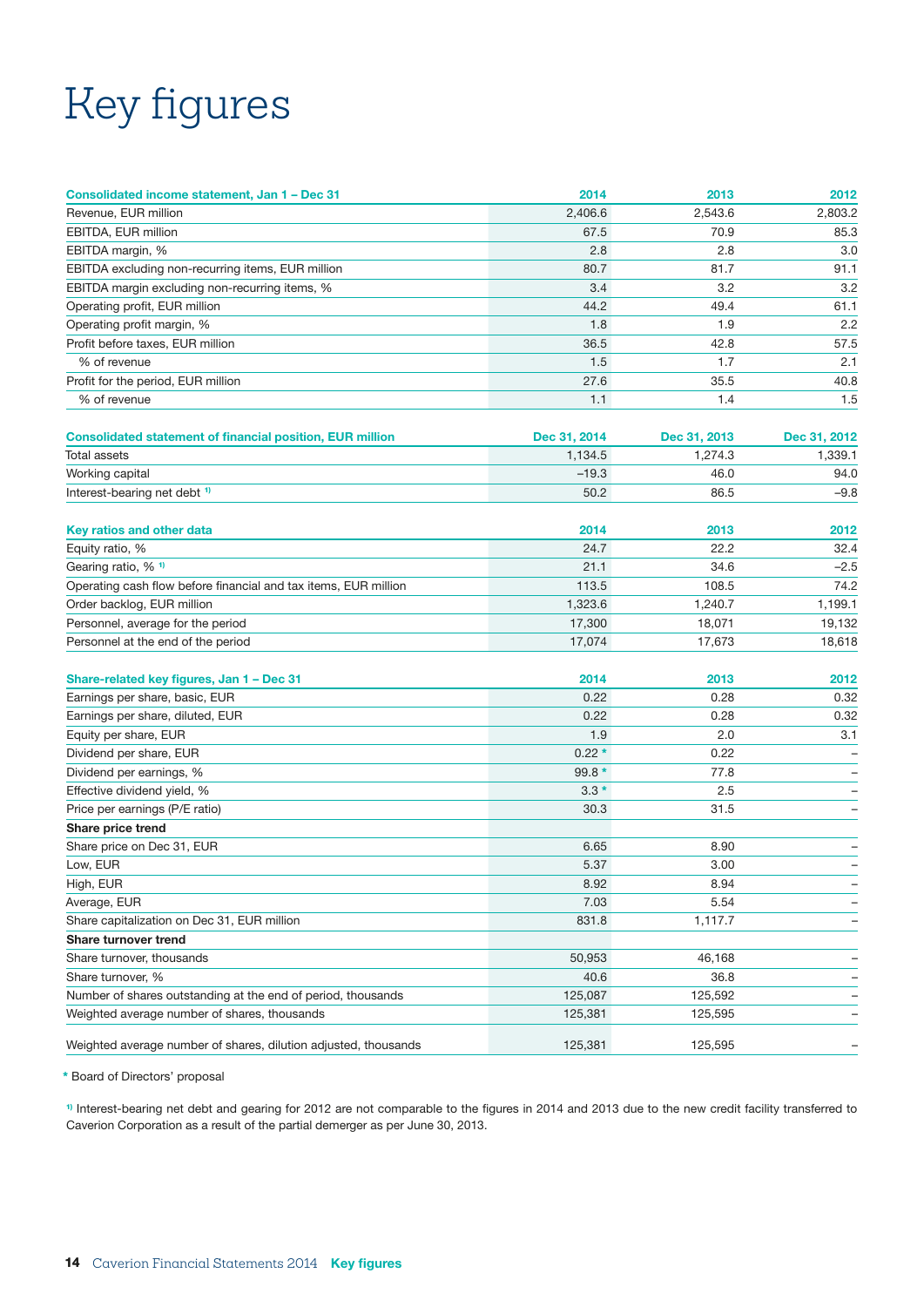# Key figures

| Consolidated income statement, Jan 1 – Dec 31 | 2014 | 2013 | 2012 |
|---|---|---|---|
| Revenue, EUR million | 2,406.6 | 2,543.6 | 2,803.2 |
| EBITDA, EUR million | 67.5 | 70.9 | 85.3 |
| EBITDA margin, % | 2.8 | 2.8 | 3.0 |
| EBITDA excluding non-recurring items, EUR million | 80.7 | 81.7 | 91.1 |
| EBITDA margin excluding non-recurring items, % | 3.4 | 3.2 | 3.2 |
| Operating profit, EUR million | 44.2 | 49.4 | 61.1 |
| Operating profit margin, % | 1.8 | 1.9 | 2.2 |
| Profit before taxes, EUR million | 36.5 | 42.8 | 57.5 |
| % of revenue | 1.5 | 1.7 | 2.1 |
| Profit for the period, EUR million | 27.6 | 35.5 | 40.8 |
| % of revenue | 1.1 | 1.4 | 1.5 |

| Consolidated statement of financial position, EUR million | Dec 31, 2014 | Dec 31, 2013 | Dec 31, 2012 |
|---|---|---|---|
| Total assets | 1,134.5 | 1,274.3 | 1,339.1 |
| Working capital | –19.3 | 46.0 | 94.0 |
| Interest-bearing net debt [1] | 50.2 | 86.5 | –9.8 |

| Key ratios and other data | 2014 | 2013 | 2012 |
|---|---|---|---|
| Equity ratio, % | 24.7 | 22.2 | 32.4 |
| Gearing ratio, % [1] | 21.1 | 34.6 | –2.5 |
| Operating cash flow before financial and tax items, EUR million | 113.5 | 108.5 | 74.2 |
| Order backlog, EUR million | 1,323.6 | 1,240.7 | 1,199.1 |
| Personnel, average for the period | 17,300 | 18,071 | 19,132 |
| Personnel at the end of the period | 17,074 | 17,673 | 18,618 |

| Share-related key figures, Jan 1 – Dec 31 | 2014 | 2013 | 2012 |
|---|---|---|---|
| Earnings per share, basic, EUR | 0.22 | 0.28 | 0.32 |
| Earnings per share, diluted, EUR | 0.22 | 0.28 | 0.32 |
| Equity per share, EUR | 1.9 | 2.0 | 3.1 |
| Dividend per share, EUR | 0.22 * | 0.22 | – |
| Dividend per earnings, % | 99.8 * | 77.8 | – |
| Effective dividend yield, % | 3.3 * | 2.5 | – |
| Price per earnings (P/E ratio) | 30.3 | 31.5 | – |
| **Share price trend** | | | |
| Share price on Dec 31, EUR | 6.65 | 8.90 | – |
| Low, EUR | 5.37 | 3.00 | – |
| High, EUR | 8.92 | 8.94 | – |
| Average, EUR | 7.03 | 5.54 | – |
| Share capitalization on Dec 31, EUR million | 831.8 | 1,117.7 | – |
| **Share turnover trend** | | | |
| Share turnover, thousands | 50,953 | 46,168 | – |
| Share turnover, % | 40.6 | 36.8 | – |
| Number of shares outstanding at the end of period, thousands | 125,087 | 125,592 | – |
| Weighted average number of shares, thousands | 125,381 | 125,595 | – |
| Weighted average number of shares, dilution adjusted, thousands | 125,381 | 125,595 | – |

\* Board of Directors' proposal

[1] Interest-bearing net debt and gearing for 2012 are not comparable to the figures in 2014 and 2013 due to the new credit facility transferred to Caverion Corporation as a result of the partial demerger as per June 30, 2013.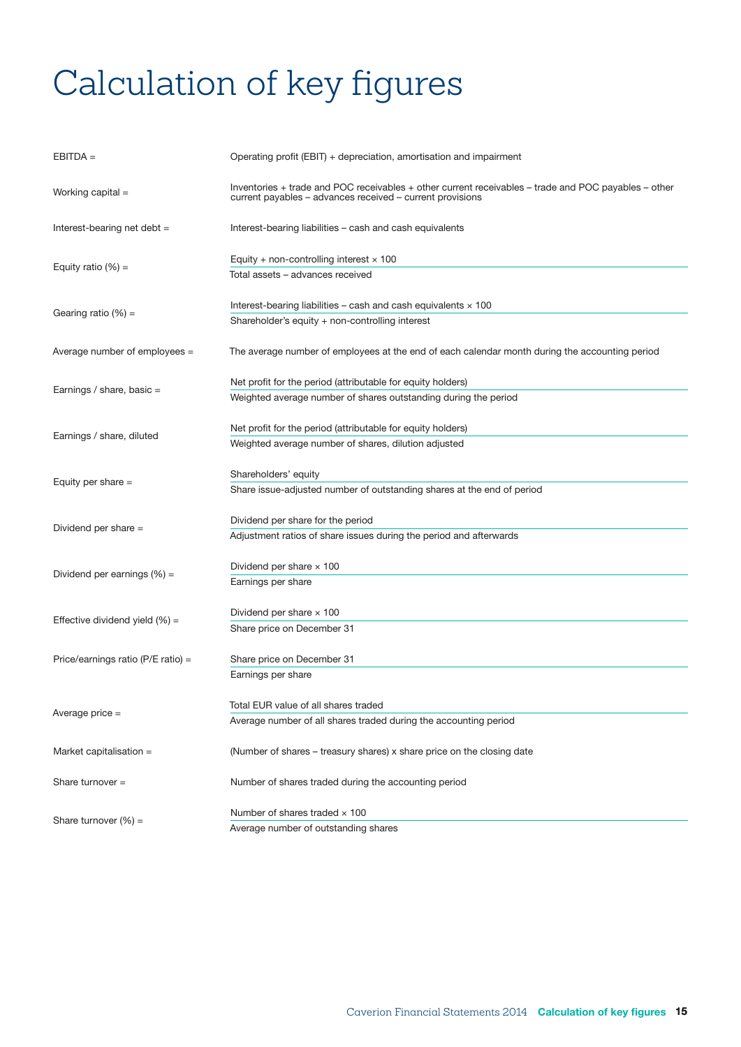# Calculation of key figures

| | |
|---|---|
| EBITDA = | Operating profit (EBIT) + depreciation, amortisation and impairment |
| Working capital = | Inventories + trade and POC receivables + other current receivables – trade and POC payables – other current payables – advances received – current provisions |
| Interest-bearing net debt = | Interest-bearing liabilities – cash and cash equivalents |
| Equity ratio (%) = | $\frac{\text{Equity + non-controlling interest} \times 100}{\text{Total assets – advances received}}$ |
| Gearing ratio (%) = | $\frac{\text{Interest-bearing liabilities – cash and cash equivalents} \times 100}{\text{Shareholder's equity + non-controlling interest}}$ |
| Average number of employees = | The average number of employees at the end of each calendar month during the accounting period |
| Earnings / share, basic = | $\frac{\text{Net profit for the period (attributable for equity holders)}}{\text{Weighted average number of shares outstanding during the period}}$ |
| Earnings / share, diluted | $\frac{\text{Net profit for the period (attributable for equity holders)}}{\text{Weighted average number of shares, dilution adjusted}}$ |
| Equity per share = | $\frac{\text{Shareholders' equity}}{\text{Share issue-adjusted number of outstanding shares at the end of period}}$ |
| Dividend per share = | $\frac{\text{Dividend per share for the period}}{\text{Adjustment ratios of share issues during the period and afterwards}}$ |
| Dividend per earnings (%) = | $\frac{\text{Dividend per share} \times 100}{\text{Earnings per share}}$ |
| Effective dividend yield (%) = | $\frac{\text{Dividend per share} \times 100}{\text{Share price on December 31}}$ |
| Price/earnings ratio (P/E ratio) = | $\frac{\text{Share price on December 31}}{\text{Earnings per share}}$ |
| Average price = | $\frac{\text{Total EUR value of all shares traded}}{\text{Average number of all shares traded during the accounting period}}$ |
| Market capitalisation = | (Number of shares – treasury shares) x share price on the closing date |
| Share turnover = | Number of shares traded during the accounting period |
| Share turnover (%) = | $\frac{\text{Number of shares traded} \times 100}{\text{Average number of outstanding shares}}$ |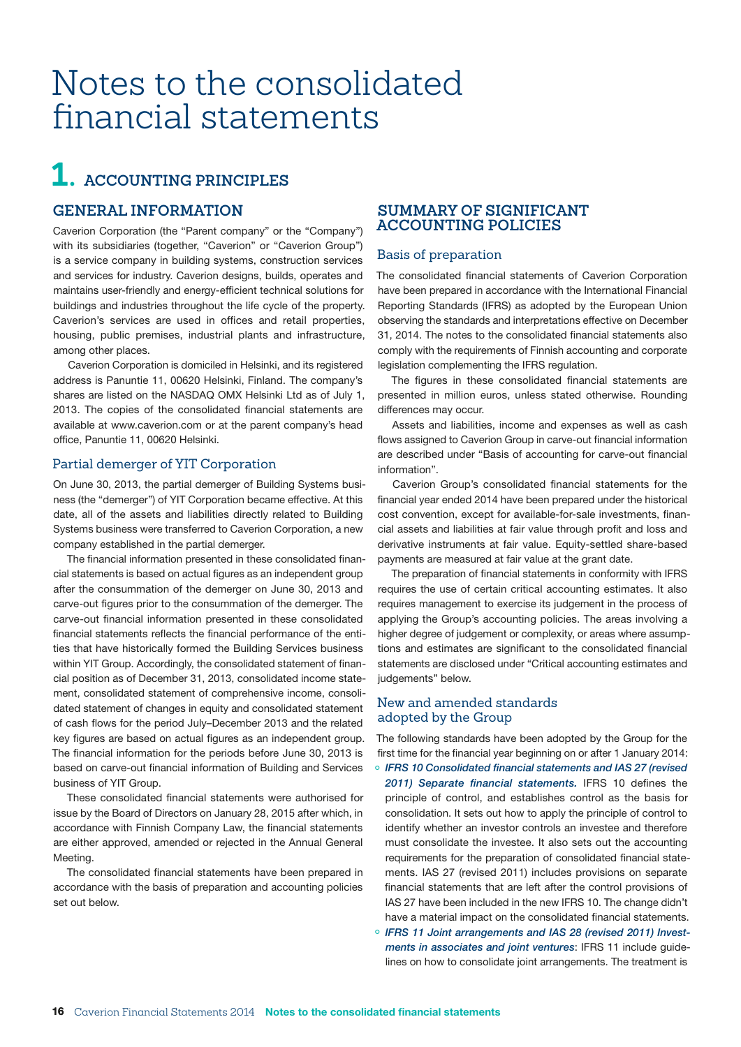# Notes to the consolidated financial statements

## 1. ACCOUNTING PRINCIPLES

### GENERAL INFORMATION

Caverion Corporation (the "Parent company" or the "Company") with its subsidiaries (together, "Caverion" or "Caverion Group") is a service company in building systems, construction services and services for industry. Caverion designs, builds, operates and maintains user-friendly and energy-efficient technical solutions for buildings and industries throughout the life cycle of the property. Caverion's services are used in offices and retail properties, housing, public premises, industrial plants and infrastructure, among other places.

Caverion Corporation is domiciled in Helsinki, and its registered address is Panuntie 11, 00620 Helsinki, Finland. The company's shares are listed on the NASDAQ OMX Helsinki Ltd as of July 1, 2013. The copies of the consolidated financial statements are available at www.caverion.com or at the parent company's head office, Panuntie 11, 00620 Helsinki.

#### Partial demerger of YIT Corporation

On June 30, 2013, the partial demerger of Building Systems business (the "demerger") of YIT Corporation became effective. At this date, all of the assets and liabilities directly related to Building Systems business were transferred to Caverion Corporation, a new company established in the partial demerger.

The financial information presented in these consolidated financial statements is based on actual figures as an independent group after the consummation of the demerger on June 30, 2013 and carve-out figures prior to the consummation of the demerger. The carve-out financial information presented in these consolidated financial statements reflects the financial performance of the entities that have historically formed the Building Services business within YIT Group. Accordingly, the consolidated statement of financial position as of December 31, 2013, consolidated income statement, consolidated statement of comprehensive income, consolidated statement of changes in equity and consolidated statement of cash flows for the period July–December 2013 and the related key figures are based on actual figures as an independent group. The financial information for the periods before June 30, 2013 is based on carve-out financial information of Building and Services business of YIT Group.

These consolidated financial statements were authorised for issue by the Board of Directors on January 28, 2015 after which, in accordance with Finnish Company Law, the financial statements are either approved, amended or rejected in the Annual General Meeting.

The consolidated financial statements have been prepared in accordance with the basis of preparation and accounting policies set out below.

### SUMMARY OF SIGNIFICANT ACCOUNTING POLICIES

#### Basis of preparation

The consolidated financial statements of Caverion Corporation have been prepared in accordance with the International Financial Reporting Standards (IFRS) as adopted by the European Union observing the standards and interpretations effective on December 31, 2014. The notes to the consolidated financial statements also comply with the requirements of Finnish accounting and corporate legislation complementing the IFRS regulation.

The figures in these consolidated financial statements are presented in million euros, unless stated otherwise. Rounding differences may occur.

Assets and liabilities, income and expenses as well as cash flows assigned to Caverion Group in carve-out financial information are described under "Basis of accounting for carve-out financial information".

Caverion Group's consolidated financial statements for the financial year ended 2014 have been prepared under the historical cost convention, except for available-for-sale investments, financial assets and liabilities at fair value through profit and loss and derivative instruments at fair value. Equity-settled share-based payments are measured at fair value at the grant date.

The preparation of financial statements in conformity with IFRS requires the use of certain critical accounting estimates. It also requires management to exercise its judgement in the process of applying the Group's accounting policies. The areas involving a higher degree of judgement or complexity, or areas where assumptions and estimates are significant to the consolidated financial statements are disclosed under "Critical accounting estimates and judgements" below.

#### New and amended standards adopted by the Group

The following standards have been adopted by the Group for the first time for the financial year beginning on or after 1 January 2014:

- ***IFRS 10 Consolidated financial statements and IAS 27 (revised 2011) Separate financial statements.*** IFRS 10 defines the principle of control, and establishes control as the basis for consolidation. It sets out how to apply the principle of control to identify whether an investor controls an investee and therefore must consolidate the investee. It also sets out the accounting requirements for the preparation of consolidated financial statements. IAS 27 (revised 2011) includes provisions on separate financial statements that are left after the control provisions of IAS 27 have been included in the new IFRS 10. The change didn't have a material impact on the consolidated financial statements.
- ***IFRS 11 Joint arrangements and IAS 28 (revised 2011) Investments in associates and joint ventures***: IFRS 11 include guidelines on how to consolidate joint arrangements. The treatment is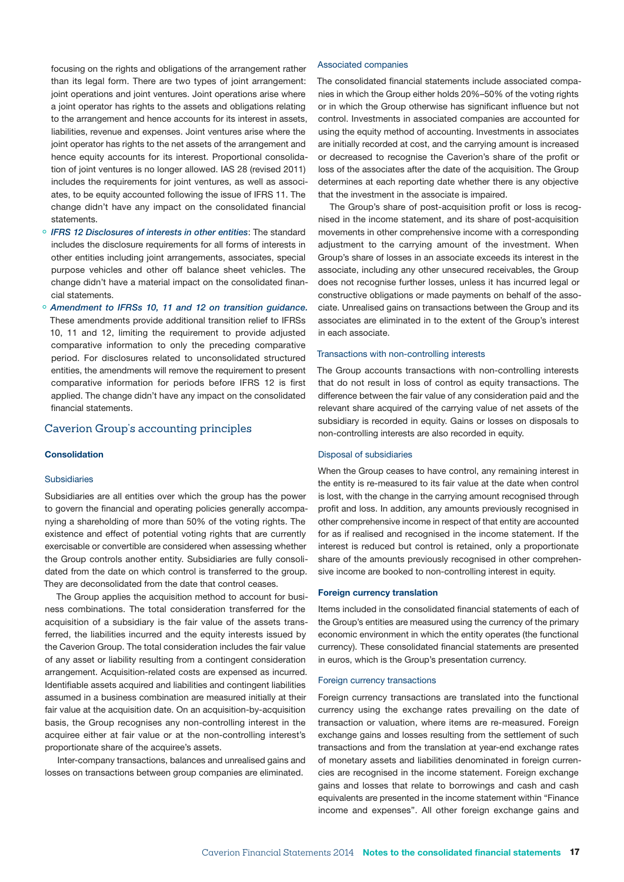focusing on the rights and obligations of the arrangement rather than its legal form. There are two types of joint arrangement: joint operations and joint ventures. Joint operations arise where a joint operator has rights to the assets and obligations relating to the arrangement and hence accounts for its interest in assets, liabilities, revenue and expenses. Joint ventures arise where the joint operator has rights to the net assets of the arrangement and hence equity accounts for its interest. Proportional consolidation of joint ventures is no longer allowed. IAS 28 (revised 2011) includes the requirements for joint ventures, as well as associates, to be equity accounted following the issue of IFRS 11. The change didn't have any impact on the consolidated financial statements.

- *IFRS 12 Disclosures of interests in other entities*: The standard includes the disclosure requirements for all forms of interests in other entities including joint arrangements, associates, special purpose vehicles and other off balance sheet vehicles. The change didn't have a material impact on the consolidated financial statements.
- *Amendment to IFRSs 10, 11 and 12 on transition guidance.* These amendments provide additional transition relief to IFRSs 10, 11 and 12, limiting the requirement to provide adjusted comparative information to only the preceding comparative period. For disclosures related to unconsolidated structured entities, the amendments will remove the requirement to present comparative information for periods before IFRS 12 is first applied. The change didn't have any impact on the consolidated financial statements.

## Caverion Group's accounting principles

### Consolidation

#### Subsidiaries

Subsidiaries are all entities over which the group has the power to govern the financial and operating policies generally accompanying a shareholding of more than 50% of the voting rights. The existence and effect of potential voting rights that are currently exercisable or convertible are considered when assessing whether the Group controls another entity. Subsidiaries are fully consolidated from the date on which control is transferred to the group. They are deconsolidated from the date that control ceases.

The Group applies the acquisition method to account for business combinations. The total consideration transferred for the acquisition of a subsidiary is the fair value of the assets transferred, the liabilities incurred and the equity interests issued by the Caverion Group. The total consideration includes the fair value of any asset or liability resulting from a contingent consideration arrangement. Acquisition-related costs are expensed as incurred. Identifiable assets acquired and liabilities and contingent liabilities assumed in a business combination are measured initially at their fair value at the acquisition date. On an acquisition-by-acquisition basis, the Group recognises any non-controlling interest in the acquiree either at fair value or at the non-controlling interest's proportionate share of the acquiree's assets.

Inter-company transactions, balances and unrealised gains and losses on transactions between group companies are eliminated.

#### Associated companies

The consolidated financial statements include associated companies in which the Group either holds 20%–50% of the voting rights or in which the Group otherwise has significant influence but not control. Investments in associated companies are accounted for using the equity method of accounting. Investments in associates are initially recorded at cost, and the carrying amount is increased or decreased to recognise the Caverion's share of the profit or loss of the associates after the date of the acquisition. The Group determines at each reporting date whether there is any objective that the investment in the associate is impaired.

The Group's share of post-acquisition profit or loss is recognised in the income statement, and its share of post-acquisition movements in other comprehensive income with a corresponding adjustment to the carrying amount of the investment. When Group's share of losses in an associate exceeds its interest in the associate, including any other unsecured receivables, the Group does not recognise further losses, unless it has incurred legal or constructive obligations or made payments on behalf of the associate. Unrealised gains on transactions between the Group and its associates are eliminated in to the extent of the Group's interest in each associate.

#### Transactions with non-controlling interests

The Group accounts transactions with non-controlling interests that do not result in loss of control as equity transactions. The difference between the fair value of any consideration paid and the relevant share acquired of the carrying value of net assets of the subsidiary is recorded in equity. Gains or losses on disposals to non-controlling interests are also recorded in equity.

#### Disposal of subsidiaries

When the Group ceases to have control, any remaining interest in the entity is re-measured to its fair value at the date when control is lost, with the change in the carrying amount recognised through profit and loss. In addition, any amounts previously recognised in other comprehensive income in respect of that entity are accounted for as if realised and recognised in the income statement. If the interest is reduced but control is retained, only a proportionate share of the amounts previously recognised in other comprehensive income are booked to non-controlling interest in equity.

### Foreign currency translation

Items included in the consolidated financial statements of each of the Group's entities are measured using the currency of the primary economic environment in which the entity operates (the functional currency). These consolidated financial statements are presented in euros, which is the Group's presentation currency.

#### Foreign currency transactions

Foreign currency transactions are translated into the functional currency using the exchange rates prevailing on the date of transaction or valuation, where items are re-measured. Foreign exchange gains and losses resulting from the settlement of such transactions and from the translation at year-end exchange rates of monetary assets and liabilities denominated in foreign currencies are recognised in the income statement. Foreign exchange gains and losses that relate to borrowings and cash and cash equivalents are presented in the income statement within "Finance income and expenses". All other foreign exchange gains and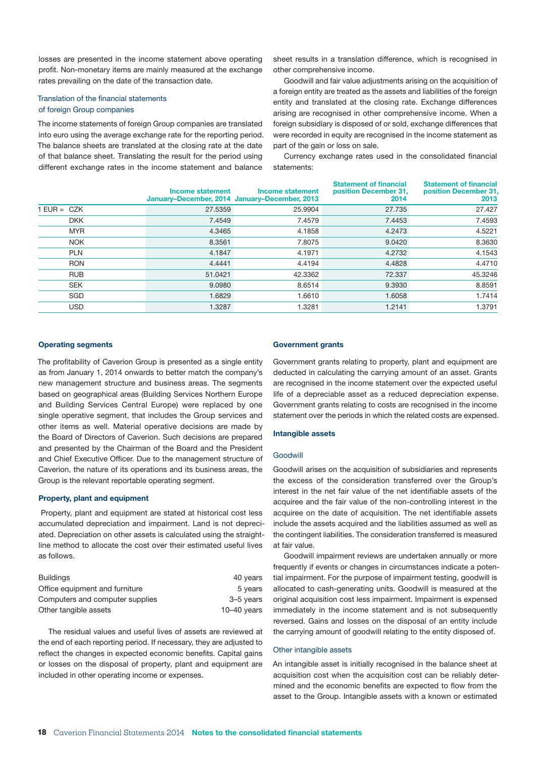losses are presented in the income statement above operating profit. Non-monetary items are mainly measured at the exchange rates prevailing on the date of the transaction date.

### Translation of the financial statements of foreign Group companies

The income statements of foreign Group companies are translated into euro using the average exchange rate for the reporting period. The balance sheets are translated at the closing rate at the date of that balance sheet. Translating the result for the period using different exchange rates in the income statement and balance sheet results in a translation difference, which is recognised in other comprehensive income.

Goodwill and fair value adjustments arising on the acquisition of a foreign entity are treated as the assets and liabilities of the foreign entity and translated at the closing rate. Exchange differences arising are recognised in other comprehensive income. When a foreign subsidiary is disposed of or sold, exchange differences that were recorded in equity are recognised in the income statement as part of the gain or loss on sale.

Currency exchange rates used in the consolidated financial statements:

| | | Income statement January–December, 2014 | Income statement January–December, 2013 | Statement of financial position December 31, 2014 | Statement of financial position December 31, 2013 |
|---|---|---|---|---|---|
| 1 EUR = | CZK | 27.5359 | 25.9904 | 27.735 | 27.427 |
| | DKK | 7.4549 | 7.4579 | 7.4453 | 7.4593 |
| | MYR | 4.3465 | 4.1858 | 4.2473 | 4.5221 |
| | NOK | 8.3561 | 7.8075 | 9.0420 | 8.3630 |
| | PLN | 4.1847 | 4.1971 | 4.2732 | 4.1543 |
| | RON | 4.4441 | 4.4194 | 4.4828 | 4.4710 |
| | RUB | 51.0421 | 42.3362 | 72.337 | 45.3246 |
| | SEK | 9.0980 | 8.6514 | 9.3930 | 8.8591 |
| | SGD | 1.6829 | 1.6610 | 1.6058 | 1.7414 |
| | USD | 1.3287 | 1.3281 | 1.2141 | 1.3791 |

## Operating segments

The profitability of Caverion Group is presented as a single entity as from January 1, 2014 onwards to better match the company's new management structure and business areas. The segments based on geographical areas (Building Services Northern Europe and Building Services Central Europe) were replaced by one single operative segment, that includes the Group services and other items as well. Material operative decisions are made by the Board of Directors of Caverion. Such decisions are prepared and presented by the Chairman of the Board and the President and Chief Executive Officer. Due to the management structure of Caverion, the nature of its operations and its business areas, the Group is the relevant reportable operating segment.

## Property, plant and equipment

Property, plant and equipment are stated at historical cost less accumulated depreciation and impairment. Land is not depreciated. Depreciation on other assets is calculated using the straight-line method to allocate the cost over their estimated useful lives as follows.

| | |
|---|---|
| Buildings | 40 years |
| Office equipment and furniture | 5 years |
| Computers and computer supplies | 3–5 years |
| Other tangible assets | 10–40 years |

The residual values and useful lives of assets are reviewed at the end of each reporting period. If necessary, they are adjusted to reflect the changes in expected economic benefits. Capital gains or losses on the disposal of property, plant and equipment are included in other operating income or expenses.

## Government grants

Government grants relating to property, plant and equipment are deducted in calculating the carrying amount of an asset. Grants are recognised in the income statement over the expected useful life of a depreciable asset as a reduced depreciation expense. Government grants relating to costs are recognised in the income statement over the periods in which the related costs are expensed.

## Intangible assets

### Goodwill

Goodwill arises on the acquisition of subsidiaries and represents the excess of the consideration transferred over the Group's interest in the net fair value of the net identifiable assets of the acquiree and the fair value of the non-controlling interest in the acquiree on the date of acquisition. The net identifiable assets include the assets acquired and the liabilities assumed as well as the contingent liabilities. The consideration transferred is measured at fair value.

Goodwill impairment reviews are undertaken annually or more frequently if events or changes in circumstances indicate a potential impairment. For the purpose of impairment testing, goodwill is allocated to cash-generating units. Goodwill is measured at the original acquisition cost less impairment. Impairment is expensed immediately in the income statement and is not subsequently reversed. Gains and losses on the disposal of an entity include the carrying amount of goodwill relating to the entity disposed of.

### Other intangible assets

An intangible asset is initially recognised in the balance sheet at acquisition cost when the acquisition cost can be reliably determined and the economic benefits are expected to flow from the asset to the Group. Intangible assets with a known or estimated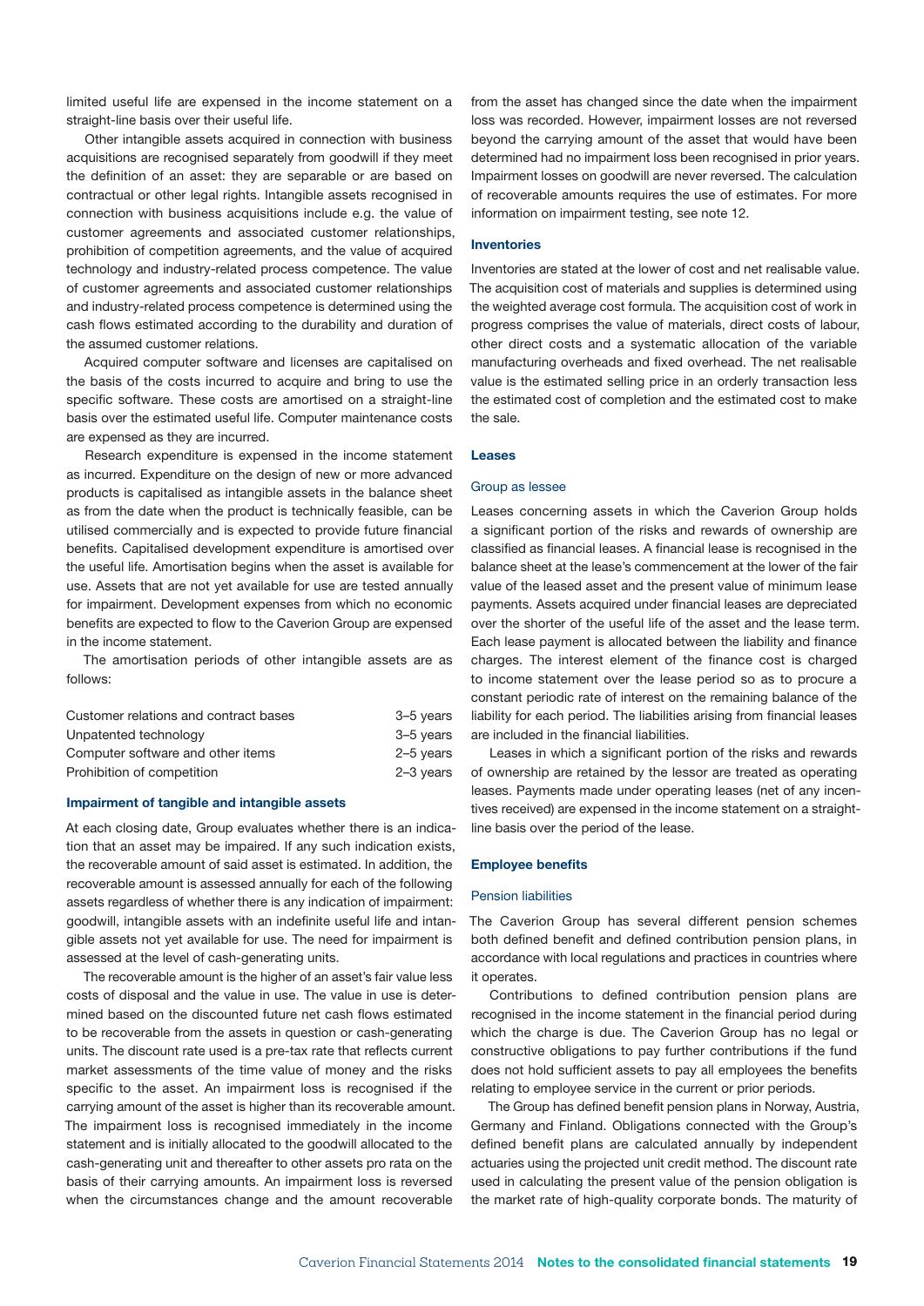limited useful life are expensed in the income statement on a straight-line basis over their useful life.

Other intangible assets acquired in connection with business acquisitions are recognised separately from goodwill if they meet the definition of an asset: they are separable or are based on contractual or other legal rights. Intangible assets recognised in connection with business acquisitions include e.g. the value of customer agreements and associated customer relationships, prohibition of competition agreements, and the value of acquired technology and industry-related process competence. The value of customer agreements and associated customer relationships and industry-related process competence is determined using the cash flows estimated according to the durability and duration of the assumed customer relations.

Acquired computer software and licenses are capitalised on the basis of the costs incurred to acquire and bring to use the specific software. These costs are amortised on a straight-line basis over the estimated useful life. Computer maintenance costs are expensed as they are incurred.

Research expenditure is expensed in the income statement as incurred. Expenditure on the design of new or more advanced products is capitalised as intangible assets in the balance sheet as from the date when the product is technically feasible, can be utilised commercially and is expected to provide future financial benefits. Capitalised development expenditure is amortised over the useful life. Amortisation begins when the asset is available for use. Assets that are not yet available for use are tested annually for impairment. Development expenses from which no economic benefits are expected to flow to the Caverion Group are expensed in the income statement.

The amortisation periods of other intangible assets are as follows:

| | |
|---|---|
| Customer relations and contract bases | 3–5 years |
| Unpatented technology | 3–5 years |
| Computer software and other items | 2–5 years |
| Prohibition of competition | 2–3 years |

### Impairment of tangible and intangible assets

At each closing date, Group evaluates whether there is an indication that an asset may be impaired. If any such indication exists, the recoverable amount of said asset is estimated. In addition, the recoverable amount is assessed annually for each of the following assets regardless of whether there is any indication of impairment: goodwill, intangible assets with an indefinite useful life and intangible assets not yet available for use. The need for impairment is assessed at the level of cash-generating units.

The recoverable amount is the higher of an asset's fair value less costs of disposal and the value in use. The value in use is determined based on the discounted future net cash flows estimated to be recoverable from the assets in question or cash-generating units. The discount rate used is a pre-tax rate that reflects current market assessments of the time value of money and the risks specific to the asset. An impairment loss is recognised if the carrying amount of the asset is higher than its recoverable amount. The impairment loss is recognised immediately in the income statement and is initially allocated to the goodwill allocated to the cash-generating unit and thereafter to other assets pro rata on the basis of their carrying amounts. An impairment loss is reversed when the circumstances change and the amount recoverable from the asset has changed since the date when the impairment loss was recorded. However, impairment losses are not reversed beyond the carrying amount of the asset that would have been determined had no impairment loss been recognised in prior years. Impairment losses on goodwill are never reversed. The calculation of recoverable amounts requires the use of estimates. For more information on impairment testing, see note 12.

### Inventories

Inventories are stated at the lower of cost and net realisable value. The acquisition cost of materials and supplies is determined using the weighted average cost formula. The acquisition cost of work in progress comprises the value of materials, direct costs of labour, other direct costs and a systematic allocation of the variable manufacturing overheads and fixed overhead. The net realisable value is the estimated selling price in an orderly transaction less the estimated cost of completion and the estimated cost to make the sale.

### Leases

#### Group as lessee

Leases concerning assets in which the Caverion Group holds a significant portion of the risks and rewards of ownership are classified as financial leases. A financial lease is recognised in the balance sheet at the lease's commencement at the lower of the fair value of the leased asset and the present value of minimum lease payments. Assets acquired under financial leases are depreciated over the shorter of the useful life of the asset and the lease term. Each lease payment is allocated between the liability and finance charges. The interest element of the finance cost is charged to income statement over the lease period so as to procure a constant periodic rate of interest on the remaining balance of the liability for each period. The liabilities arising from financial leases are included in the financial liabilities.

Leases in which a significant portion of the risks and rewards of ownership are retained by the lessor are treated as operating leases. Payments made under operating leases (net of any incentives received) are expensed in the income statement on a straight-line basis over the period of the lease.

### Employee benefits

#### Pension liabilities

The Caverion Group has several different pension schemes both defined benefit and defined contribution pension plans, in accordance with local regulations and practices in countries where it operates.

Contributions to defined contribution pension plans are recognised in the income statement in the financial period during which the charge is due. The Caverion Group has no legal or constructive obligations to pay further contributions if the fund does not hold sufficient assets to pay all employees the benefits relating to employee service in the current or prior periods.

The Group has defined benefit pension plans in Norway, Austria, Germany and Finland. Obligations connected with the Group's defined benefit plans are calculated annually by independent actuaries using the projected unit credit method. The discount rate used in calculating the present value of the pension obligation is the market rate of high-quality corporate bonds. The maturity of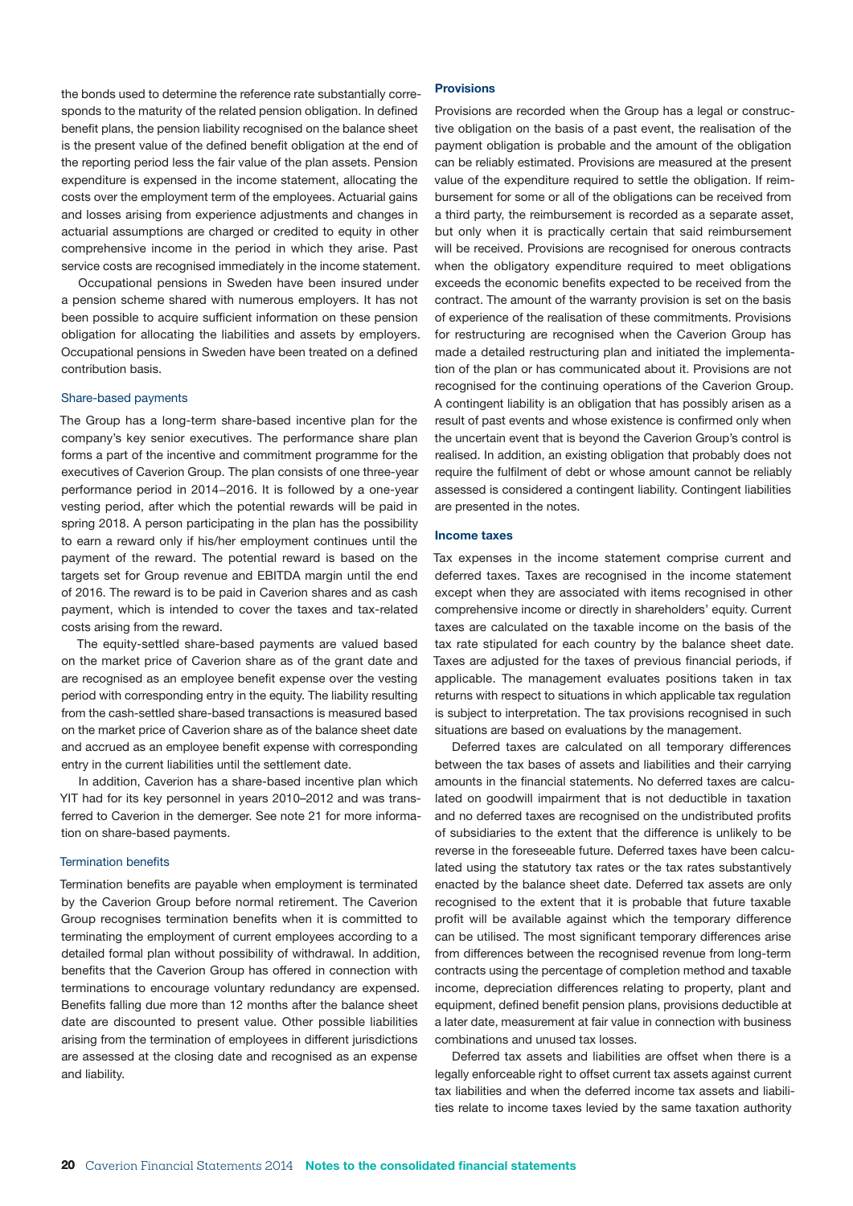the bonds used to determine the reference rate substantially corresponds to the maturity of the related pension obligation. In defined benefit plans, the pension liability recognised on the balance sheet is the present value of the defined benefit obligation at the end of the reporting period less the fair value of the plan assets. Pension expenditure is expensed in the income statement, allocating the costs over the employment term of the employees. Actuarial gains and losses arising from experience adjustments and changes in actuarial assumptions are charged or credited to equity in other comprehensive income in the period in which they arise. Past service costs are recognised immediately in the income statement.

Occupational pensions in Sweden have been insured under a pension scheme shared with numerous employers. It has not been possible to acquire sufficient information on these pension obligation for allocating the liabilities and assets by employers. Occupational pensions in Sweden have been treated on a defined contribution basis.

### Share-based payments

The Group has a long-term share-based incentive plan for the company's key senior executives. The performance share plan forms a part of the incentive and commitment programme for the executives of Caverion Group. The plan consists of one three-year performance period in 2014–2016. It is followed by a one-year vesting period, after which the potential rewards will be paid in spring 2018. A person participating in the plan has the possibility to earn a reward only if his/her employment continues until the payment of the reward. The potential reward is based on the targets set for Group revenue and EBITDA margin until the end of 2016. The reward is to be paid in Caverion shares and as cash payment, which is intended to cover the taxes and tax-related costs arising from the reward.

The equity-settled share-based payments are valued based on the market price of Caverion share as of the grant date and are recognised as an employee benefit expense over the vesting period with corresponding entry in the equity. The liability resulting from the cash-settled share-based transactions is measured based on the market price of Caverion share as of the balance sheet date and accrued as an employee benefit expense with corresponding entry in the current liabilities until the settlement date.

In addition, Caverion has a share-based incentive plan which YIT had for its key personnel in years 2010–2012 and was transferred to Caverion in the demerger. See note 21 for more information on share-based payments.

### Termination benefits

Termination benefits are payable when employment is terminated by the Caverion Group before normal retirement. The Caverion Group recognises termination benefits when it is committed to terminating the employment of current employees according to a detailed formal plan without possibility of withdrawal. In addition, benefits that the Caverion Group has offered in connection with terminations to encourage voluntary redundancy are expensed. Benefits falling due more than 12 months after the balance sheet date are discounted to present value. Other possible liabilities arising from the termination of employees in different jurisdictions are assessed at the closing date and recognised as an expense and liability.

## Provisions

Provisions are recorded when the Group has a legal or constructive obligation on the basis of a past event, the realisation of the payment obligation is probable and the amount of the obligation can be reliably estimated. Provisions are measured at the present value of the expenditure required to settle the obligation. If reimbursement for some or all of the obligations can be received from a third party, the reimbursement is recorded as a separate asset, but only when it is practically certain that said reimbursement will be received. Provisions are recognised for onerous contracts when the obligatory expenditure required to meet obligations exceeds the economic benefits expected to be received from the contract. The amount of the warranty provision is set on the basis of experience of the realisation of these commitments. Provisions for restructuring are recognised when the Caverion Group has made a detailed restructuring plan and initiated the implementation of the plan or has communicated about it. Provisions are not recognised for the continuing operations of the Caverion Group. A contingent liability is an obligation that has possibly arisen as a result of past events and whose existence is confirmed only when the uncertain event that is beyond the Caverion Group's control is realised. In addition, an existing obligation that probably does not require the fulfilment of debt or whose amount cannot be reliably assessed is considered a contingent liability. Contingent liabilities are presented in the notes.

## Income taxes

Tax expenses in the income statement comprise current and deferred taxes. Taxes are recognised in the income statement except when they are associated with items recognised in other comprehensive income or directly in shareholders' equity. Current taxes are calculated on the taxable income on the basis of the tax rate stipulated for each country by the balance sheet date. Taxes are adjusted for the taxes of previous financial periods, if applicable. The management evaluates positions taken in tax returns with respect to situations in which applicable tax regulation is subject to interpretation. The tax provisions recognised in such situations are based on evaluations by the management.

Deferred taxes are calculated on all temporary differences between the tax bases of assets and liabilities and their carrying amounts in the financial statements. No deferred taxes are calculated on goodwill impairment that is not deductible in taxation and no deferred taxes are recognised on the undistributed profits of subsidiaries to the extent that the difference is unlikely to be reverse in the foreseeable future. Deferred taxes have been calculated using the statutory tax rates or the tax rates substantively enacted by the balance sheet date. Deferred tax assets are only recognised to the extent that it is probable that future taxable profit will be available against which the temporary difference can be utilised. The most significant temporary differences arise from differences between the recognised revenue from long-term contracts using the percentage of completion method and taxable income, depreciation differences relating to property, plant and equipment, defined benefit pension plans, provisions deductible at a later date, measurement at fair value in connection with business combinations and unused tax losses.

Deferred tax assets and liabilities are offset when there is a legally enforceable right to offset current tax assets against current tax liabilities and when the deferred income tax assets and liabilities relate to income taxes levied by the same taxation authority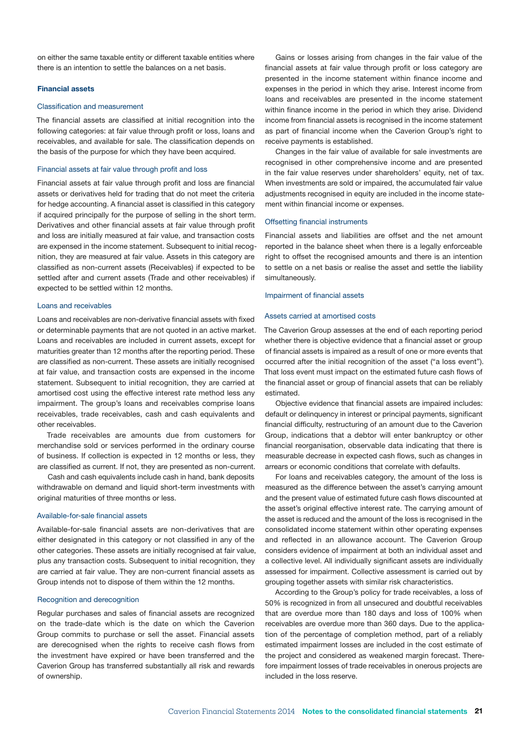on either the same taxable entity or different taxable entities where there is an intention to settle the balances on a net basis.

### Financial assets

#### Classification and measurement

The financial assets are classified at initial recognition into the following categories: at fair value through profit or loss, loans and receivables, and available for sale. The classification depends on the basis of the purpose for which they have been acquired.

#### Financial assets at fair value through profit and loss

Financial assets at fair value through profit and loss are financial assets or derivatives held for trading that do not meet the criteria for hedge accounting. A financial asset is classified in this category if acquired principally for the purpose of selling in the short term. Derivatives and other financial assets at fair value through profit and loss are initially measured at fair value, and transaction costs are expensed in the income statement. Subsequent to initial recognition, they are measured at fair value. Assets in this category are classified as non-current assets (Receivables) if expected to be settled after and current assets (Trade and other receivables) if expected to be settled within 12 months.

#### Loans and receivables

Loans and receivables are non-derivative financial assets with fixed or determinable payments that are not quoted in an active market. Loans and receivables are included in current assets, except for maturities greater than 12 months after the reporting period. These are classified as non-current. These assets are initially recognised at fair value, and transaction costs are expensed in the income statement. Subsequent to initial recognition, they are carried at amortised cost using the effective interest rate method less any impairment. The group's loans and receivables comprise loans receivables, trade receivables, cash and cash equivalents and other receivables.

Trade receivables are amounts due from customers for merchandise sold or services performed in the ordinary course of business. If collection is expected in 12 months or less, they are classified as current. If not, they are presented as non-current.

Cash and cash equivalents include cash in hand, bank deposits withdrawable on demand and liquid short-term investments with original maturities of three months or less.

#### Available-for-sale financial assets

Available-for-sale financial assets are non-derivatives that are either designated in this category or not classified in any of the other categories. These assets are initially recognised at fair value, plus any transaction costs. Subsequent to initial recognition, they are carried at fair value. They are non-current financial assets as Group intends not to dispose of them within the 12 months.

#### Recognition and derecognition

Regular purchases and sales of financial assets are recognized on the trade-date which is the date on which the Caverion Group commits to purchase or sell the asset. Financial assets are derecognised when the rights to receive cash flows from the investment have expired or have been transferred and the Caverion Group has transferred substantially all risk and rewards of ownership.

Gains or losses arising from changes in the fair value of the financial assets at fair value through profit or loss category are presented in the income statement within finance income and expenses in the period in which they arise. Interest income from loans and receivables are presented in the income statement within finance income in the period in which they arise. Dividend income from financial assets is recognised in the income statement as part of financial income when the Caverion Group's right to receive payments is established.

Changes in the fair value of available for sale investments are recognised in other comprehensive income and are presented in the fair value reserves under shareholders' equity, net of tax. When investments are sold or impaired, the accumulated fair value adjustments recognised in equity are included in the income statement within financial income or expenses.

#### Offsetting financial instruments

Financial assets and liabilities are offset and the net amount reported in the balance sheet when there is a legally enforceable right to offset the recognised amounts and there is an intention to settle on a net basis or realise the asset and settle the liability simultaneously.

#### Impairment of financial assets

#### Assets carried at amortised costs

The Caverion Group assesses at the end of each reporting period whether there is objective evidence that a financial asset or group of financial assets is impaired as a result of one or more events that occurred after the initial recognition of the asset ("a loss event"). That loss event must impact on the estimated future cash flows of the financial asset or group of financial assets that can be reliably estimated.

Objective evidence that financial assets are impaired includes: default or delinquency in interest or principal payments, significant financial difficulty, restructuring of an amount due to the Caverion Group, indications that a debtor will enter bankruptcy or other financial reorganisation, observable data indicating that there is measurable decrease in expected cash flows, such as changes in arrears or economic conditions that correlate with defaults.

For loans and receivables category, the amount of the loss is measured as the difference between the asset's carrying amount and the present value of estimated future cash flows discounted at the asset's original effective interest rate. The carrying amount of the asset is reduced and the amount of the loss is recognised in the consolidated income statement within other operating expenses and reflected in an allowance account. The Caverion Group considers evidence of impairment at both an individual asset and a collective level. All individually significant assets are individually assessed for impairment. Collective assessment is carried out by grouping together assets with similar risk characteristics.

According to the Group's policy for trade receivables, a loss of 50% is recognized in from all unsecured and doubtful receivables that are overdue more than 180 days and loss of 100% when receivables are overdue more than 360 days. Due to the application of the percentage of completion method, part of a reliably estimated impairment losses are included in the cost estimate of the project and considered as weakened margin forecast. Therefore impairment losses of trade receivables in onerous projects are included in the loss reserve.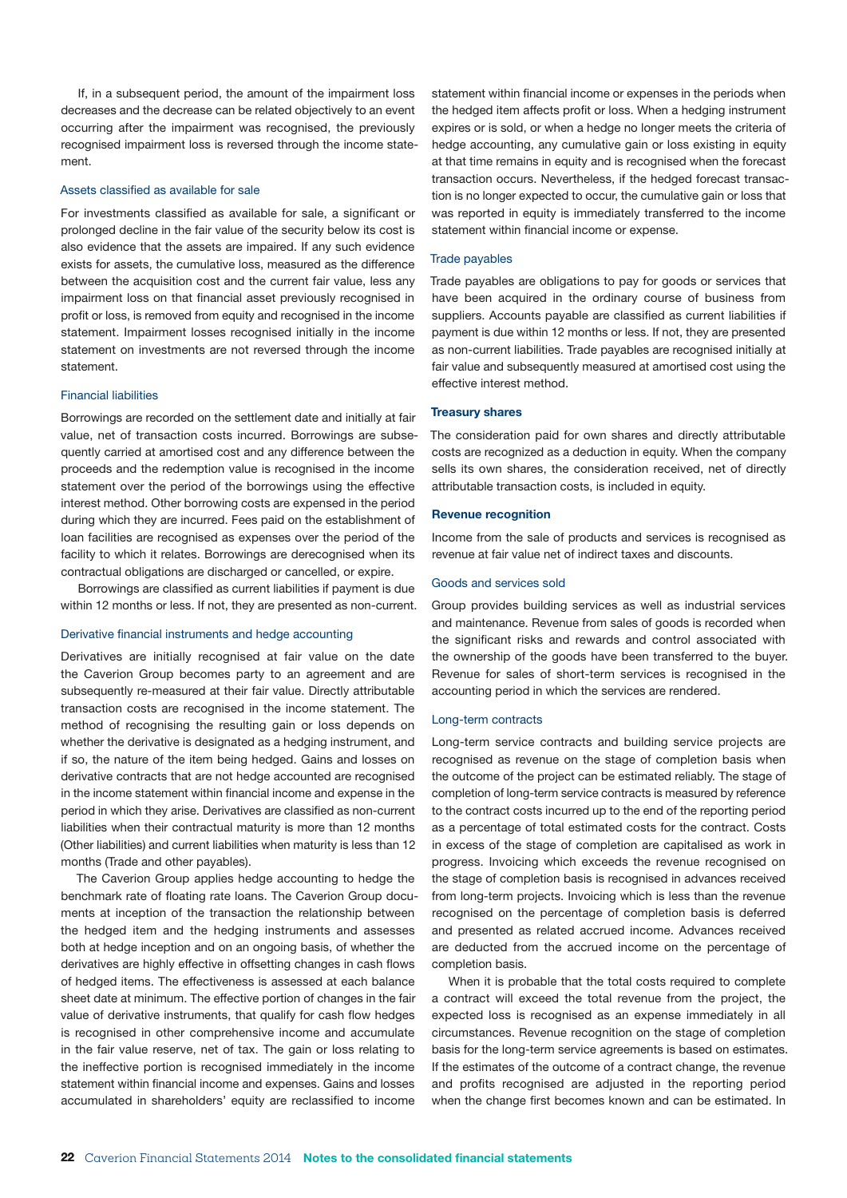If, in a subsequent period, the amount of the impairment loss decreases and the decrease can be related objectively to an event occurring after the impairment was recognised, the previously recognised impairment loss is reversed through the income statement.

### Assets classified as available for sale

For investments classified as available for sale, a significant or prolonged decline in the fair value of the security below its cost is also evidence that the assets are impaired. If any such evidence exists for assets, the cumulative loss, measured as the difference between the acquisition cost and the current fair value, less any impairment loss on that financial asset previously recognised in profit or loss, is removed from equity and recognised in the income statement. Impairment losses recognised initially in the income statement on investments are not reversed through the income statement.

### Financial liabilities

Borrowings are recorded on the settlement date and initially at fair value, net of transaction costs incurred. Borrowings are subsequently carried at amortised cost and any difference between the proceeds and the redemption value is recognised in the income statement over the period of the borrowings using the effective interest method. Other borrowing costs are expensed in the period during which they are incurred. Fees paid on the establishment of loan facilities are recognised as expenses over the period of the facility to which it relates. Borrowings are derecognised when its contractual obligations are discharged or cancelled, or expire.

Borrowings are classified as current liabilities if payment is due within 12 months or less. If not, they are presented as non-current.

### Derivative financial instruments and hedge accounting

Derivatives are initially recognised at fair value on the date the Caverion Group becomes party to an agreement and are subsequently re-measured at their fair value. Directly attributable transaction costs are recognised in the income statement. The method of recognising the resulting gain or loss depends on whether the derivative is designated as a hedging instrument, and if so, the nature of the item being hedged. Gains and losses on derivative contracts that are not hedge accounted are recognised in the income statement within financial income and expense in the period in which they arise. Derivatives are classified as non-current liabilities when their contractual maturity is more than 12 months (Other liabilities) and current liabilities when maturity is less than 12 months (Trade and other payables).

The Caverion Group applies hedge accounting to hedge the benchmark rate of floating rate loans. The Caverion Group documents at inception of the transaction the relationship between the hedged item and the hedging instruments and assesses both at hedge inception and on an ongoing basis, of whether the derivatives are highly effective in offsetting changes in cash flows of hedged items. The effectiveness is assessed at each balance sheet date at minimum. The effective portion of changes in the fair value of derivative instruments, that qualify for cash flow hedges is recognised in other comprehensive income and accumulate in the fair value reserve, net of tax. The gain or loss relating to the ineffective portion is recognised immediately in the income statement within financial income and expenses. Gains and losses accumulated in shareholders' equity are reclassified to income statement within financial income or expenses in the periods when the hedged item affects profit or loss. When a hedging instrument expires or is sold, or when a hedge no longer meets the criteria of hedge accounting, any cumulative gain or loss existing in equity at that time remains in equity and is recognised when the forecast transaction occurs. Nevertheless, if the hedged forecast transaction is no longer expected to occur, the cumulative gain or loss that was reported in equity is immediately transferred to the income statement within financial income or expense.

### Trade payables

Trade payables are obligations to pay for goods or services that have been acquired in the ordinary course of business from suppliers. Accounts payable are classified as current liabilities if payment is due within 12 months or less. If not, they are presented as non-current liabilities. Trade payables are recognised initially at fair value and subsequently measured at amortised cost using the effective interest method.

## Treasury shares

The consideration paid for own shares and directly attributable costs are recognized as a deduction in equity. When the company sells its own shares, the consideration received, net of directly attributable transaction costs, is included in equity.

## Revenue recognition

Income from the sale of products and services is recognised as revenue at fair value net of indirect taxes and discounts.

### Goods and services sold

Group provides building services as well as industrial services and maintenance. Revenue from sales of goods is recorded when the significant risks and rewards and control associated with the ownership of the goods have been transferred to the buyer. Revenue for sales of short-term services is recognised in the accounting period in which the services are rendered.

### Long-term contracts

Long-term service contracts and building service projects are recognised as revenue on the stage of completion basis when the outcome of the project can be estimated reliably. The stage of completion of long-term service contracts is measured by reference to the contract costs incurred up to the end of the reporting period as a percentage of total estimated costs for the contract. Costs in excess of the stage of completion are capitalised as work in progress. Invoicing which exceeds the revenue recognised on the stage of completion basis is recognised in advances received from long-term projects. Invoicing which is less than the revenue recognised on the percentage of completion basis is deferred and presented as related accrued income. Advances received are deducted from the accrued income on the percentage of completion basis.

When it is probable that the total costs required to complete a contract will exceed the total revenue from the project, the expected loss is recognised as an expense immediately in all circumstances. Revenue recognition on the stage of completion basis for the long-term service agreements is based on estimates. If the estimates of the outcome of a contract change, the revenue and profits recognised are adjusted in the reporting period when the change first becomes known and can be estimated. In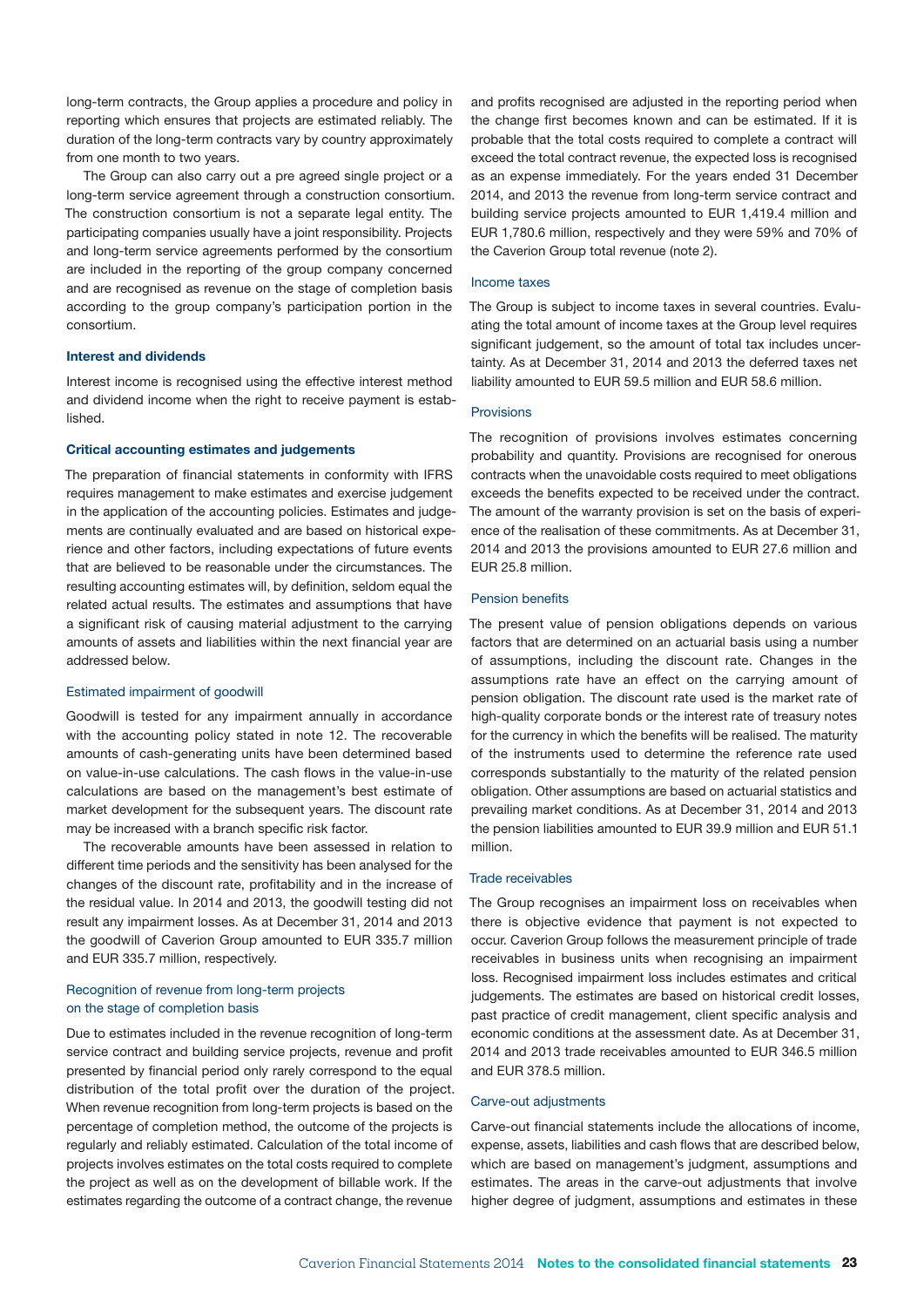long-term contracts, the Group applies a procedure and policy in reporting which ensures that projects are estimated reliably. The duration of the long-term contracts vary by country approximately from one month to two years.

The Group can also carry out a pre agreed single project or a long-term service agreement through a construction consortium. The construction consortium is not a separate legal entity. The participating companies usually have a joint responsibility. Projects and long-term service agreements performed by the consortium are included in the reporting of the group company concerned and are recognised as revenue on the stage of completion basis according to the group company's participation portion in the consortium.

### Interest and dividends

Interest income is recognised using the effective interest method and dividend income when the right to receive payment is established.

### Critical accounting estimates and judgements

The preparation of financial statements in conformity with IFRS requires management to make estimates and exercise judgement in the application of the accounting policies. Estimates and judgements are continually evaluated and are based on historical experience and other factors, including expectations of future events that are believed to be reasonable under the circumstances. The resulting accounting estimates will, by definition, seldom equal the related actual results. The estimates and assumptions that have a significant risk of causing material adjustment to the carrying amounts of assets and liabilities within the next financial year are addressed below.

#### Estimated impairment of goodwill

Goodwill is tested for any impairment annually in accordance with the accounting policy stated in note 12. The recoverable amounts of cash-generating units have been determined based on value-in-use calculations. The cash flows in the value-in-use calculations are based on the management's best estimate of market development for the subsequent years. The discount rate may be increased with a branch specific risk factor.

The recoverable amounts have been assessed in relation to different time periods and the sensitivity has been analysed for the changes of the discount rate, profitability and in the increase of the residual value. In 2014 and 2013, the goodwill testing did not result any impairment losses. As at December 31, 2014 and 2013 the goodwill of Caverion Group amounted to EUR 335.7 million and EUR 335.7 million, respectively.

#### Recognition of revenue from long-term projects on the stage of completion basis

Due to estimates included in the revenue recognition of long-term service contract and building service projects, revenue and profit presented by financial period only rarely correspond to the equal distribution of the total profit over the duration of the project. When revenue recognition from long-term projects is based on the percentage of completion method, the outcome of the projects is regularly and reliably estimated. Calculation of the total income of projects involves estimates on the total costs required to complete the project as well as on the development of billable work. If the estimates regarding the outcome of a contract change, the revenue and profits recognised are adjusted in the reporting period when the change first becomes known and can be estimated. If it is probable that the total costs required to complete a contract will exceed the total contract revenue, the expected loss is recognised as an expense immediately. For the years ended 31 December 2014, and 2013 the revenue from long-term service contract and building service projects amounted to EUR 1,419.4 million and EUR 1,780.6 million, respectively and they were 59% and 70% of the Caverion Group total revenue (note 2).

#### Income taxes

The Group is subject to income taxes in several countries. Evaluating the total amount of income taxes at the Group level requires significant judgement, so the amount of total tax includes uncertainty. As at December 31, 2014 and 2013 the deferred taxes net liability amounted to EUR 59.5 million and EUR 58.6 million.

#### Provisions

The recognition of provisions involves estimates concerning probability and quantity. Provisions are recognised for onerous contracts when the unavoidable costs required to meet obligations exceeds the benefits expected to be received under the contract. The amount of the warranty provision is set on the basis of experience of the realisation of these commitments. As at December 31, 2014 and 2013 the provisions amounted to EUR 27.6 million and EUR 25.8 million.

#### Pension benefits

The present value of pension obligations depends on various factors that are determined on an actuarial basis using a number of assumptions, including the discount rate. Changes in the assumptions rate have an effect on the carrying amount of pension obligation. The discount rate used is the market rate of high-quality corporate bonds or the interest rate of treasury notes for the currency in which the benefits will be realised. The maturity of the instruments used to determine the reference rate used corresponds substantially to the maturity of the related pension obligation. Other assumptions are based on actuarial statistics and prevailing market conditions. As at December 31, 2014 and 2013 the pension liabilities amounted to EUR 39.9 million and EUR 51.1 million.

#### Trade receivables

The Group recognises an impairment loss on receivables when there is objective evidence that payment is not expected to occur. Caverion Group follows the measurement principle of trade receivables in business units when recognising an impairment loss. Recognised impairment loss includes estimates and critical judgements. The estimates are based on historical credit losses, past practice of credit management, client specific analysis and economic conditions at the assessment date. As at December 31, 2014 and 2013 trade receivables amounted to EUR 346.5 million and EUR 378.5 million.

#### Carve-out adjustments

Carve-out financial statements include the allocations of income, expense, assets, liabilities and cash flows that are described below, which are based on management's judgment, assumptions and estimates. The areas in the carve-out adjustments that involve higher degree of judgment, assumptions and estimates in these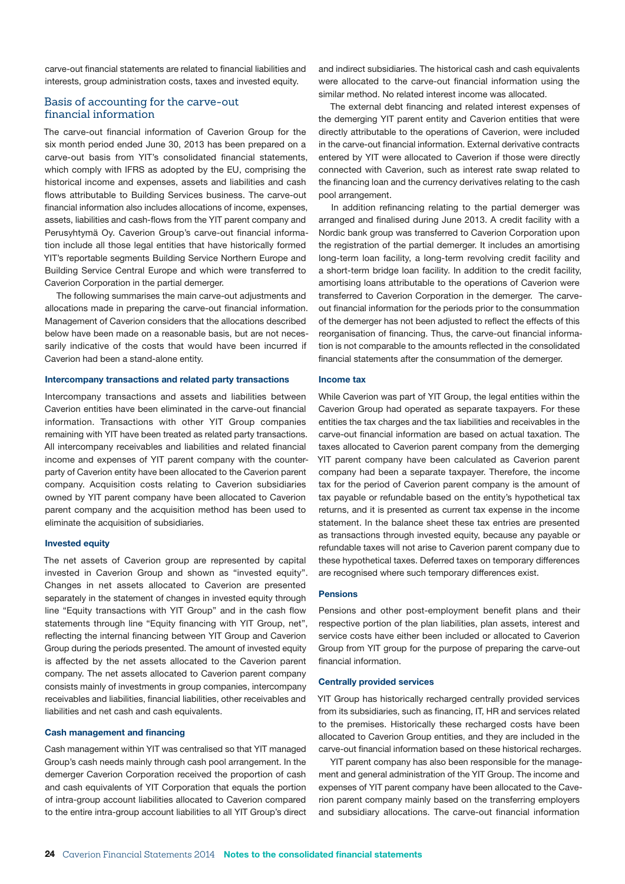carve-out financial statements are related to financial liabilities and interests, group administration costs, taxes and invested equity.

## Basis of accounting for the carve-out financial information

The carve-out financial information of Caverion Group for the six month period ended June 30, 2013 has been prepared on a carve-out basis from YIT's consolidated financial statements, which comply with IFRS as adopted by the EU, comprising the historical income and expenses, assets and liabilities and cash flows attributable to Building Services business. The carve-out financial information also includes allocations of income, expenses, assets, liabilities and cash-flows from the YIT parent company and Perusyhtymä Oy. Caverion Group's carve-out financial information include all those legal entities that have historically formed YIT's reportable segments Building Service Northern Europe and Building Service Central Europe and which were transferred to Caverion Corporation in the partial demerger.

The following summarises the main carve-out adjustments and allocations made in preparing the carve-out financial information. Management of Caverion considers that the allocations described below have been made on a reasonable basis, but are not necessarily indicative of the costs that would have been incurred if Caverion had been a stand-alone entity.

### Intercompany transactions and related party transactions

Intercompany transactions and assets and liabilities between Caverion entities have been eliminated in the carve-out financial information. Transactions with other YIT Group companies remaining with YIT have been treated as related party transactions. All intercompany receivables and liabilities and related financial income and expenses of YIT parent company with the counterparty of Caverion entity have been allocated to the Caverion parent company. Acquisition costs relating to Caverion subsidiaries owned by YIT parent company have been allocated to Caverion parent company and the acquisition method has been used to eliminate the acquisition of subsidiaries.

### Invested equity

The net assets of Caverion group are represented by capital invested in Caverion Group and shown as "invested equity". Changes in net assets allocated to Caverion are presented separately in the statement of changes in invested equity through line "Equity transactions with YIT Group" and in the cash flow statements through line "Equity financing with YIT Group, net", reflecting the internal financing between YIT Group and Caverion Group during the periods presented. The amount of invested equity is affected by the net assets allocated to the Caverion parent company. The net assets allocated to Caverion parent company consists mainly of investments in group companies, intercompany receivables and liabilities, financial liabilities, other receivables and liabilities and net cash and cash equivalents.

### Cash management and financing

Cash management within YIT was centralised so that YIT managed Group's cash needs mainly through cash pool arrangement. In the demerger Caverion Corporation received the proportion of cash and cash equivalents of YIT Corporation that equals the portion of intra-group account liabilities allocated to Caverion compared to the entire intra-group account liabilities to all YIT Group's direct and indirect subsidiaries. The historical cash and cash equivalents were allocated to the carve-out financial information using the similar method. No related interest income was allocated.

The external debt financing and related interest expenses of the demerging YIT parent entity and Caverion entities that were directly attributable to the operations of Caverion, were included in the carve-out financial information. External derivative contracts entered by YIT were allocated to Caverion if those were directly connected with Caverion, such as interest rate swap related to the financing loan and the currency derivatives relating to the cash pool arrangement.

In addition refinancing relating to the partial demerger was arranged and finalised during June 2013. A credit facility with a Nordic bank group was transferred to Caverion Corporation upon the registration of the partial demerger. It includes an amortising long-term loan facility, a long-term revolving credit facility and a short-term bridge loan facility. In addition to the credit facility, amortising loans attributable to the operations of Caverion were transferred to Caverion Corporation in the demerger. The carve-out financial information for the periods prior to the consummation of the demerger has not been adjusted to reflect the effects of this reorganisation of financing. Thus, the carve-out financial information is not comparable to the amounts reflected in the consolidated financial statements after the consummation of the demerger.

### Income tax

While Caverion was part of YIT Group, the legal entities within the Caverion Group had operated as separate taxpayers. For these entities the tax charges and the tax liabilities and receivables in the carve-out financial information are based on actual taxation. The taxes allocated to Caverion parent company from the demerging YIT parent company have been calculated as Caverion parent company had been a separate taxpayer. Therefore, the income tax for the period of Caverion parent company is the amount of tax payable or refundable based on the entity's hypothetical tax returns, and it is presented as current tax expense in the income statement. In the balance sheet these tax entries are presented as transactions through invested equity, because any payable or refundable taxes will not arise to Caverion parent company due to these hypothetical taxes. Deferred taxes on temporary differences are recognised where such temporary differences exist.

### Pensions

Pensions and other post-employment benefit plans and their respective portion of the plan liabilities, plan assets, interest and service costs have either been included or allocated to Caverion Group from YIT group for the purpose of preparing the carve-out financial information.

### Centrally provided services

YIT Group has historically recharged centrally provided services from its subsidiaries, such as financing, IT, HR and services related to the premises. Historically these recharged costs have been allocated to Caverion Group entities, and they are included in the carve-out financial information based on these historical recharges.

YIT parent company has also been responsible for the management and general administration of the YIT Group. The income and expenses of YIT parent company have been allocated to the Caverion parent company mainly based on the transferring employers and subsidiary allocations. The carve-out financial information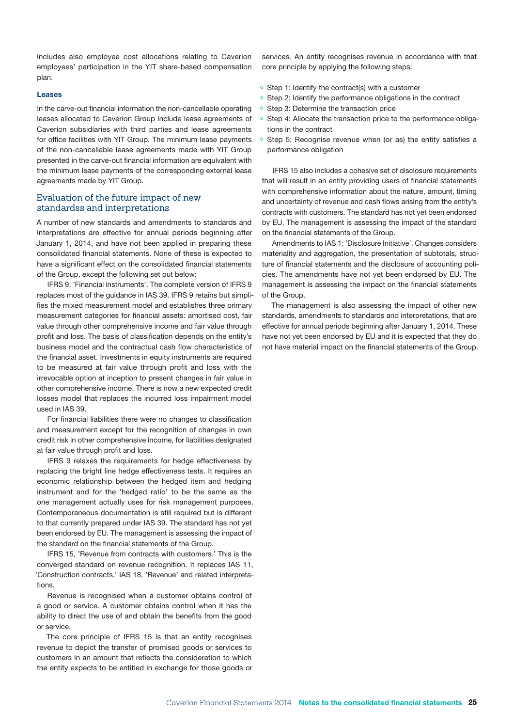includes also employee cost allocations relating to Caverion employees' participation in the YIT share-based compensation plan.

#### Leases

In the carve-out financial information the non-cancellable operating leases allocated to Caverion Group include lease agreements of Caverion subsidiaries with third parties and lease agreements for office facilities with YIT Group. The minimum lease payments of the non-cancellable lease agreements made with YIT Group presented in the carve-out financial information are equivalent with the minimum lease payments of the corresponding external lease agreements made by YIT Group.

### Evaluation of the future impact of new standardss and interpretations

A number of new standards and amendments to standards and interpretations are effective for annual periods beginning after January 1, 2014, and have not been applied in preparing these consolidated financial statements. None of these is expected to have a significant effect on the consolidated financial statements of the Group, except the following set out below:

IFRS 9, 'Financial instruments'. The complete version of IFRS 9 replaces most of the guidance in IAS 39. IFRS 9 retains but simplifies the mixed measurement model and establishes three primary measurement categories for financial assets: amortised cost, fair value through other comprehensive income and fair value through profit and loss. The basis of classification depends on the entity's business model and the contractual cash flow characteristics of the financial asset. Investments in equity instruments are required to be measured at fair value through profit and loss with the irrevocable option at inception to present changes in fair value in other comprehensive income. There is now a new expected credit losses model that replaces the incurred loss impairment model used in IAS 39.

For financial liabilities there were no changes to classification and measurement except for the recognition of changes in own credit risk in other comprehensive income, for liabilities designated at fair value through profit and loss.

IFRS 9 relaxes the requirements for hedge effectiveness by replacing the bright line hedge effectiveness tests. It requires an economic relationship between the hedged item and hedging instrument and for the 'hedged ratio' to be the same as the one management actually uses for risk management purposes. Contemporaneous documentation is still required but is different to that currently prepared under IAS 39. The standard has not yet been endorsed by EU. The management is assessing the impact of the standard on the financial statements of the Group.

IFRS 15, 'Revenue from contracts with customers.' This is the converged standard on revenue recognition. It replaces IAS 11, 'Construction contracts,' IAS 18, 'Revenue' and related interpretations.

Revenue is recognised when a customer obtains control of a good or service. A customer obtains control when it has the ability to direct the use of and obtain the benefits from the good or service.

The core principle of IFRS 15 is that an entity recognises revenue to depict the transfer of promised goods or services to customers in an amount that reflects the consideration to which the entity expects to be entitled in exchange for those goods or services. An entity recognises revenue in accordance with that core principle by applying the following steps:

- Step 1: Identify the contract(s) with a customer
- Step 2: Identify the performance obligations in the contract
- Step 3: Determine the transaction price
- Step 4: Allocate the transaction price to the performance obligations in the contract
- Step 5: Recognise revenue when (or as) the entity satisfies a performance obligation

IFRS 15 also includes a cohesive set of disclosure requirements that will result in an entity providing users of financial statements with comprehensive information about the nature, amount, timing and uncertainty of revenue and cash flows arising from the entity's contracts with customers. The standard has not yet been endorsed by EU. The management is assessing the impact of the standard on the financial statements of the Group.

Amendments to IAS 1: 'Disclosure Initiative'. Changes considers materiality and aggregation, the presentation of subtotals, structure of financial statements and the disclosure of accounting policies. The amendments have not yet been endorsed by EU. The management is assessing the impact on the financial statements of the Group.

The management is also assessing the impact of other new standards, amendments to standards and interpretations, that are effective for annual periods beginning after January 1, 2014. These have not yet been endorsed by EU and it is expected that they do not have material impact on the financial statements of the Group.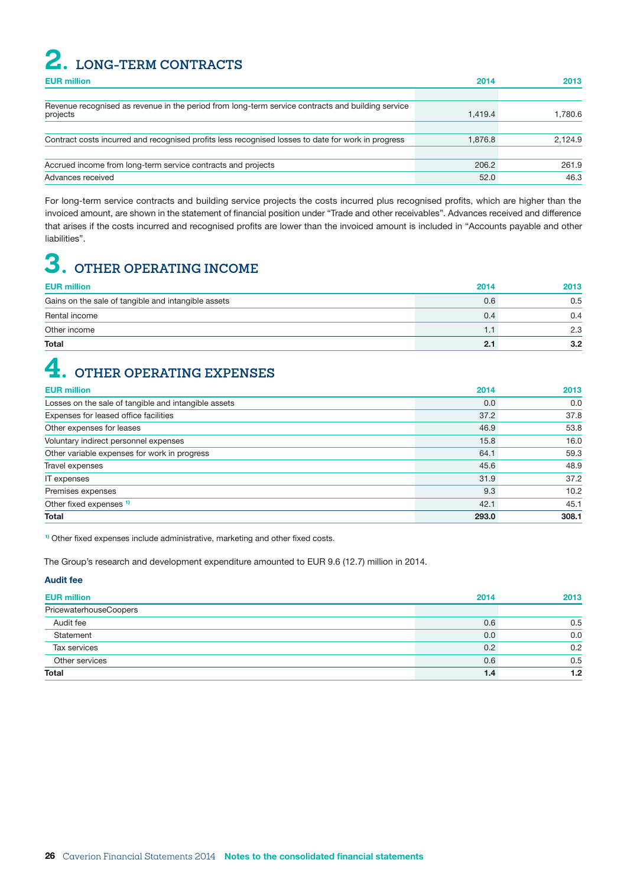# 2. LONG-TERM CONTRACTS

| EUR million | 2014 | 2013 |
|---|---|---|
| Revenue recognised as revenue in the period from long-term service contracts and building service projects | 1,419.4 | 1,780.6 |
| Contract costs incurred and recognised profits less recognised losses to date for work in progress | 1,876.8 | 2,124.9 |
| Accrued income from long-term service contracts and projects | 206.2 | 261.9 |
| Advances received | 52.0 | 46.3 |

For long-term service contracts and building service projects the costs incurred plus recognised profits, which are higher than the invoiced amount, are shown in the statement of financial position under "Trade and other receivables". Advances received and difference that arises if the costs incurred and recognised profits are lower than the invoiced amount is included in "Accounts payable and other liabilities".

# 3. OTHER OPERATING INCOME

| EUR million | 2014 | 2013 |
|---|---|---|
| Gains on the sale of tangible and intangible assets | 0.6 | 0.5 |
| Rental income | 0.4 | 0.4 |
| Other income | 1.1 | 2.3 |
| **Total** | **2.1** | **3.2** |

# 4. OTHER OPERATING EXPENSES

| EUR million | 2014 | 2013 |
|---|---|---|
| Losses on the sale of tangible and intangible assets | 0.0 | 0.0 |
| Expenses for leased office facilities | 37.2 | 37.8 |
| Other expenses for leases | 46.9 | 53.8 |
| Voluntary indirect personnel expenses | 15.8 | 16.0 |
| Other variable expenses for work in progress | 64.1 | 59.3 |
| Travel expenses | 45.6 | 48.9 |
| IT expenses | 31.9 | 37.2 |
| Premises expenses | 9.3 | 10.2 |
| Other fixed expenses [1] | 42.1 | 45.1 |
| **Total** | **293.0** | **308.1** |

[1] Other fixed expenses include administrative, marketing and other fixed costs.

The Group's research and development expenditure amounted to EUR 9.6 (12.7) million in 2014.

### Audit fee

| EUR million | 2014 | 2013 |
|---|---|---|
| PricewaterhouseCoopers | | |
| Audit fee | 0.6 | 0.5 |
| Statement | 0.0 | 0.0 |
| Tax services | 0.2 | 0.2 |
| Other services | 0.6 | 0.5 |
| **Total** | **1.4** | **1.2** |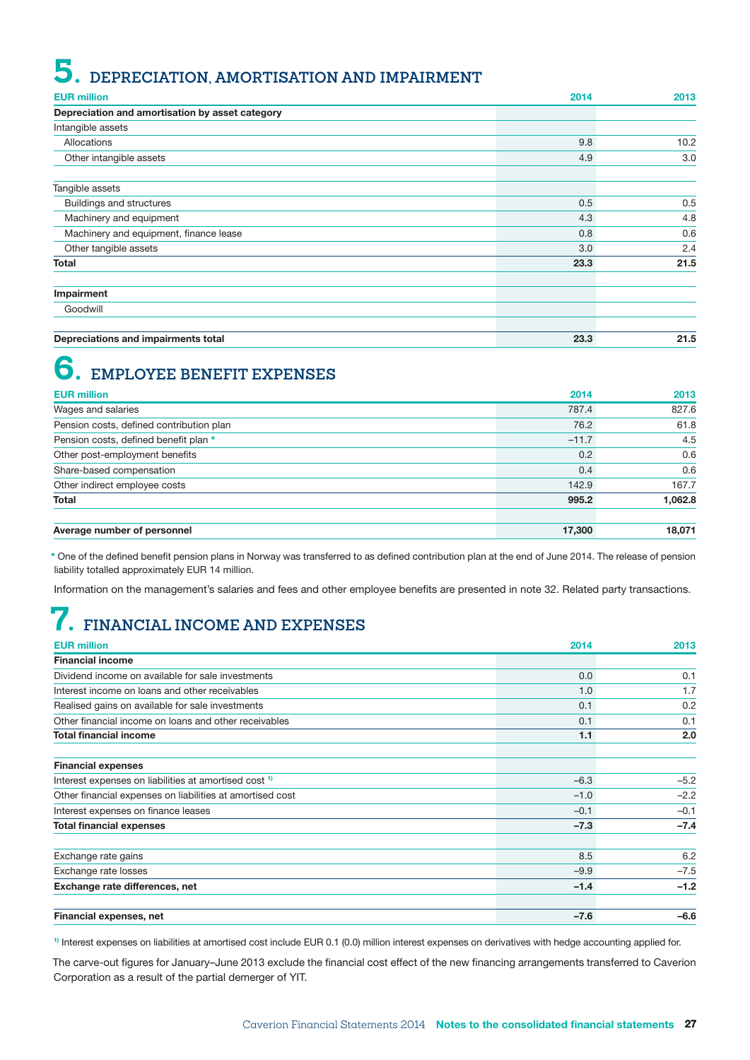# 5. DEPRECIATION, AMORTISATION AND IMPAIRMENT

| EUR million | 2014 | 2013 |
|---|---|---|
| **Depreciation and amortisation by asset category** | | |
| Intangible assets | | |
| Allocations | 9.8 | 10.2 |
| Other intangible assets | 4.9 | 3.0 |
| | | |
| Tangible assets | | |
| Buildings and structures | 0.5 | 0.5 |
| Machinery and equipment | 4.3 | 4.8 |
| Machinery and equipment, finance lease | 0.8 | 0.6 |
| Other tangible assets | 3.0 | 2.4 |
| **Total** | **23.3** | **21.5** |
| | | |
| **Impairment** | | |
| Goodwill | | |
| | | |
| **Depreciations and impairments total** | **23.3** | **21.5** |

# 6. EMPLOYEE BENEFIT EXPENSES

| EUR million | 2014 | 2013 |
|---|---|---|
| Wages and salaries | 787.4 | 827.6 |
| Pension costs, defined contribution plan | 76.2 | 61.8 |
| Pension costs, defined benefit plan * | –11.7 | 4.5 |
| Other post-employment benefits | 0.2 | 0.6 |
| Share-based compensation | 0.4 | 0.6 |
| Other indirect employee costs | 142.9 | 167.7 |
| **Total** | **995.2** | **1,062.8** |
| | | |
| **Average number of personnel** | **17,300** | **18,071** |

\* One of the defined benefit pension plans in Norway was transferred to as defined contribution plan at the end of June 2014. The release of pension liability totalled approximately EUR 14 million.

Information on the management's salaries and fees and other employee benefits are presented in note 32. Related party transactions.

# 7. FINANCIAL INCOME AND EXPENSES

| EUR million | 2014 | 2013 |
|---|---|---|
| **Financial income** | | |
| Dividend income on available for sale investments | 0.0 | 0.1 |
| Interest income on loans and other receivables | 1.0 | 1.7 |
| Realised gains on available for sale investments | 0.1 | 0.2 |
| Other financial income on loans and other receivables | 0.1 | 0.1 |
| **Total financial income** | **1.1** | **2.0** |
| | | |
| **Financial expenses** | | |
| Interest expenses on liabilities at amortised cost [1)] | –6.3 | –5.2 |
| Other financial expenses on liabilities at amortised cost | –1.0 | –2.2 |
| Interest expenses on finance leases | –0.1 | –0.1 |
| **Total financial expenses** | **–7.3** | **–7.4** |
| | | |
| Exchange rate gains | 8.5 | 6.2 |
| Exchange rate losses | –9.9 | –7.5 |
| **Exchange rate differences, net** | **–1.4** | **–1.2** |
| | | |
| **Financial expenses, net** | **–7.6** | **–6.6** |

[1)] Interest expenses on liabilities at amortised cost include EUR 0.1 (0.0) million interest expenses on derivatives with hedge accounting applied for.

The carve-out figures for January–June 2013 exclude the financial cost effect of the new financing arrangements transferred to Caverion Corporation as a result of the partial demerger of YIT.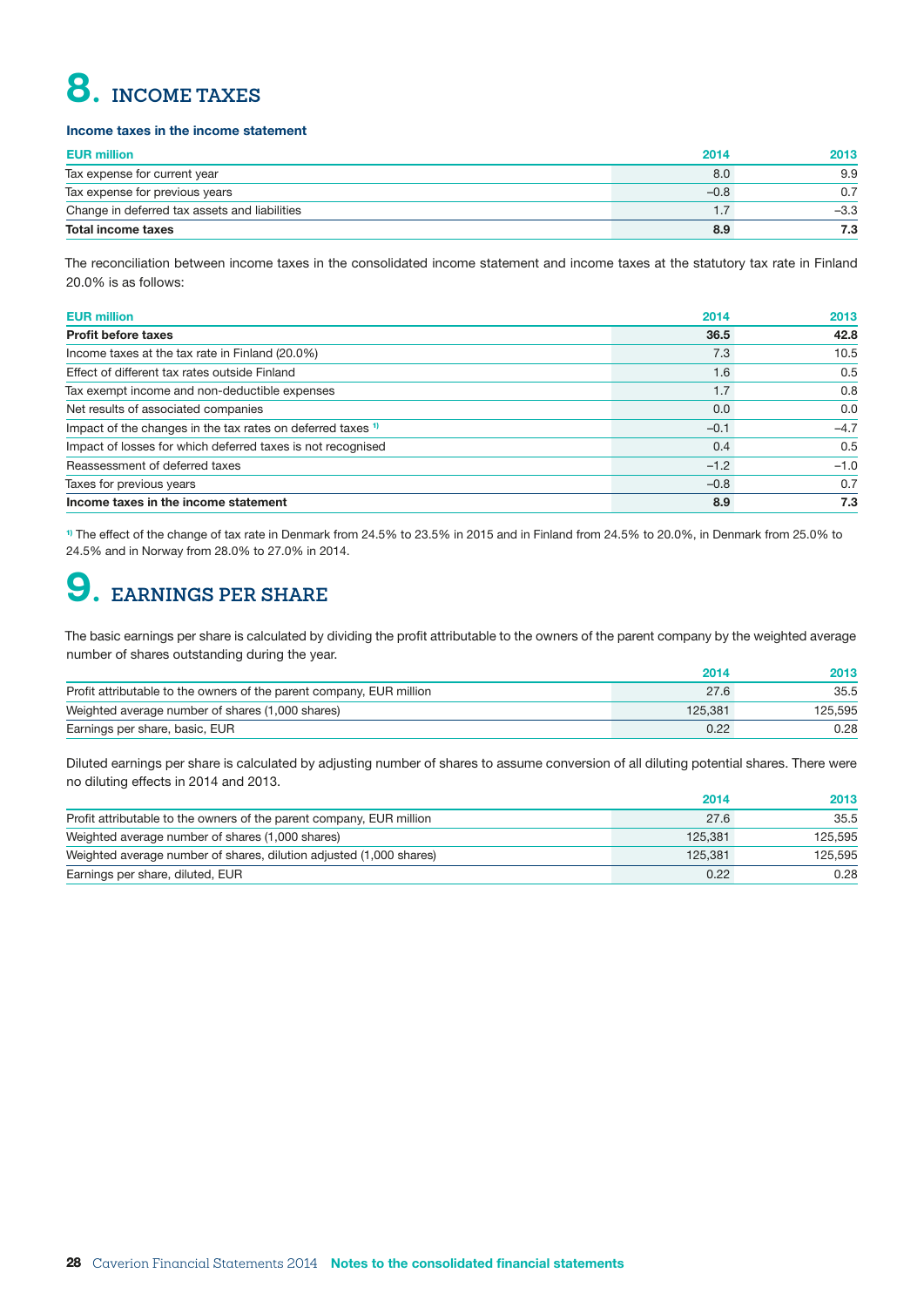# 8. INCOME TAXES

### Income taxes in the income statement

| EUR million | 2014 | 2013 |
|---|---|---|
| Tax expense for current year | 8.0 | 9.9 |
| Tax expense for previous years | –0.8 | 0.7 |
| Change in deferred tax assets and liabilities | 1.7 | –3.3 |
| **Total income taxes** | **8.9** | **7.3** |

The reconciliation between income taxes in the consolidated income statement and income taxes at the statutory tax rate in Finland 20.0% is as follows:

| EUR million | 2014 | 2013 |
|---|---|---|
| **Profit before taxes** | **36.5** | **42.8** |
| Income taxes at the tax rate in Finland (20.0%) | 7.3 | 10.5 |
| Effect of different tax rates outside Finland | 1.6 | 0.5 |
| Tax exempt income and non-deductible expenses | 1.7 | 0.8 |
| Net results of associated companies | 0.0 | 0.0 |
| Impact of the changes in the tax rates on deferred taxes [1] | –0.1 | –4.7 |
| Impact of losses for which deferred taxes is not recognised | 0.4 | 0.5 |
| Reassessment of deferred taxes | –1.2 | –1.0 |
| Taxes for previous years | –0.8 | 0.7 |
| **Income taxes in the income statement** | **8.9** | **7.3** |

[1] The effect of the change of tax rate in Denmark from 24.5% to 23.5% in 2015 and in Finland from 24.5% to 20.0%, in Denmark from 25.0% to 24.5% and in Norway from 28.0% to 27.0% in 2014.

# 9. EARNINGS PER SHARE

The basic earnings per share is calculated by dividing the profit attributable to the owners of the parent company by the weighted average number of shares outstanding during the year.

| | 2014 | 2013 |
|---|---|---|
| Profit attributable to the owners of the parent company, EUR million | 27.6 | 35.5 |
| Weighted average number of shares (1,000 shares) | 125,381 | 125,595 |
| Earnings per share, basic, EUR | 0.22 | 0.28 |

Diluted earnings per share is calculated by adjusting number of shares to assume conversion of all diluting potential shares. There were no diluting effects in 2014 and 2013.

| | 2014 | 2013 |
|---|---|---|
| Profit attributable to the owners of the parent company, EUR million | 27.6 | 35.5 |
| Weighted average number of shares (1,000 shares) | 125,381 | 125,595 |
| Weighted average number of shares, dilution adjusted (1,000 shares) | 125,381 | 125,595 |
| Earnings per share, diluted, EUR | 0.22 | 0.28 |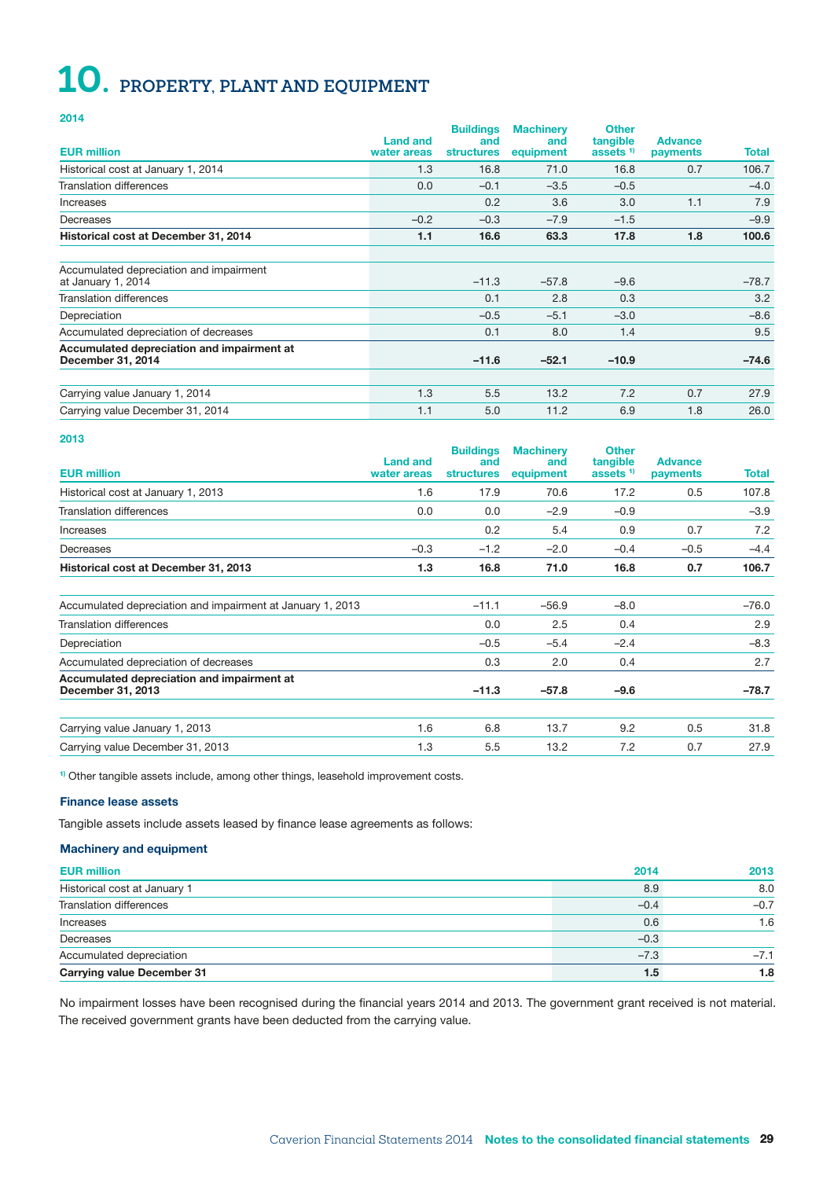# 10. PROPERTY, PLANT AND EQUIPMENT

**2014**

| EUR million | Land and water areas | Buildings and structures | Machinery and equipment | Other tangible assets [1] | Advance payments | Total |
|---|---|---|---|---|---|---|
| Historical cost at January 1, 2014 | 1.3 | 16.8 | 71.0 | 16.8 | 0.7 | 106.7 |
| Translation differences | 0.0 | −0.1 | −3.5 | −0.5 | | −4.0 |
| Increases | | 0.2 | 3.6 | 3.0 | 1.1 | 7.9 |
| Decreases | −0.2 | −0.3 | −7.9 | −1.5 | | −9.9 |
| **Historical cost at December 31, 2014** | **1.1** | **16.6** | **63.3** | **17.8** | **1.8** | **100.6** |
| | | | | | | |
| Accumulated depreciation and impairment at January 1, 2014 | | −11.3 | −57.8 | −9.6 | | −78.7 |
| Translation differences | | 0.1 | 2.8 | 0.3 | | 3.2 |
| Depreciation | | −0.5 | −5.1 | −3.0 | | −8.6 |
| Accumulated depreciation of decreases | | 0.1 | 8.0 | 1.4 | | 9.5 |
| **Accumulated depreciation and impairment at December 31, 2014** | | **−11.6** | **−52.1** | **−10.9** | | **−74.6** |
| | | | | | | |
| Carrying value January 1, 2014 | 1.3 | 5.5 | 13.2 | 7.2 | 0.7 | 27.9 |
| Carrying value December 31, 2014 | 1.1 | 5.0 | 11.2 | 6.9 | 1.8 | 26.0 |

**2013**

| EUR million | Land and water areas | Buildings and structures | Machinery and equipment | Other tangible assets [1] | Advance payments | Total |
|---|---|---|---|---|---|---|
| Historical cost at January 1, 2013 | 1.6 | 17.9 | 70.6 | 17.2 | 0.5 | 107.8 |
| Translation differences | 0.0 | 0.0 | −2.9 | −0.9 | | −3.9 |
| Increases | | 0.2 | 5.4 | 0.9 | 0.7 | 7.2 |
| Decreases | −0.3 | −1.2 | −2.0 | −0.4 | −0.5 | −4.4 |
| **Historical cost at December 31, 2013** | **1.3** | **16.8** | **71.0** | **16.8** | **0.7** | **106.7** |
| | | | | | | |
| Accumulated depreciation and impairment at January 1, 2013 | | −11.1 | −56.9 | −8.0 | | −76.0 |
| Translation differences | | 0.0 | 2.5 | 0.4 | | 2.9 |
| Depreciation | | −0.5 | −5.4 | −2.4 | | −8.3 |
| Accumulated depreciation of decreases | | 0.3 | 2.0 | 0.4 | | 2.7 |
| **Accumulated depreciation and impairment at December 31, 2013** | | **−11.3** | **−57.8** | **−9.6** | | **−78.7** |
| | | | | | | |
| Carrying value January 1, 2013 | 1.6 | 6.8 | 13.7 | 9.2 | 0.5 | 31.8 |
| Carrying value December 31, 2013 | 1.3 | 5.5 | 13.2 | 7.2 | 0.7 | 27.9 |

[1] Other tangible assets include, among other things, leasehold improvement costs.

### Finance lease assets

Tangible assets include assets leased by finance lease agreements as follows:

### Machinery and equipment

| EUR million | 2014 | 2013 |
|---|---|---|
| Historical cost at January 1 | 8.9 | 8.0 |
| Translation differences | −0.4 | −0.7 |
| Increases | 0.6 | 1.6 |
| Decreases | −0.3 | |
| Accumulated depreciation | −7.3 | −7.1 |
| **Carrying value December 31** | **1.5** | **1.8** |

No impairment losses have been recognised during the financial years 2014 and 2013. The government grant received is not material. The received government grants have been deducted from the carrying value.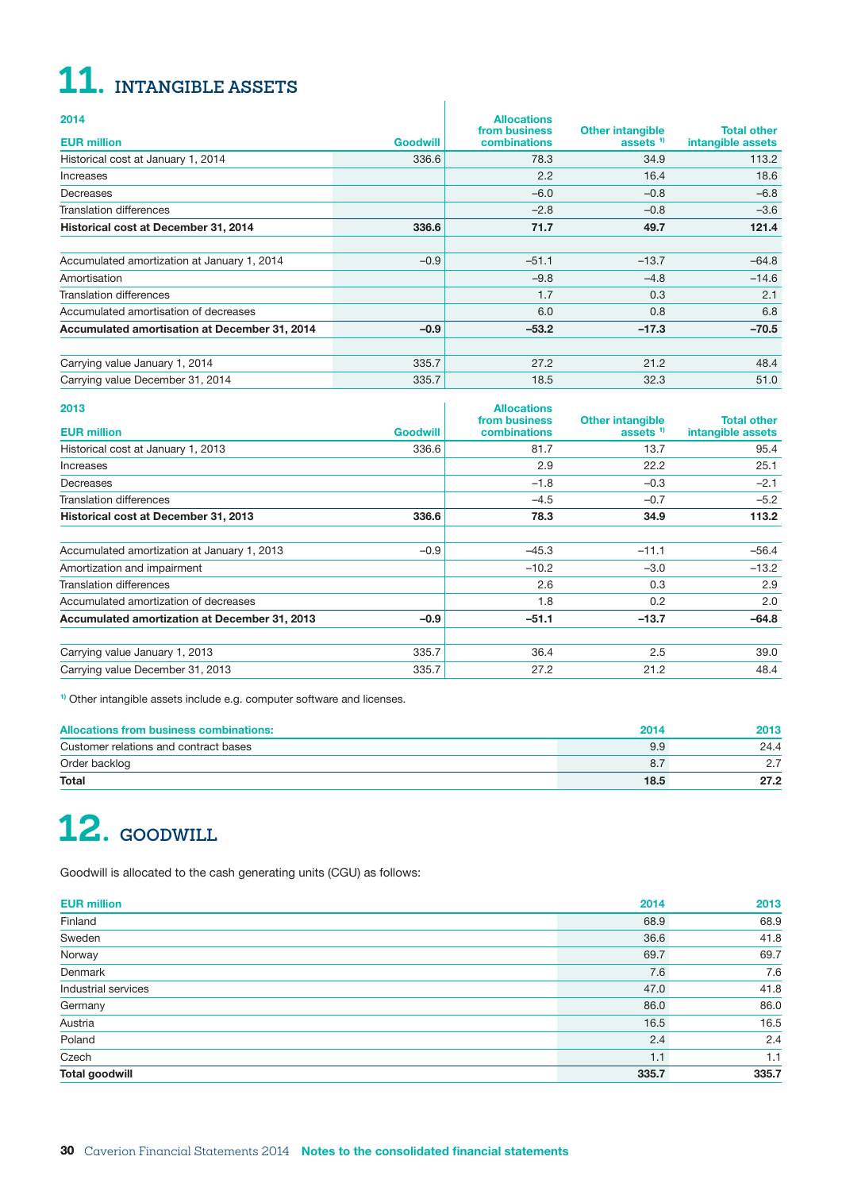# 11. INTANGIBLE ASSETS

| 2014<br>EUR million | Goodwill | Allocations from business combinations | Other intangible assets [1] | Total other intangible assets |
|---|---|---|---|---|
| Historical cost at January 1, 2014 | 336.6 | 78.3 | 34.9 | 113.2 |
| Increases | | 2.2 | 16.4 | 18.6 |
| Decreases | | –6.0 | –0.8 | –6.8 |
| Translation differences | | –2.8 | –0.8 | –3.6 |
| **Historical cost at December 31, 2014** | **336.6** | **71.7** | **49.7** | **121.4** |
| | | | | |
| Accumulated amortization at January 1, 2014 | –0.9 | –51.1 | –13.7 | –64.8 |
| Amortisation | | –9.8 | –4.8 | –14.6 |
| Translation differences | | 1.7 | 0.3 | 2.1 |
| Accumulated amortisation of decreases | | 6.0 | 0.8 | 6.8 |
| **Accumulated amortisation at December 31, 2014** | **–0.9** | **–53.2** | **–17.3** | **–70.5** |
| | | | | |
| Carrying value January 1, 2014 | 335.7 | 27.2 | 21.2 | 48.4 |
| Carrying value December 31, 2014 | 335.7 | 18.5 | 32.3 | 51.0 |

| 2013<br>EUR million | Goodwill | Allocations from business combinations | Other intangible assets [1] | Total other intangible assets |
|---|---|---|---|---|
| Historical cost at January 1, 2013 | 336.6 | 81.7 | 13.7 | 95.4 |
| Increases | | 2.9 | 22.2 | 25.1 |
| Decreases | | –1.8 | –0.3 | –2.1 |
| Translation differences | | –4.5 | –0.7 | –5.2 |
| **Historical cost at December 31, 2013** | **336.6** | **78.3** | **34.9** | **113.2** |
| | | | | |
| Accumulated amortization at January 1, 2013 | –0.9 | –45.3 | –11.1 | –56.4 |
| Amortization and impairment | | –10.2 | –3.0 | –13.2 |
| Translation differences | | 2.6 | 0.3 | 2.9 |
| Accumulated amortization of decreases | | 1.8 | 0.2 | 2.0 |
| **Accumulated amortization at December 31, 2013** | **–0.9** | **–51.1** | **–13.7** | **–64.8** |
| | | | | |
| Carrying value January 1, 2013 | 335.7 | 36.4 | 2.5 | 39.0 |
| Carrying value December 31, 2013 | 335.7 | 27.2 | 21.2 | 48.4 |

[1] Other intangible assets include e.g. computer software and licenses.

| Allocations from business combinations: | 2014 | 2013 |
|---|---|---|
| Customer relations and contract bases | 9.9 | 24.4 |
| Order backlog | 8.7 | 2.7 |
| **Total** | **18.5** | **27.2** |

# 12. GOODWILL

Goodwill is allocated to the cash generating units (CGU) as follows:

| EUR million | 2014 | 2013 |
|---|---|---|
| Finland | 68.9 | 68.9 |
| Sweden | 36.6 | 41.8 |
| Norway | 69.7 | 69.7 |
| Denmark | 7.6 | 7.6 |
| Industrial services | 47.0 | 41.8 |
| Germany | 86.0 | 86.0 |
| Austria | 16.5 | 16.5 |
| Poland | 2.4 | 2.4 |
| Czech | 1.1 | 1.1 |
| **Total goodwill** | **335.7** | **335.7** |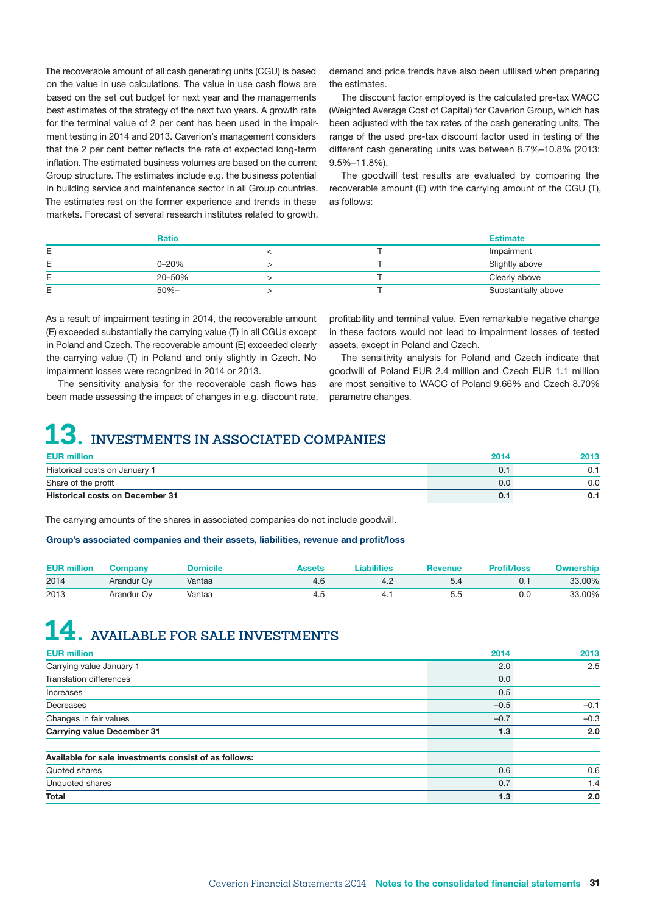The recoverable amount of all cash generating units (CGU) is based on the value in use calculations. The value in use cash flows are based on the set out budget for next year and the managements best estimates of the strategy of the next two years. A growth rate for the terminal value of 2 per cent has been used in the impairment testing in 2014 and 2013. Caverion's management considers that the 2 per cent better reflects the rate of expected long-term inflation. The estimated business volumes are based on the current Group structure. The estimates include e.g. the business potential in building service and maintenance sector in all Group countries. The estimates rest on the former experience and trends in these markets. Forecast of several research institutes related to growth, demand and price trends have also been utilised when preparing the estimates.

The discount factor employed is the calculated pre-tax WACC (Weighted Average Cost of Capital) for Caverion Group, which has been adjusted with the tax rates of the cash generating units. The range of the used pre-tax discount factor used in testing of the different cash generating units was between 8.7%–10.8% (2013: 9.5%–11.8%).

The goodwill test results are evaluated by comparing the recoverable amount (E) with the carrying amount of the CGU (T), as follows:

| | Ratio | | | Estimate |
|---|---|---|---|---|
| E | | < | T | Impairment |
| E | 0–20% | > | T | Slightly above |
| E | 20–50% | > | T | Clearly above |
| E | 50%– | > | T | Substantially above |

As a result of impairment testing in 2014, the recoverable amount (E) exceeded substantially the carrying value (T) in all CGUs except in Poland and Czech. The recoverable amount (E) exceeded clearly the carrying value (T) in Poland and only slightly in Czech. No impairment losses were recognized in 2014 or 2013.

The sensitivity analysis for the recoverable cash flows has been made assessing the impact of changes in e.g. discount rate, profitability and terminal value. Even remarkable negative change in these factors would not lead to impairment losses of tested assets, except in Poland and Czech.

The sensitivity analysis for Poland and Czech indicate that goodwill of Poland EUR 2.4 million and Czech EUR 1.1 million are most sensitive to WACC of Poland 9.66% and Czech 8.70% parametre changes.

# 13. INVESTMENTS IN ASSOCIATED COMPANIES

| EUR million | 2014 | 2013 |
|---|---|---|
| Historical costs on January 1 | 0.1 | 0.1 |
| Share of the profit | 0.0 | 0.0 |
| **Historical costs on December 31** | **0.1** | **0.1** |

The carrying amounts of the shares in associated companies do not include goodwill.

**Group's associated companies and their assets, liabilities, revenue and profit/loss**

| EUR million | Company | Domicile | Assets | Liabilities | Revenue | Profit/loss | Ownership |
|---|---|---|---|---|---|---|---|
| 2014 | Arandur Oy | Vantaa | 4.6 | 4.2 | 5.4 | 0.1 | 33.00% |
| 2013 | Arandur Oy | Vantaa | 4.5 | 4.1 | 5.5 | 0.0 | 33.00% |

# 14. AVAILABLE FOR SALE INVESTMENTS

| EUR million | 2014 | 2013 |
|---|---|---|
| Carrying value January 1 | 2.0 | 2.5 |
| Translation differences | 0.0 | |
| Increases | 0.5 | |
| Decreases | −0.5 | −0.1 |
| Changes in fair values | −0.7 | −0.3 |
| **Carrying value December 31** | **1.3** | **2.0** |
| | | |
| **Available for sale investments consist of as follows:** | | |
| Quoted shares | 0.6 | 0.6 |
| Unquoted shares | 0.7 | 1.4 |
| **Total** | **1.3** | **2.0** |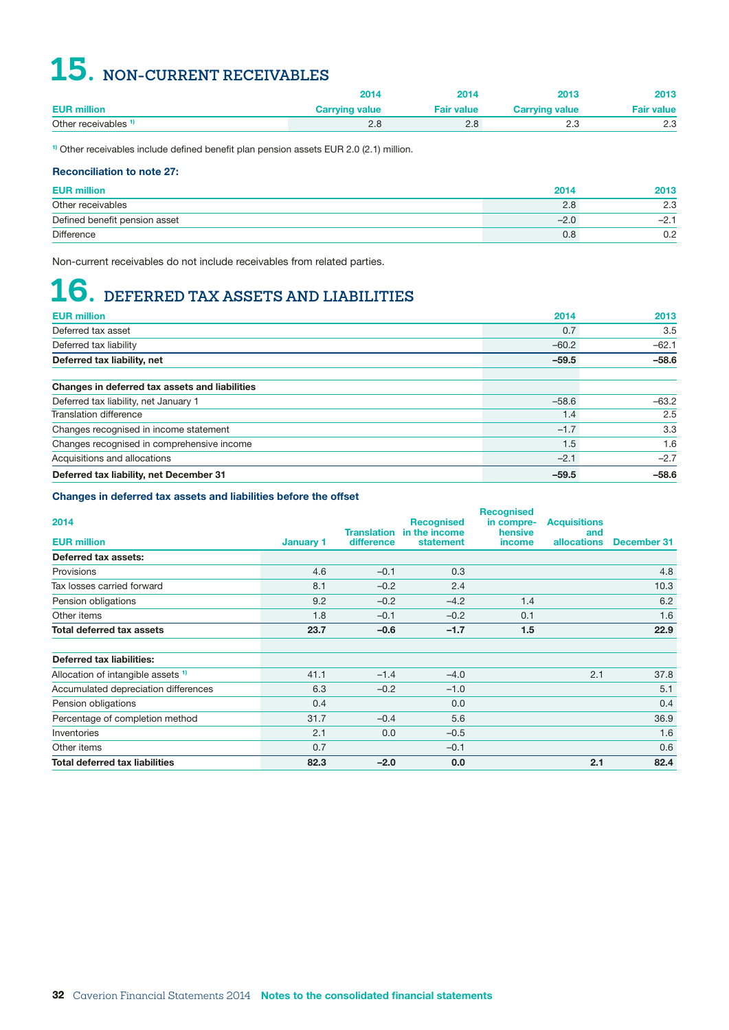# 15. NON-CURRENT RECEIVABLES

| EUR million | 2014 Carrying value | 2014 Fair value | 2013 Carrying value | 2013 Fair value |
|---|---|---|---|---|
| Other receivables [1] | 2.8 | 2.8 | 2.3 | 2.3 |

[1] Other receivables include defined benefit plan pension assets EUR 2.0 (2.1) million.

**Reconciliation to note 27:**

| EUR million | 2014 | 2013 |
|---|---|---|
| Other receivables | 2.8 | 2.3 |
| Defined benefit pension asset | −2.0 | −2.1 |
| Difference | 0.8 | 0.2 |

Non-current receivables do not include receivables from related parties.

# 16. DEFERRED TAX ASSETS AND LIABILITIES

| EUR million | 2014 | 2013 |
|---|---|---|
| Deferred tax asset | 0.7 | 3.5 |
| Deferred tax liability | −60.2 | −62.1 |
| **Deferred tax liability, net** | **−59.5** | **−58.6** |
| | | |
| **Changes in deferred tax assets and liabilities** | | |
| Deferred tax liability, net January 1 | −58.6 | −63.2 |
| Translation difference | 1.4 | 2.5 |
| Changes recognised in income statement | −1.7 | 3.3 |
| Changes recognised in comprehensive income | 1.5 | 1.6 |
| Acquisitions and allocations | −2.1 | −2.7 |
| **Deferred tax liability, net December 31** | **−59.5** | **−58.6** |

**Changes in deferred tax assets and liabilities before the offset**

| 2014<br>EUR million | January 1 | Translation difference | Recognised in the income statement | Recognised in comprehensive income | Acquisitions and allocations | December 31 |
|---|---|---|---|---|---|---|
| **Deferred tax assets:** | | | | | | |
| Provisions | 4.6 | −0.1 | 0.3 | | | 4.8 |
| Tax losses carried forward | 8.1 | −0.2 | 2.4 | | | 10.3 |
| Pension obligations | 9.2 | −0.2 | −4.2 | 1.4 | | 6.2 |
| Other items | 1.8 | −0.1 | −0.2 | 0.1 | | 1.6 |
| **Total deferred tax assets** | **23.7** | **−0.6** | **−1.7** | **1.5** | | **22.9** |
| | | | | | | |
| **Deferred tax liabilities:** | | | | | | |
| Allocation of intangible assets [1] | 41.1 | −1.4 | −4.0 | | 2.1 | 37.8 |
| Accumulated depreciation differences | 6.3 | −0.2 | −1.0 | | | 5.1 |
| Pension obligations | 0.4 | | 0.0 | | | 0.4 |
| Percentage of completion method | 31.7 | −0.4 | 5.6 | | | 36.9 |
| Inventories | 2.1 | 0.0 | −0.5 | | | 1.6 |
| Other items | 0.7 | | −0.1 | | | 0.6 |
| **Total deferred tax liabilities** | **82.3** | **−2.0** | **0.0** | | **2.1** | **82.4** |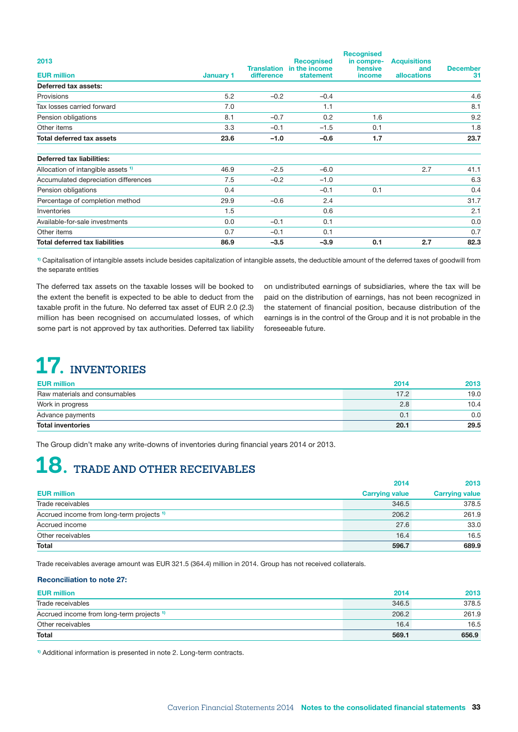| 2013<br>EUR million | January 1 | Translation difference | Recognised in the income statement | Recognised in compre-hensive income | Acquisitions and allocations | December 31 |
|---|---|---|---|---|---|---|
| **Deferred tax assets:** | | | | | | |
| Provisions | 5.2 | –0.2 | –0.4 | | | 4.6 |
| Tax losses carried forward | 7.0 | | 1.1 | | | 8.1 |
| Pension obligations | 8.1 | –0.7 | 0.2 | 1.6 | | 9.2 |
| Other items | 3.3 | –0.1 | –1.5 | 0.1 | | 1.8 |
| **Total deferred tax assets** | **23.6** | **–1.0** | **–0.6** | **1.7** | | **23.7** |
| | | | | | | |
| **Deferred tax liabilities:** | | | | | | |
| Allocation of intangible assets [1] | 46.9 | –2.5 | –6.0 | | 2.7 | 41.1 |
| Accumulated depreciation differences | 7.5 | –0.2 | –1.0 | | | 6.3 |
| Pension obligations | 0.4 | | –0.1 | 0.1 | | 0.4 |
| Percentage of completion method | 29.9 | –0.6 | 2.4 | | | 31.7 |
| Inventories | 1.5 | | 0.6 | | | 2.1 |
| Available-for-sale investments | 0.0 | –0.1 | 0.1 | | | 0.0 |
| Other items | 0.7 | –0.1 | 0.1 | | | 0.7 |
| **Total deferred tax liabilities** | **86.9** | **–3.5** | **–3.9** | **0.1** | **2.7** | **82.3** |

[1] Capitalisation of intangible assets include besides capitalization of intangible assets, the deductible amount of the deferred taxes of goodwill from the separate entities

The deferred tax assets on the taxable losses will be booked to the extent the benefit is expected to be able to deduct from the taxable profit in the future. No deferred tax asset of EUR 2.0 (2.3) million has been recognised on accumulated losses, of which some part is not approved by tax authorities. Deferred tax liability on undistributed earnings of subsidiaries, where the tax will be paid on the distribution of earnings, has not been recognized in the statement of financial position, because distribution of the earnings is in the control of the Group and it is not probable in the foreseeable future.

# 17. INVENTORIES

| EUR million | 2014 | 2013 |
|---|---|---|
| Raw materials and consumables | 17.2 | 19.0 |
| Work in progress | 2.8 | 10.4 |
| Advance payments | 0.1 | 0.0 |
| **Total inventories** | **20.1** | **29.5** |

The Group didn't make any write-downs of inventories during financial years 2014 or 2013.

# 18. TRADE AND OTHER RECEIVABLES

| EUR million | 2014<br>Carrying value | 2013<br>Carrying value |
|---|---|---|
| Trade receivables | 346.5 | 378.5 |
| Accrued income from long-term projects [1] | 206.2 | 261.9 |
| Accrued income | 27.6 | 33.0 |
| Other receivables | 16.4 | 16.5 |
| **Total** | **596.7** | **689.9** |

Trade receivables average amount was EUR 321.5 (364.4) million in 2014. Group has not received collaterals.

**Reconciliation to note 27:**

| EUR million | 2014 | 2013 |
|---|---|---|
| Trade receivables | 346.5 | 378.5 |
| Accrued income from long-term projects [1] | 206.2 | 261.9 |
| Other receivables | 16.4 | 16.5 |
| **Total** | **569.1** | **656.9** |

[1] Additional information is presented in note 2. Long-term contracts.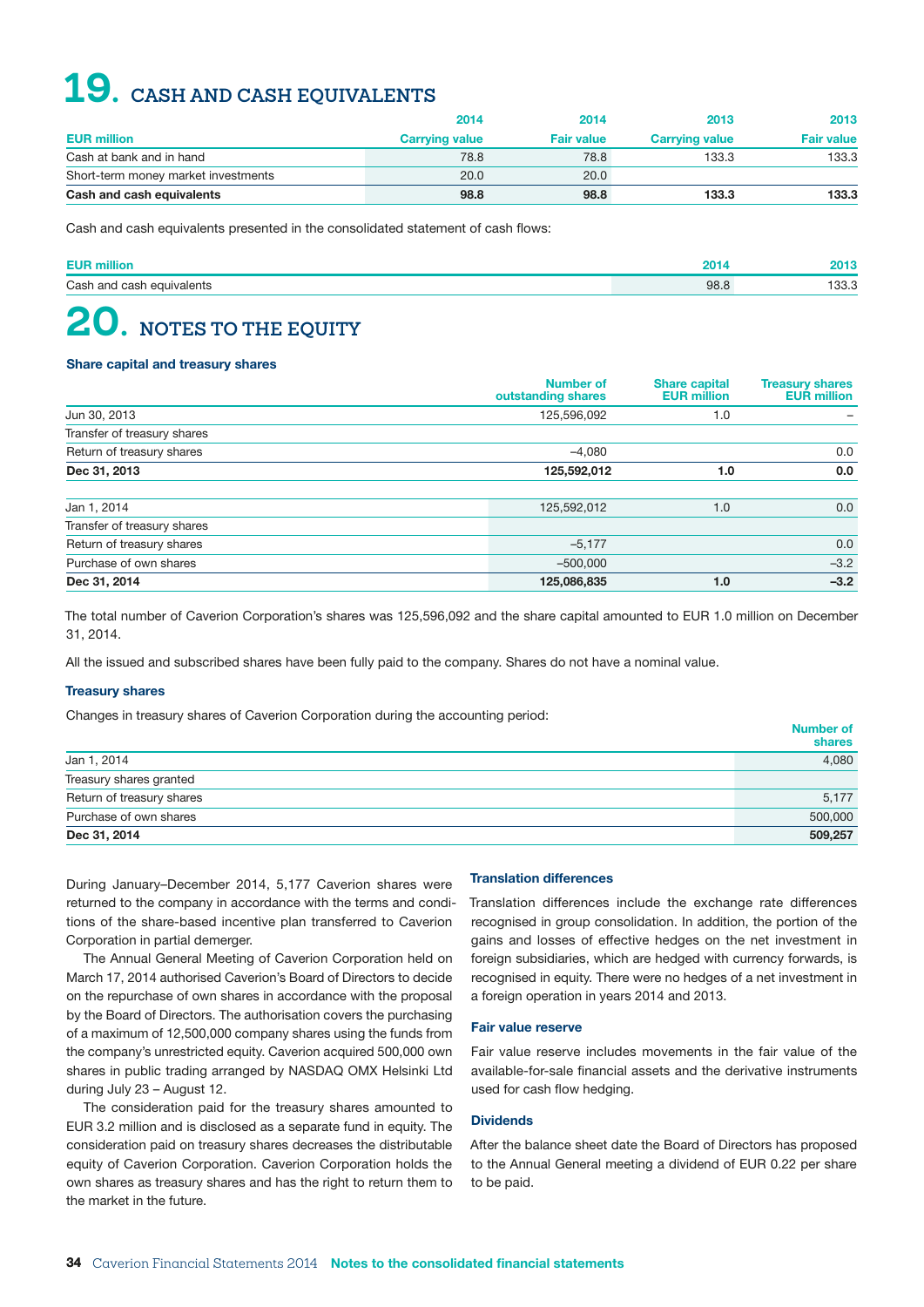# 19. CASH AND CASH EQUIVALENTS

| EUR million | 2014 Carrying value | 2014 Fair value | 2013 Carrying value | 2013 Fair value |
|---|---|---|---|---|
| Cash at bank and in hand | 78.8 | 78.8 | 133.3 | 133.3 |
| Short-term money market investments | 20.0 | 20.0 | | |
| **Cash and cash equivalents** | **98.8** | **98.8** | **133.3** | **133.3** |

Cash and cash equivalents presented in the consolidated statement of cash flows:

| EUR million | 2014 | 2013 |
|---|---|---|
| Cash and cash equivalents | 98.8 | 133.3 |

# 20. NOTES TO THE EQUITY

### Share capital and treasury shares

| | Number of outstanding shares | Share capital EUR million | Treasury shares EUR million |
|---|---|---|---|
| Jun 30, 2013 | 125,596,092 | 1.0 | – |
| Transfer of treasury shares | | | |
| Return of treasury shares | –4,080 | | 0.0 |
| **Dec 31, 2013** | **125,592,012** | **1.0** | **0.0** |
| | | | |
| Jan 1, 2014 | 125,592,012 | 1.0 | 0.0 |
| Transfer of treasury shares | | | |
| Return of treasury shares | –5,177 | | 0.0 |
| Purchase of own shares | –500,000 | | –3.2 |
| **Dec 31, 2014** | **125,086,835** | **1.0** | **–3.2** |

The total number of Caverion Corporation's shares was 125,596,092 and the share capital amounted to EUR 1.0 million on December 31, 2014.

All the issued and subscribed shares have been fully paid to the company. Shares do not have a nominal value.

### Treasury shares

Changes in treasury shares of Caverion Corporation during the accounting period:

| | Number of shares |
|---|---|
| Jan 1, 2014 | 4,080 |
| Treasury shares granted | |
| Return of treasury shares | 5,177 |
| Purchase of own shares | 500,000 |
| **Dec 31, 2014** | **509,257** |

During January–December 2014, 5,177 Caverion shares were returned to the company in accordance with the terms and conditions of the share-based incentive plan transferred to Caverion Corporation in partial demerger.

The Annual General Meeting of Caverion Corporation held on March 17, 2014 authorised Caverion's Board of Directors to decide on the repurchase of own shares in accordance with the proposal by the Board of Directors. The authorisation covers the purchasing of a maximum of 12,500,000 company shares using the funds from the company's unrestricted equity. Caverion acquired 500,000 own shares in public trading arranged by NASDAQ OMX Helsinki Ltd during July 23 – August 12.

The consideration paid for the treasury shares amounted to EUR 3.2 million and is disclosed as a separate fund in equity. The consideration paid on treasury shares decreases the distributable equity of Caverion Corporation. Caverion Corporation holds the own shares as treasury shares and has the right to return them to the market in the future.

### Translation differences

Translation differences include the exchange rate differences recognised in group consolidation. In addition, the portion of the gains and losses of effective hedges on the net investment in foreign subsidiaries, which are hedged with currency forwards, is recognised in equity. There were no hedges of a net investment in a foreign operation in years 2014 and 2013.

### Fair value reserve

Fair value reserve includes movements in the fair value of the available-for-sale financial assets and the derivative instruments used for cash flow hedging.

### Dividends

After the balance sheet date the Board of Directors has proposed to the Annual General meeting a dividend of EUR 0.22 per share to be paid.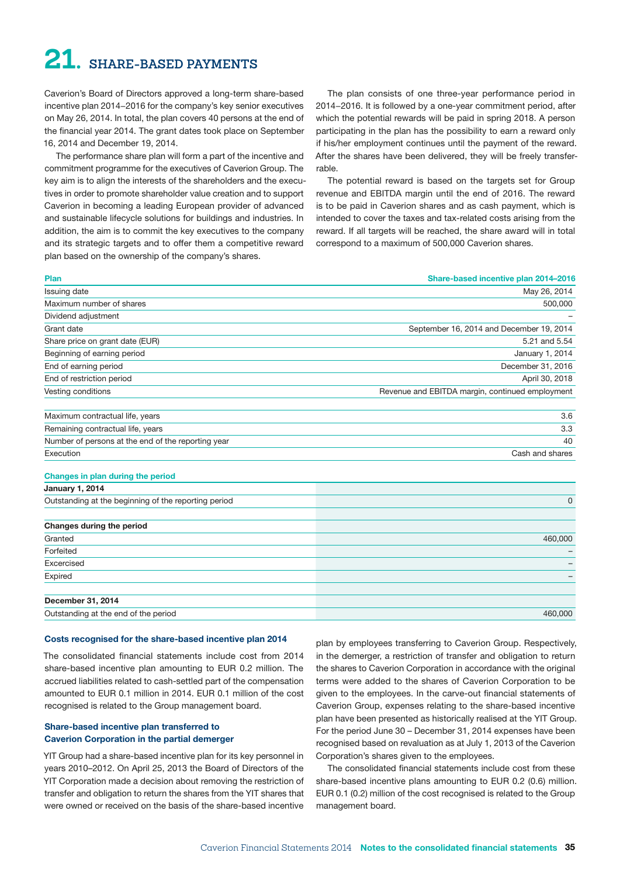# 21. SHARE-BASED PAYMENTS

Caverion's Board of Directors approved a long-term share-based incentive plan 2014–2016 for the company's key senior executives on May 26, 2014. In total, the plan covers 40 persons at the end of the financial year 2014. The grant dates took place on September 16, 2014 and December 19, 2014.

The performance share plan will form a part of the incentive and commitment programme for the executives of Caverion Group. The key aim is to align the interests of the shareholders and the executives in order to promote shareholder value creation and to support Caverion in becoming a leading European provider of advanced and sustainable lifecycle solutions for buildings and industries. In addition, the aim is to commit the key executives to the company and its strategic targets and to offer them a competitive reward plan based on the ownership of the company's shares.

The plan consists of one three-year performance period in 2014–2016. It is followed by a one-year commitment period, after which the potential rewards will be paid in spring 2018. A person participating in the plan has the possibility to earn a reward only if his/her employment continues until the payment of the reward. After the shares have been delivered, they will be freely transferrable.

The potential reward is based on the targets set for Group revenue and EBITDA margin until the end of 2016. The reward is to be paid in Caverion shares and as cash payment, which is intended to cover the taxes and tax-related costs arising from the reward. If all targets will be reached, the share award will in total correspond to a maximum of 500,000 Caverion shares.

| Plan | Share-based incentive plan 2014–2016 |
|---|---|
| Issuing date | May 26, 2014 |
| Maximum number of shares | 500,000 |
| Dividend adjustment | – |
| Grant date | September 16, 2014 and December 19, 2014 |
| Share price on grant date (EUR) | 5.21 and 5.54 |
| Beginning of earning period | January 1, 2014 |
| End of earning period | December 31, 2016 |
| End of restriction period | April 30, 2018 |
| Vesting conditions | Revenue and EBITDA margin, continued employment |
| | |
| Maximum contractual life, years | 3.6 |
| Remaining contractual life, years | 3.3 |
| Number of persons at the end of the reporting year | 40 |
| Execution | Cash and shares |

| Changes in plan during the period | |
|---|---|
| **January 1, 2014** | |
| Outstanding at the beginning of the reporting period | 0 |
| | |
| **Changes during the period** | |
| Granted | 460,000 |
| Forfeited | – |
| Excercised | – |
| Expired | – |
| | |
| **December 31, 2014** | |
| Outstanding at the end of the period | 460,000 |

### Costs recognised for the share-based incentive plan 2014

The consolidated financial statements include cost from 2014 share-based incentive plan amounting to EUR 0.2 million. The accrued liabilities related to cash-settled part of the compensation amounted to EUR 0.1 million in 2014. EUR 0.1 million of the cost recognised is related to the Group management board.

### Share-based incentive plan transferred to Caverion Corporation in the partial demerger

YIT Group had a share-based incentive plan for its key personnel in years 2010–2012. On April 25, 2013 the Board of Directors of the YIT Corporation made a decision about removing the restriction of transfer and obligation to return the shares from the YIT shares that were owned or received on the basis of the share-based incentive plan by employees transferring to Caverion Group. Respectively, in the demerger, a restriction of transfer and obligation to return the shares to Caverion Corporation in accordance with the original terms were added to the shares of Caverion Corporation to be given to the employees. In the carve-out financial statements of Caverion Group, expenses relating to the share-based incentive plan have been presented as historically realised at the YIT Group. For the period June 30 – December 31, 2014 expenses have been recognised based on revaluation as at July 1, 2013 of the Caverion Corporation's shares given to the employees.

The consolidated financial statements include cost from these share-based incentive plans amounting to EUR 0.2 (0.6) million. EUR 0.1 (0.2) million of the cost recognised is related to the Group management board.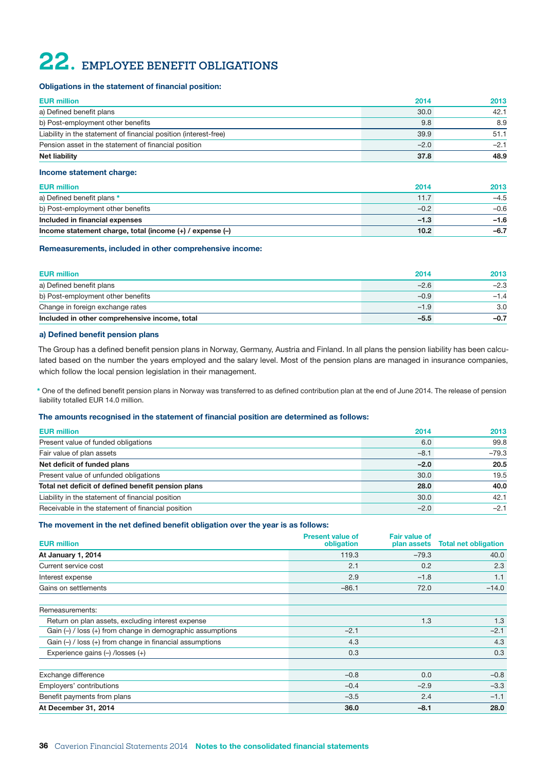# 22. EMPLOYEE BENEFIT OBLIGATIONS

**Obligations in the statement of financial position:**

| EUR million | 2014 | 2013 |
|---|---|---|
| a) Defined benefit plans | 30.0 | 42.1 |
| b) Post-employment other benefits | 9.8 | 8.9 |
| Liability in the statement of financial position (interest-free) | 39.9 | 51.1 |
| Pension asset in the statement of financial position | –2.0 | –2.1 |
| **Net liability** | **37.8** | **48.9** |

**Income statement charge:**

| EUR million | 2014 | 2013 |
|---|---|---|
| a) Defined benefit plans * | 11.7 | –4.5 |
| b) Post-employment other benefits | –0.2 | –0.6 |
| **Included in financial expenses** | **–1.3** | **–1.6** |
| **Income statement charge, total (income (+) / expense (–)** | **10.2** | **–6.7** |

**Remeasurements, included in other comprehensive income:**

| EUR million | 2014 | 2013 |
|---|---|---|
| a) Defined benefit plans | –2.6 | –2.3 |
| b) Post-employment other benefits | –0.9 | –1.4 |
| Change in foreign exchange rates | –1.9 | 3.0 |
| **Included in other comprehensive income, total** | **–5.5** | **–0.7** |

**a) Defined benefit pension plans**

The Group has a defined benefit pension plans in Norway, Germany, Austria and Finland. In all plans the pension liability has been calculated based on the number the years employed and the salary level. Most of the pension plans are managed in insurance companies, which follow the local pension legislation in their management.

* One of the defined benefit pension plans in Norway was transferred to as defined contribution plan at the end of June 2014. The release of pension liability totalled EUR 14.0 million.

**The amounts recognised in the statement of financial position are determined as follows:**

| EUR million | 2014 | 2013 |
|---|---|---|
| Present value of funded obligations | 6.0 | 99.8 |
| Fair value of plan assets | –8.1 | –79.3 |
| **Net deficit of funded plans** | **–2.0** | **20.5** |
| Present value of unfunded obligations | 30.0 | 19.5 |
| **Total net deficit of defined benefit pension plans** | **28.0** | **40.0** |
| Liability in the statement of financial position | 30.0 | 42.1 |
| Receivable in the statement of financial position | –2.0 | –2.1 |

**The movement in the net defined benefit obligation over the year is as follows:**

| EUR million | Present value of obligation | Fair value of plan assets | Total net obligation |
|---|---|---|---|
| **At January 1, 2014** | 119.3 | –79.3 | 40.0 |
| Current service cost | 2.1 | 0.2 | 2.3 |
| Interest expense | 2.9 | –1.8 | 1.1 |
| Gains on settlements | –86.1 | 72.0 | –14.0 |
| | | | |
| Remeasurements: | | | |
| Return on plan assets, excluding interest expense | | 1.3 | 1.3 |
| Gain (–) / loss (+) from change in demographic assumptions | –2.1 | | –2.1 |
| Gain (–) / loss (+) from change in financial assumptions | 4.3 | | 4.3 |
| Experience gains (–) /losses (+) | 0.3 | | 0.3 |
| | | | |
| Exchange difference | –0.8 | 0.0 | –0.8 |
| Employers' contributions | –0.4 | –2.9 | –3.3 |
| Benefit payments from plans | –3.5 | 2.4 | –1.1 |
| **At December 31, 2014** | **36.0** | **–8.1** | **28.0** |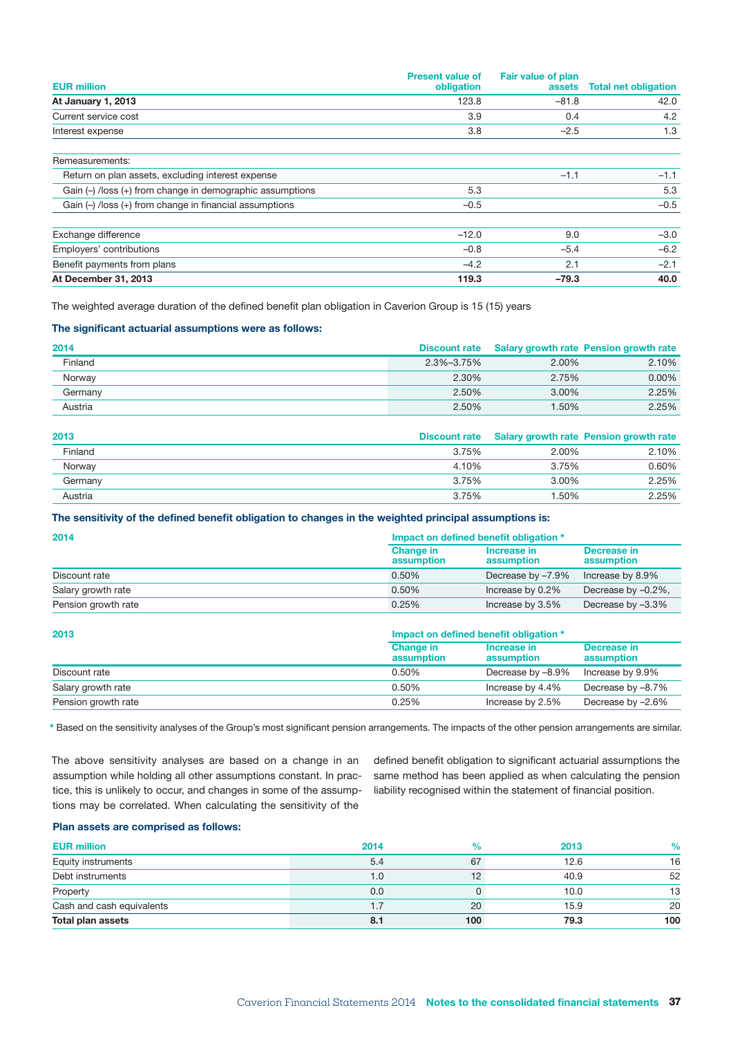| EUR million | Present value of obligation | Fair value of plan assets | Total net obligation |
|---|---|---|---|
| **At January 1, 2013** | 123.8 | –81.8 | 42.0 |
| Current service cost | 3.9 | 0.4 | 4.2 |
| Interest expense | 3.8 | –2.5 | 1.3 |
| | | | |
| Remeasurements: | | | |
| Return on plan assets, excluding interest expense | | –1.1 | –1.1 |
| Gain (–) /loss (+) from change in demographic assumptions | 5.3 | | 5.3 |
| Gain (–) /loss (+) from change in financial assumptions | –0.5 | | –0.5 |
| | | | |
| Exchange difference | –12.0 | 9.0 | –3.0 |
| Employers' contributions | –0.8 | –5.4 | –6.2 |
| Benefit payments from plans | –4.2 | 2.1 | –2.1 |
| **At December 31, 2013** | **119.3** | **–79.3** | **40.0** |

The weighted average duration of the defined benefit plan obligation in Caverion Group is 15 (15) years

### The significant actuarial assumptions were as follows:

| 2014 | Discount rate | Salary growth rate | Pension growth rate |
|---|---|---|---|
| Finland | 2.3%–3.75% | 2.00% | 2.10% |
| Norway | 2.30% | 2.75% | 0.00% |
| Germany | 2.50% | 3.00% | 2.25% |
| Austria | 2.50% | 1.50% | 2.25% |

| 2013 | Discount rate | Salary growth rate | Pension growth rate |
|---|---|---|---|
| Finland | 3.75% | 2.00% | 2.10% |
| Norway | 4.10% | 3.75% | 0.60% |
| Germany | 3.75% | 3.00% | 2.25% |
| Austria | 3.75% | 1.50% | 2.25% |

### The sensitivity of the defined benefit obligation to changes in the weighted principal assumptions is:

| 2014 | Impact on defined benefit obligation * | | |
|---|---|---|---|
| | Change in assumption | Increase in assumption | Decrease in assumption |
| Discount rate | 0.50% | Decrease by –7.9% | Increase by 8.9% |
| Salary growth rate | 0.50% | Increase by 0.2% | Decrease by –0.2%, |
| Pension growth rate | 0.25% | Increase by 3.5% | Decrease by –3.3% |

| 2013 | Impact on defined benefit obligation * | | |
|---|---|---|---|
| | Change in assumption | Increase in assumption | Decrease in assumption |
| Discount rate | 0.50% | Decrease by –8.9% | Increase by 9.9% |
| Salary growth rate | 0.50% | Increase by 4.4% | Decrease by –8.7% |
| Pension growth rate | 0.25% | Increase by 2.5% | Decrease by –2.6% |

* Based on the sensitivity analyses of the Group's most significant pension arrangements. The impacts of the other pension arrangements are similar.

The above sensitivity analyses are based on a change in an assumption while holding all other assumptions constant. In practice, this is unlikely to occur, and changes in some of the assumptions may be correlated. When calculating the sensitivity of the defined benefit obligation to significant actuarial assumptions the same method has been applied as when calculating the pension liability recognised within the statement of financial position.

### Plan assets are comprised as follows:

| EUR million | 2014 | % | 2013 | % |
|---|---|---|---|---|
| Equity instruments | 5.4 | 67 | 12.6 | 16 |
| Debt instruments | 1.0 | 12 | 40.9 | 52 |
| Property | 0.0 | 0 | 10.0 | 13 |
| Cash and cash equivalents | 1.7 | 20 | 15.9 | 20 |
| **Total plan assets** | **8.1** | **100** | **79.3** | **100** |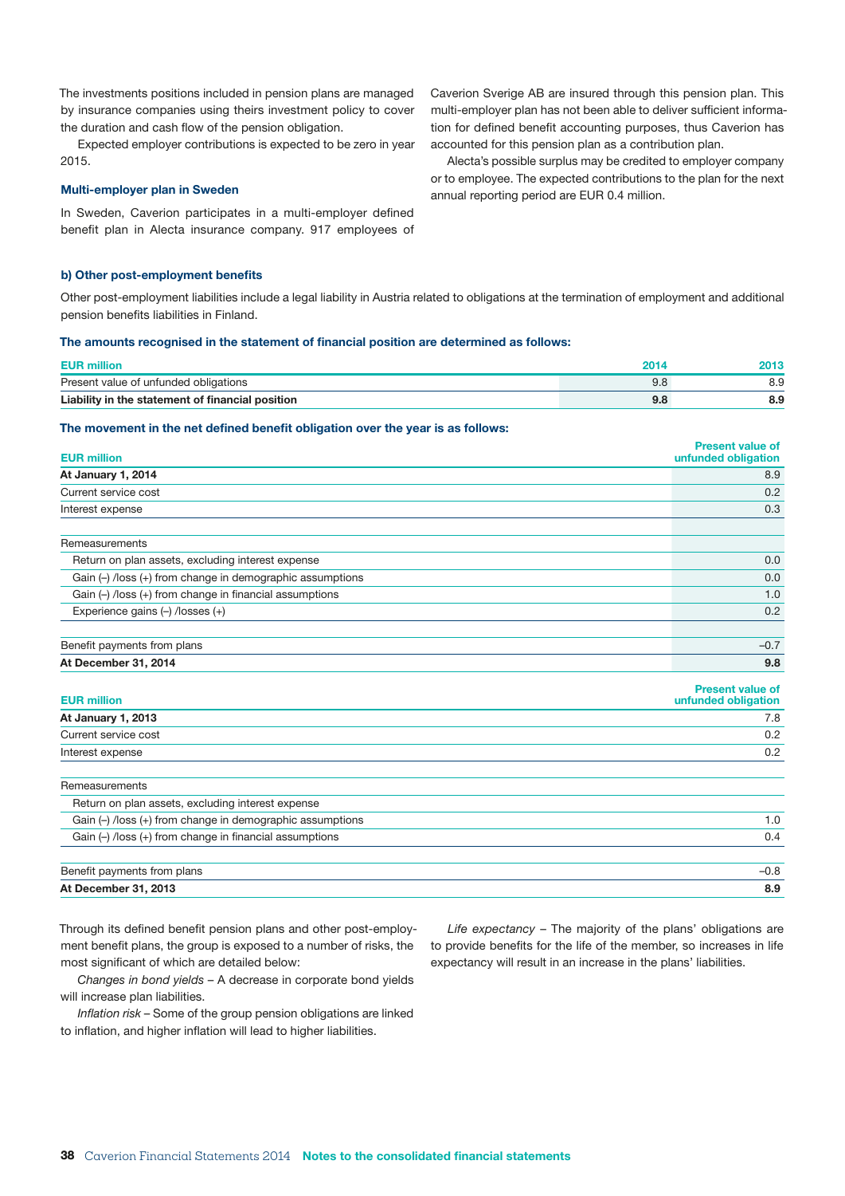The investments positions included in pension plans are managed by insurance companies using theirs investment policy to cover the duration and cash flow of the pension obligation.

Expected employer contributions is expected to be zero in year 2015.

#### Multi-employer plan in Sweden

In Sweden, Caverion participates in a multi-employer defined benefit plan in Alecta insurance company. 917 employees of Caverion Sverige AB are insured through this pension plan. This multi-employer plan has not been able to deliver sufficient information for defined benefit accounting purposes, thus Caverion has accounted for this pension plan as a contribution plan.

Alecta's possible surplus may be credited to employer company or to employee. The expected contributions to the plan for the next annual reporting period are EUR 0.4 million.

#### b) Other post-employment benefits

Other post-employment liabilities include a legal liability in Austria related to obligations at the termination of employment and additional pension benefits liabilities in Finland.

**The amounts recognised in the statement of financial position are determined as follows:**

| EUR million | 2014 | 2013 |
|---|---|---|
| Present value of unfunded obligations | 9.8 | 8.9 |
| **Liability in the statement of financial position** | **9.8** | **8.9** |

**The movement in the net defined benefit obligation over the year is as follows:**

| EUR million | Present value of unfunded obligation |
|---|---|
| **At January 1, 2014** | 8.9 |
| Current service cost | 0.2 |
| Interest expense | 0.3 |
| | |
| Remeasurements | |
| Return on plan assets, excluding interest expense | 0.0 |
| Gain (–) /loss (+) from change in demographic assumptions | 0.0 |
| Gain (–) /loss (+) from change in financial assumptions | 1.0 |
| Experience gains (–) /losses (+) | 0.2 |
| | |
| Benefit payments from plans | –0.7 |
| **At December 31, 2014** | **9.8** |

| EUR million | Present value of unfunded obligation |
|---|---|
| **At January 1, 2013** | 7.8 |
| Current service cost | 0.2 |
| Interest expense | 0.2 |
| | |
| Remeasurements | |
| Return on plan assets, excluding interest expense | |
| Gain (–) /loss (+) from change in demographic assumptions | 1.0 |
| Gain (–) /loss (+) from change in financial assumptions | 0.4 |
| | |
| Benefit payments from plans | –0.8 |
| **At December 31, 2013** | **8.9** |

Through its defined benefit pension plans and other post-employment benefit plans, the group is exposed to a number of risks, the most significant of which are detailed below:

*Changes in bond yields* – A decrease in corporate bond yields will increase plan liabilities.

*Inflation risk* – Some of the group pension obligations are linked to inflation, and higher inflation will lead to higher liabilities.

*Life expectancy* – The majority of the plans' obligations are to provide benefits for the life of the member, so increases in life expectancy will result in an increase in the plans' liabilities.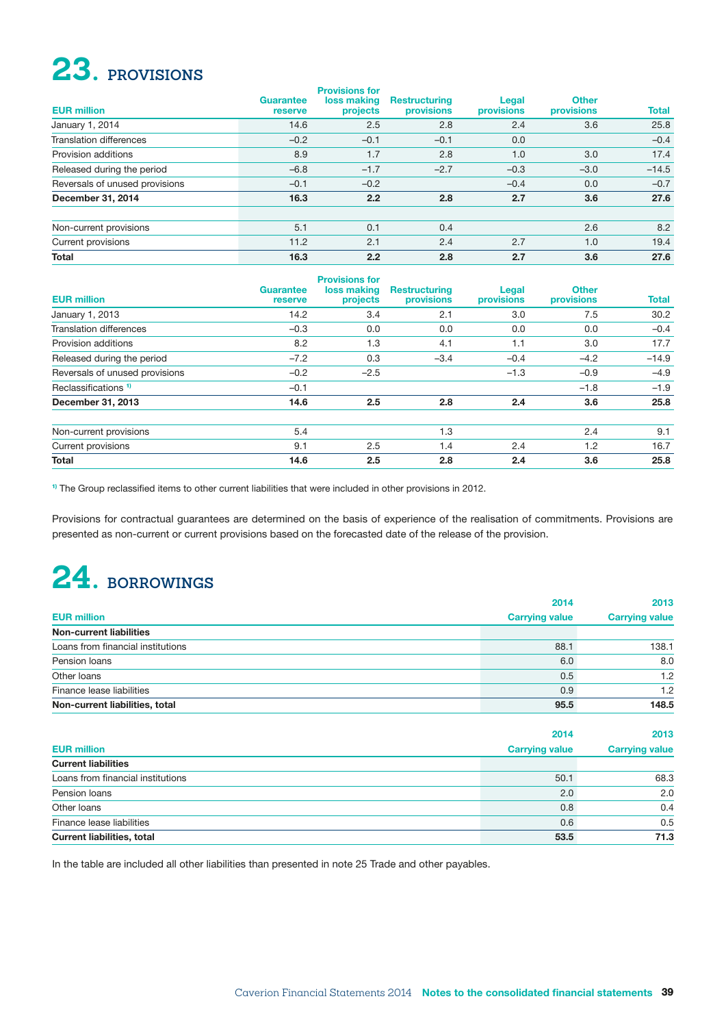# 23. PROVISIONS

| EUR million | Guarantee reserve | Provisions for loss making projects | Restructuring provisions | Legal provisions | Other provisions | Total |
|---|---|---|---|---|---|---|
| January 1, 2014 | 14.6 | 2.5 | 2.8 | 2.4 | 3.6 | 25.8 |
| Translation differences | −0.2 | −0.1 | −0.1 | 0.0 | | −0.4 |
| Provision additions | 8.9 | 1.7 | 2.8 | 1.0 | 3.0 | 17.4 |
| Released during the period | −6.8 | −1.7 | −2.7 | −0.3 | −3.0 | −14.5 |
| Reversals of unused provisions | −0.1 | −0.2 | | −0.4 | 0.0 | −0.7 |
| **December 31, 2014** | **16.3** | **2.2** | **2.8** | **2.7** | **3.6** | **27.6** |
| | | | | | | |
| Non-current provisions | 5.1 | 0.1 | 0.4 | | 2.6 | 8.2 |
| Current provisions | 11.2 | 2.1 | 2.4 | 2.7 | 1.0 | 19.4 |
| **Total** | **16.3** | **2.2** | **2.8** | **2.7** | **3.6** | **27.6** |

| EUR million | Guarantee reserve | Provisions for loss making projects | Restructuring provisions | Legal provisions | Other provisions | Total |
|---|---|---|---|---|---|---|
| January 1, 2013 | 14.2 | 3.4 | 2.1 | 3.0 | 7.5 | 30.2 |
| Translation differences | −0.3 | 0.0 | 0.0 | 0.0 | 0.0 | −0.4 |
| Provision additions | 8.2 | 1.3 | 4.1 | 1.1 | 3.0 | 17.7 |
| Released during the period | −7.2 | 0.3 | −3.4 | −0.4 | −4.2 | −14.9 |
| Reversals of unused provisions | −0.2 | −2.5 | | −1.3 | −0.9 | −4.9 |
| Reclassifications [1] | −0.1 | | | | −1.8 | −1.9 |
| **December 31, 2013** | **14.6** | **2.5** | **2.8** | **2.4** | **3.6** | **25.8** |
| | | | | | | |
| Non-current provisions | 5.4 | | 1.3 | | 2.4 | 9.1 |
| Current provisions | 9.1 | 2.5 | 1.4 | 2.4 | 1.2 | 16.7 |
| **Total** | **14.6** | **2.5** | **2.8** | **2.4** | **3.6** | **25.8** |

[1] The Group reclassified items to other current liabilities that were included in other provisions in 2012.

Provisions for contractual guarantees are determined on the basis of experience of the realisation of commitments. Provisions are presented as non-current or current provisions based on the forecasted date of the release of the provision.

# 24. BORROWINGS

| EUR million | 2014 Carrying value | 2013 Carrying value |
|---|---|---|
| **Non-current liabilities** | | |
| Loans from financial institutions | 88.1 | 138.1 |
| Pension loans | 6.0 | 8.0 |
| Other loans | 0.5 | 1.2 |
| Finance lease liabilities | 0.9 | 1.2 |
| **Non-current liabilities, total** | **95.5** | **148.5** |

| EUR million | 2014 Carrying value | 2013 Carrying value |
|---|---|---|
| **Current liabilities** | | |
| Loans from financial institutions | 50.1 | 68.3 |
| Pension loans | 2.0 | 2.0 |
| Other loans | 0.8 | 0.4 |
| Finance lease liabilities | 0.6 | 0.5 |
| **Current liabilities, total** | **53.5** | **71.3** |

In the table are included all other liabilities than presented in note 25 Trade and other payables.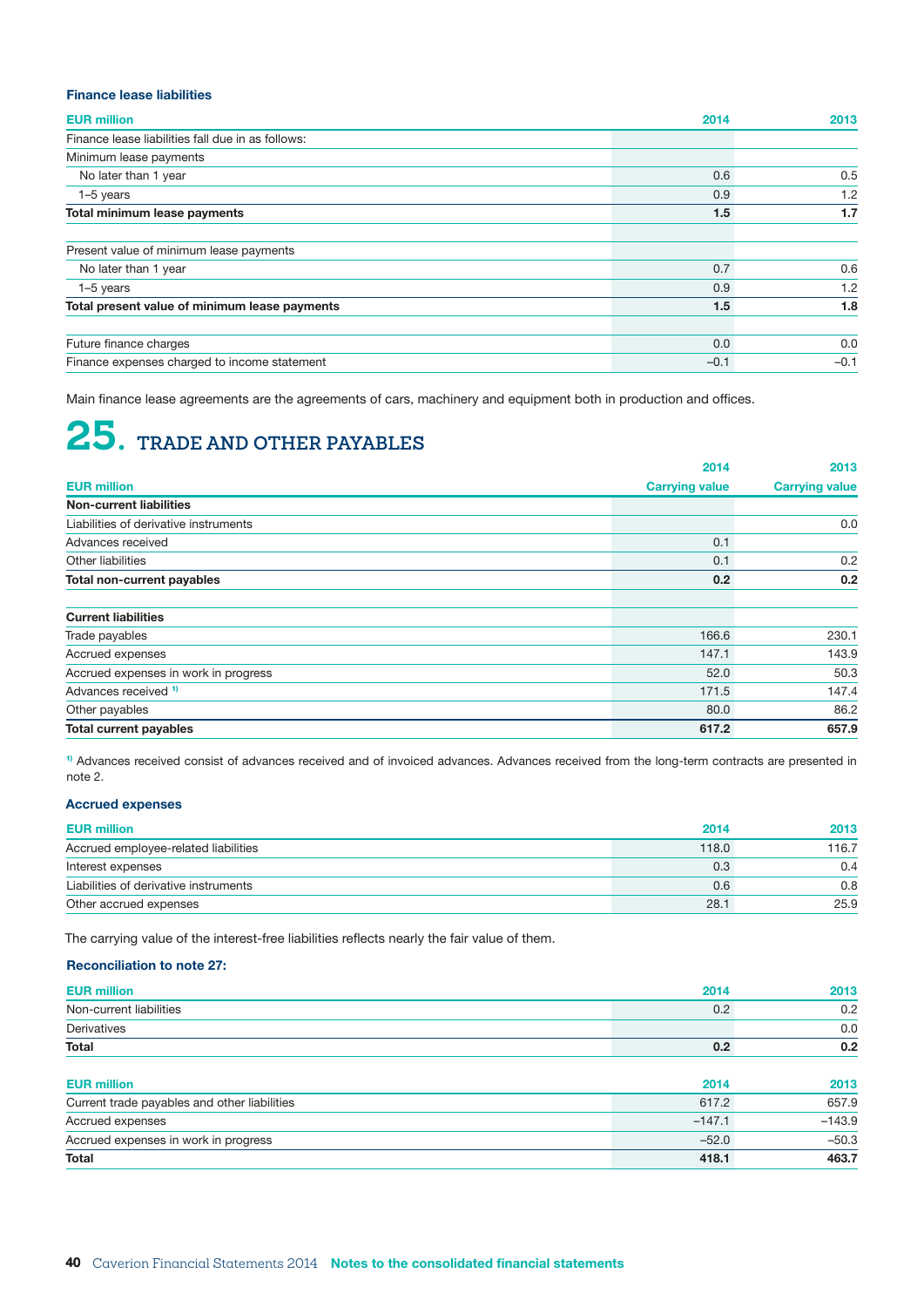### Finance lease liabilities

| EUR million | 2014 | 2013 |
|---|---|---|
| Finance lease liabilities fall due in as follows: | | |
| Minimum lease payments | | |
| No later than 1 year | 0.6 | 0.5 |
| 1–5 years | 0.9 | 1.2 |
| **Total minimum lease payments** | **1.5** | **1.7** |
| | | |
| Present value of minimum lease payments | | |
| No later than 1 year | 0.7 | 0.6 |
| 1–5 years | 0.9 | 1.2 |
| **Total present value of minimum lease payments** | **1.5** | **1.8** |
| | | |
| Future finance charges | 0.0 | 0.0 |
| Finance expenses charged to income statement | –0.1 | –0.1 |

Main finance lease agreements are the agreements of cars, machinery and equipment both in production and offices.

# 25. TRADE AND OTHER PAYABLES

| | 2014 | 2013 |
|---|---|---|
| EUR million | Carrying value | Carrying value |
| **Non-current liabilities** | | |
| Liabilities of derivative instruments | | 0.0 |
| Advances received | 0.1 | |
| Other liabilities | 0.1 | 0.2 |
| **Total non-current payables** | **0.2** | **0.2** |
| | | |
| **Current liabilities** | | |
| Trade payables | 166.6 | 230.1 |
| Accrued expenses | 147.1 | 143.9 |
| Accrued expenses in work in progress | 52.0 | 50.3 |
| Advances received [1)] | 171.5 | 147.4 |
| Other payables | 80.0 | 86.2 |
| **Total current payables** | **617.2** | **657.9** |

[1)] Advances received consist of advances received and of invoiced advances. Advances received from the long-term contracts are presented in note 2.

### Accrued expenses

| EUR million | 2014 | 2013 |
|---|---|---|
| Accrued employee-related liabilities | 118.0 | 116.7 |
| Interest expenses | 0.3 | 0.4 |
| Liabilities of derivative instruments | 0.6 | 0.8 |
| Other accrued expenses | 28.1 | 25.9 |

The carrying value of the interest-free liabilities reflects nearly the fair value of them.

### Reconciliation to note 27:

| EUR million | 2014 | 2013 |
|---|---|---|
| Non-current liabilities | 0.2 | 0.2 |
| Derivatives | | 0.0 |
| **Total** | **0.2** | **0.2** |

| EUR million | 2014 | 2013 |
|---|---|---|
| Current trade payables and other liabilities | 617.2 | 657.9 |
| Accrued expenses | –147.1 | –143.9 |
| Accrued expenses in work in progress | –52.0 | –50.3 |
| **Total** | **418.1** | **463.7** |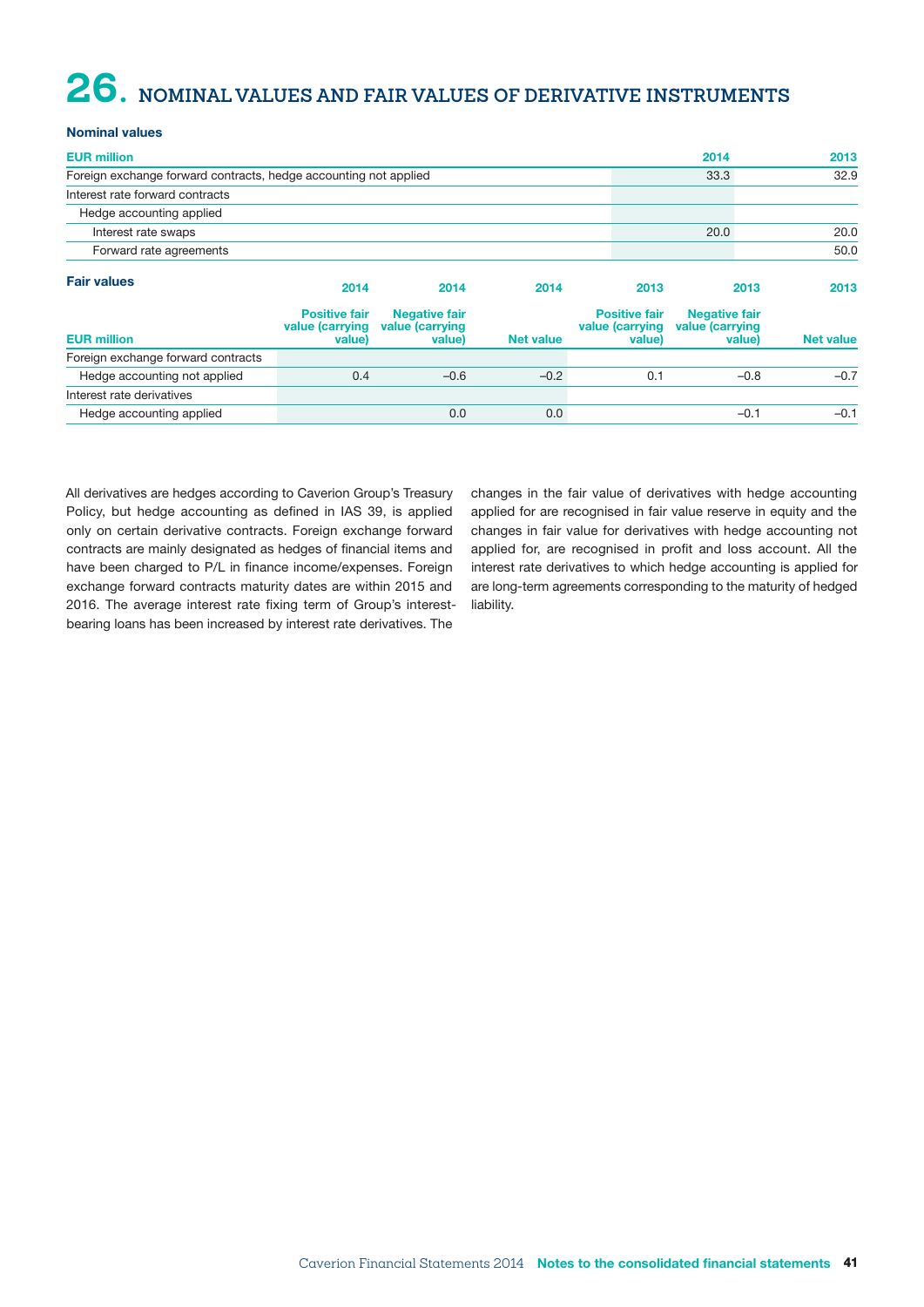# 26. NOMINAL VALUES AND FAIR VALUES OF DERIVATIVE INSTRUMENTS

**Nominal values**

| EUR million | 2014 | 2013 |
|---|---|---|
| Foreign exchange forward contracts, hedge accounting not applied | 33.3 | 32.9 |
| Interest rate forward contracts | | |
| Hedge accounting applied | | |
| Interest rate swaps | 20.0 | 20.0 |
| Forward rate agreements | | 50.0 |

**Fair values**

| EUR million | 2014 Positive fair value (carrying value) | 2014 Negative fair value (carrying value) | 2014 Net value | 2013 Positive fair value (carrying value) | 2013 Negative fair value (carrying value) | 2013 Net value |
|---|---|---|---|---|---|---|
| Foreign exchange forward contracts | | | | | | |
| Hedge accounting not applied | 0.4 | –0.6 | –0.2 | 0.1 | –0.8 | –0.7 |
| Interest rate derivatives | | | | | | |
| Hedge accounting applied | | 0.0 | 0.0 | | –0.1 | –0.1 |

All derivatives are hedges according to Caverion Group's Treasury Policy, but hedge accounting as defined in IAS 39, is applied only on certain derivative contracts. Foreign exchange forward contracts are mainly designated as hedges of financial items and have been charged to P/L in finance income/expenses. Foreign exchange forward contracts maturity dates are within 2015 and 2016. The average interest rate fixing term of Group's interest-bearing loans has been increased by interest rate derivatives. The changes in the fair value of derivatives with hedge accounting applied for are recognised in fair value reserve in equity and the changes in fair value for derivatives with hedge accounting not applied for, are recognised in profit and loss account. All the interest rate derivatives to which hedge accounting is applied for are long-term agreements corresponding to the maturity of hedged liability.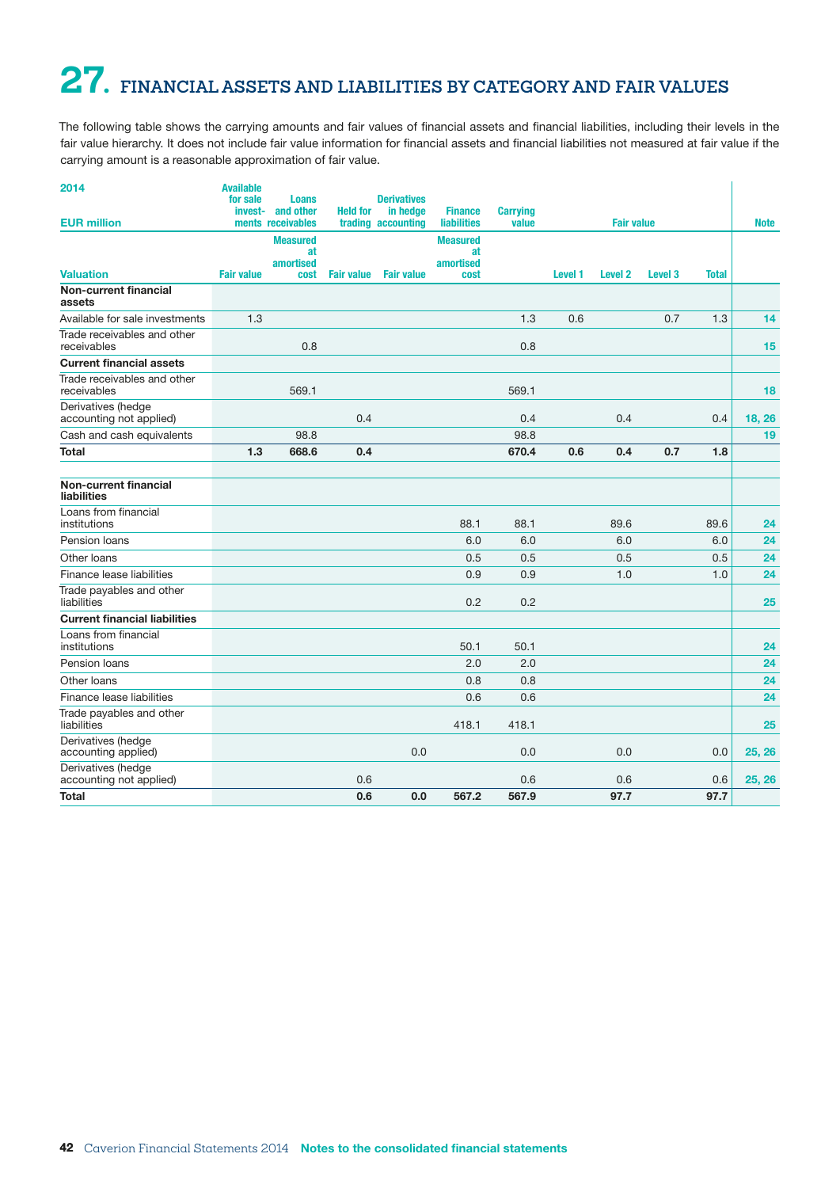# 27. FINANCIAL ASSETS AND LIABILITIES BY CATEGORY AND FAIR VALUES

The following table shows the carrying amounts and fair values of financial assets and financial liabilities, including their levels in the fair value hierarchy. It does not include fair value information for financial assets and financial liabilities not measured at fair value if the carrying amount is a reasonable approximation of fair value.

| 2014<br>EUR million | Available for sale investments | Loans and other receivables | Held for trading | Derivatives in hedge accounting | Finance liabilities | Carrying value | Fair value | | | | Note |
|---|---|---|---|---|---|---|---|---|---|---|---|
| Valuation | Fair value | Measured at amortised cost | Fair value | Fair value | Measured at amortised cost | | Level 1 | Level 2 | Level 3 | Total | |
| **Non-current financial assets** | | | | | | | | | | | |
| Available for sale investments | 1.3 | | | | | 1.3 | 0.6 | | 0.7 | 1.3 | 14 |
| Trade receivables and other receivables | | 0.8 | | | | 0.8 | | | | | 15 |
| **Current financial assets** | | | | | | | | | | | |
| Trade receivables and other receivables | | 569.1 | | | | 569.1 | | | | | 18 |
| Derivatives (hedge accounting not applied) | | | 0.4 | | | 0.4 | | 0.4 | | 0.4 | 18, 26 |
| Cash and cash equivalents | | 98.8 | | | | 98.8 | | | | | 19 |
| **Total** | **1.3** | **668.6** | **0.4** | | | **670.4** | **0.6** | **0.4** | **0.7** | **1.8** | |
| | | | | | | | | | | | |
| **Non-current financial liabilities** | | | | | | | | | | | |
| Loans from financial institutions | | | | | 88.1 | 88.1 | | 89.6 | | 89.6 | 24 |
| Pension loans | | | | | 6.0 | 6.0 | | 6.0 | | 6.0 | 24 |
| Other loans | | | | | 0.5 | 0.5 | | 0.5 | | 0.5 | 24 |
| Finance lease liabilities | | | | | 0.9 | 0.9 | | 1.0 | | 1.0 | 24 |
| Trade payables and other liabilities | | | | | 0.2 | 0.2 | | | | | 25 |
| **Current financial liabilities** | | | | | | | | | | | |
| Loans from financial institutions | | | | | 50.1 | 50.1 | | | | | 24 |
| Pension loans | | | | | 2.0 | 2.0 | | | | | 24 |
| Other loans | | | | | 0.8 | 0.8 | | | | | 24 |
| Finance lease liabilities | | | | | 0.6 | 0.6 | | | | | 24 |
| Trade payables and other liabilities | | | | | 418.1 | 418.1 | | | | | 25 |
| Derivatives (hedge accounting applied) | | | | 0.0 | | 0.0 | | 0.0 | | 0.0 | 25, 26 |
| Derivatives (hedge accounting not applied) | | | 0.6 | | | 0.6 | | 0.6 | | 0.6 | 25, 26 |
| **Total** | | | **0.6** | **0.0** | **567.2** | **567.9** | | **97.7** | | **97.7** | |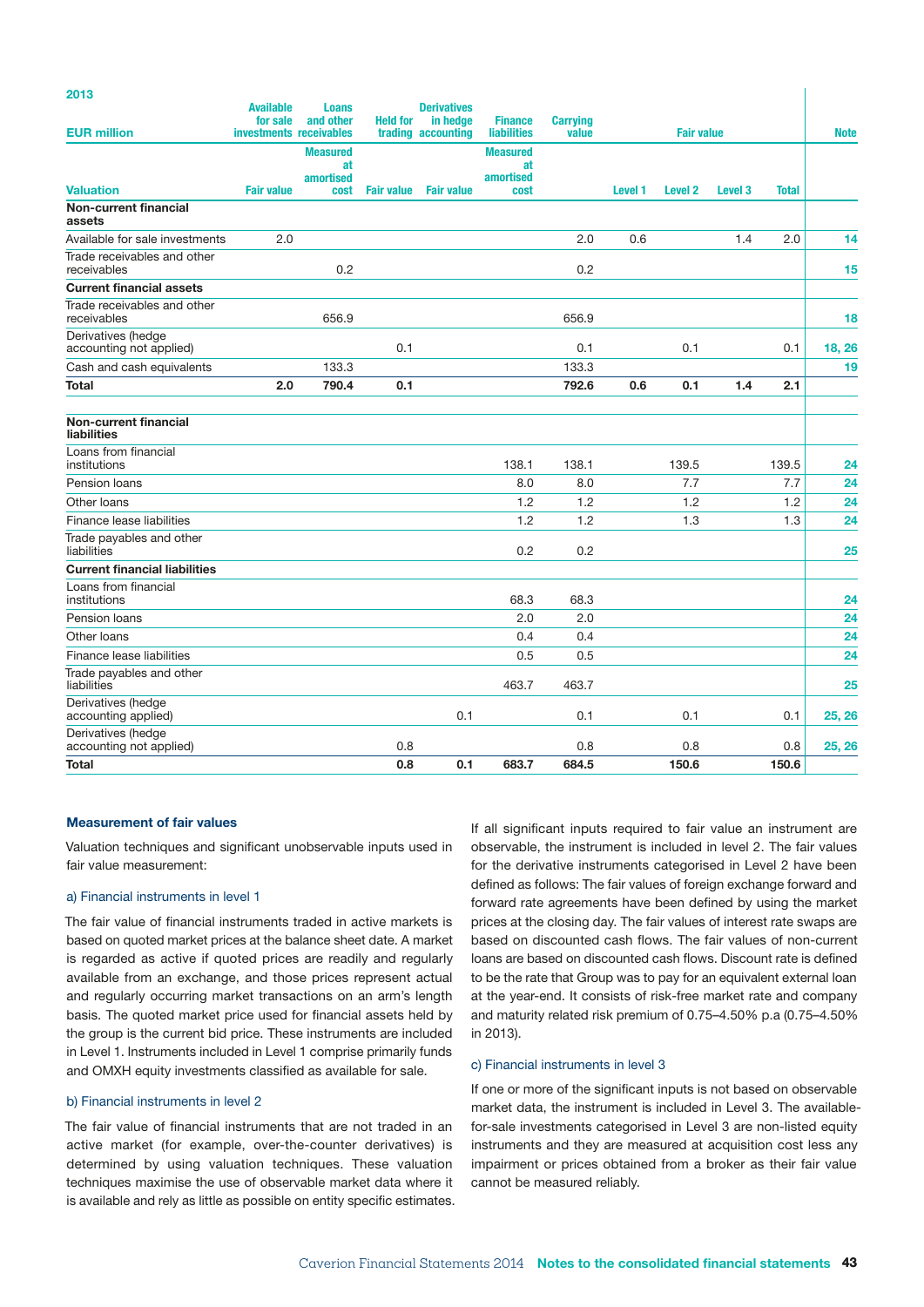**2013**

| EUR million | Available for sale investments | Loans and other receivables | Held for trading | Derivatives in hedge accounting | Finance liabilities | Carrying value | Fair value | | | | Note |
|---|---|---|---|---|---|---|---|---|---|---|---|
| **Valuation** | **Fair value** | **Measured at amortised cost** | **Fair value** | **Fair value** | **Measured at amortised cost** | | **Level 1** | **Level 2** | **Level 3** | **Total** | |
| **Non-current financial assets** | | | | | | | | | | | |
| Available for sale investments | 2.0 | | | | | 2.0 | 0.6 | | 1.4 | 2.0 | 14 |
| Trade receivables and other receivables | | 0.2 | | | | 0.2 | | | | | 15 |
| **Current financial assets** | | | | | | | | | | | |
| Trade receivables and other receivables | | 656.9 | | | | 656.9 | | | | | 18 |
| Derivatives (hedge accounting not applied) | | | 0.1 | | | 0.1 | | 0.1 | | 0.1 | 18, 26 |
| Cash and cash equivalents | | 133.3 | | | | 133.3 | | | | | 19 |
| **Total** | **2.0** | **790.4** | **0.1** | | | **792.6** | **0.6** | **0.1** | **1.4** | **2.1** | |
| | | | | | | | | | | | |
| **Non-current financial liabilities** | | | | | | | | | | | |
| Loans from financial institutions | | | | | 138.1 | 138.1 | | 139.5 | | 139.5 | 24 |
| Pension loans | | | | | 8.0 | 8.0 | | 7.7 | | 7.7 | 24 |
| Other loans | | | | | 1.2 | 1.2 | | 1.2 | | 1.2 | 24 |
| Finance lease liabilities | | | | | 1.2 | 1.2 | | 1.3 | | 1.3 | 24 |
| Trade payables and other liabilities | | | | | 0.2 | 0.2 | | | | | 25 |
| **Current financial liabilities** | | | | | | | | | | | |
| Loans from financial institutions | | | | | 68.3 | 68.3 | | | | | 24 |
| Pension loans | | | | | 2.0 | 2.0 | | | | | 24 |
| Other loans | | | | | 0.4 | 0.4 | | | | | 24 |
| Finance lease liabilities | | | | | 0.5 | 0.5 | | | | | 24 |
| Trade payables and other liabilities | | | | | 463.7 | 463.7 | | | | | 25 |
| Derivatives (hedge accounting applied) | | | | 0.1 | | 0.1 | | 0.1 | | 0.1 | 25, 26 |
| Derivatives (hedge accounting not applied) | | | 0.8 | | | 0.8 | | 0.8 | | 0.8 | 25, 26 |
| **Total** | | | **0.8** | **0.1** | **683.7** | **684.5** | | **150.6** | | **150.6** | |

### Measurement of fair values

Valuation techniques and significant unobservable inputs used in fair value measurement:

#### a) Financial instruments in level 1

The fair value of financial instruments traded in active markets is based on quoted market prices at the balance sheet date. A market is regarded as active if quoted prices are readily and regularly available from an exchange, and those prices represent actual and regularly occurring market transactions on an arm's length basis. The quoted market price used for financial assets held by the group is the current bid price. These instruments are included in Level 1. Instruments included in Level 1 comprise primarily funds and OMXH equity investments classified as available for sale.

#### b) Financial instruments in level 2

The fair value of financial instruments that are not traded in an active market (for example, over-the-counter derivatives) is determined by using valuation techniques. These valuation techniques maximise the use of observable market data where it is available and rely as little as possible on entity specific estimates. If all significant inputs required to fair value an instrument are observable, the instrument is included in level 2. The fair values for the derivative instruments categorised in Level 2 have been defined as follows: The fair values of foreign exchange forward and forward rate agreements have been defined by using the market prices at the closing day. The fair values of interest rate swaps are based on discounted cash flows. The fair values of non-current loans are based on discounted cash flows. Discount rate is defined to be the rate that Group was to pay for an equivalent external loan at the year-end. It consists of risk-free market rate and company and maturity related risk premium of 0.75–4.50% p.a (0.75–4.50% in 2013).

#### c) Financial instruments in level 3

If one or more of the significant inputs is not based on observable market data, the instrument is included in Level 3. The available-for-sale investments categorised in Level 3 are non-listed equity instruments and they are measured at acquisition cost less any impairment or prices obtained from a broker as their fair value cannot be measured reliably.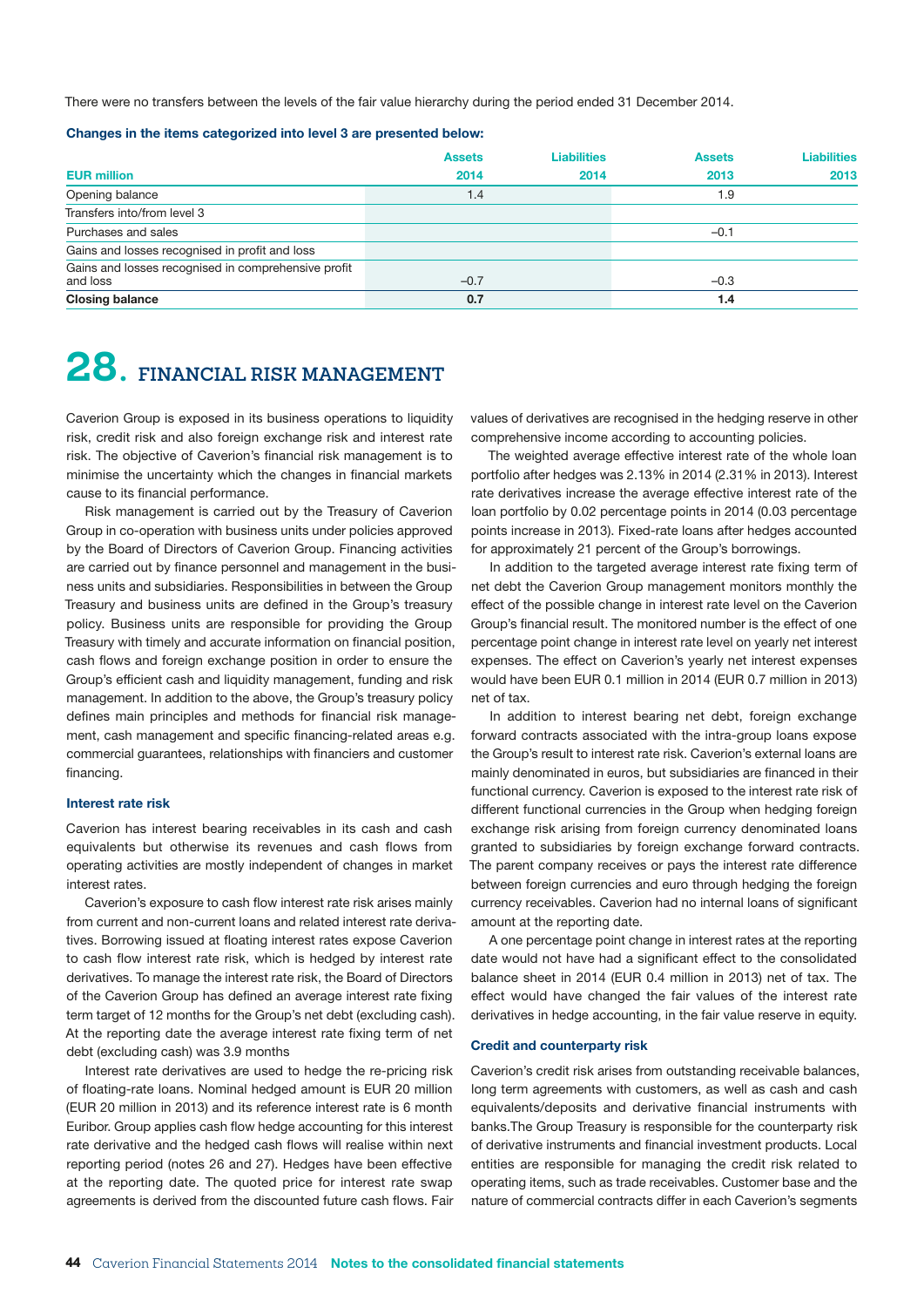There were no transfers between the levels of the fair value hierarchy during the period ended 31 December 2014.

**Changes in the items categorized into level 3 are presented below:**

| EUR million | Assets 2014 | Liabilities 2014 | Assets 2013 | Liabilities 2013 |
|---|---|---|---|---|
| Opening balance | 1.4 | | 1.9 | |
| Transfers into/from level 3 | | | | |
| Purchases and sales | | | –0.1 | |
| Gains and losses recognised in profit and loss | | | | |
| Gains and losses recognised in comprehensive profit and loss | –0.7 | | –0.3 | |
| **Closing balance** | **0.7** | | **1.4** | |

# 28. FINANCIAL RISK MANAGEMENT

Caverion Group is exposed in its business operations to liquidity risk, credit risk and also foreign exchange risk and interest rate risk. The objective of Caverion's financial risk management is to minimise the uncertainty which the changes in financial markets cause to its financial performance.

Risk management is carried out by the Treasury of Caverion Group in co-operation with business units under policies approved by the Board of Directors of Caverion Group. Financing activities are carried out by finance personnel and management in the business units and subsidiaries. Responsibilities in between the Group Treasury and business units are defined in the Group's treasury policy. Business units are responsible for providing the Group Treasury with timely and accurate information on financial position, cash flows and foreign exchange position in order to ensure the Group's efficient cash and liquidity management, funding and risk management. In addition to the above, the Group's treasury policy defines main principles and methods for financial risk management, cash management and specific financing-related areas e.g. commercial guarantees, relationships with financiers and customer financing.

### Interest rate risk

Caverion has interest bearing receivables in its cash and cash equivalents but otherwise its revenues and cash flows from operating activities are mostly independent of changes in market interest rates.

Caverion's exposure to cash flow interest rate risk arises mainly from current and non-current loans and related interest rate derivatives. Borrowing issued at floating interest rates expose Caverion to cash flow interest rate risk, which is hedged by interest rate derivatives. To manage the interest rate risk, the Board of Directors of the Caverion Group has defined an average interest rate fixing term target of 12 months for the Group's net debt (excluding cash). At the reporting date the average interest rate fixing term of net debt (excluding cash) was 3.9 months

Interest rate derivatives are used to hedge the re-pricing risk of floating-rate loans. Nominal hedged amount is EUR 20 million (EUR 20 million in 2013) and its reference interest rate is 6 month Euribor. Group applies cash flow hedge accounting for this interest rate derivative and the hedged cash flows will realise within next reporting period (notes 26 and 27). Hedges have been effective at the reporting date. The quoted price for interest rate swap agreements is derived from the discounted future cash flows. Fair values of derivatives are recognised in the hedging reserve in other comprehensive income according to accounting policies.

The weighted average effective interest rate of the whole loan portfolio after hedges was 2.13% in 2014 (2.31% in 2013). Interest rate derivatives increase the average effective interest rate of the loan portfolio by 0.02 percentage points in 2014 (0.03 percentage points increase in 2013). Fixed-rate loans after hedges accounted for approximately 21 percent of the Group's borrowings.

In addition to the targeted average interest rate fixing term of net debt the Caverion Group management monitors monthly the effect of the possible change in interest rate level on the Caverion Group's financial result. The monitored number is the effect of one percentage point change in interest rate level on yearly net interest expenses. The effect on Caverion's yearly net interest expenses would have been EUR 0.1 million in 2014 (EUR 0.7 million in 2013) net of tax.

In addition to interest bearing net debt, foreign exchange forward contracts associated with the intra-group loans expose the Group's result to interest rate risk. Caverion's external loans are mainly denominated in euros, but subsidiaries are financed in their functional currency. Caverion is exposed to the interest rate risk of different functional currencies in the Group when hedging foreign exchange risk arising from foreign currency denominated loans granted to subsidiaries by foreign exchange forward contracts. The parent company receives or pays the interest rate difference between foreign currencies and euro through hedging the foreign currency receivables. Caverion had no internal loans of significant amount at the reporting date.

A one percentage point change in interest rates at the reporting date would not have had a significant effect to the consolidated balance sheet in 2014 (EUR 0.4 million in 2013) net of tax. The effect would have changed the fair values of the interest rate derivatives in hedge accounting, in the fair value reserve in equity.

### Credit and counterparty risk

Caverion's credit risk arises from outstanding receivable balances, long term agreements with customers, as well as cash and cash equivalents/deposits and derivative financial instruments with banks.The Group Treasury is responsible for the counterparty risk of derivative instruments and financial investment products. Local entities are responsible for managing the credit risk related to operating items, such as trade receivables. Customer base and the nature of commercial contracts differ in each Caverion's segments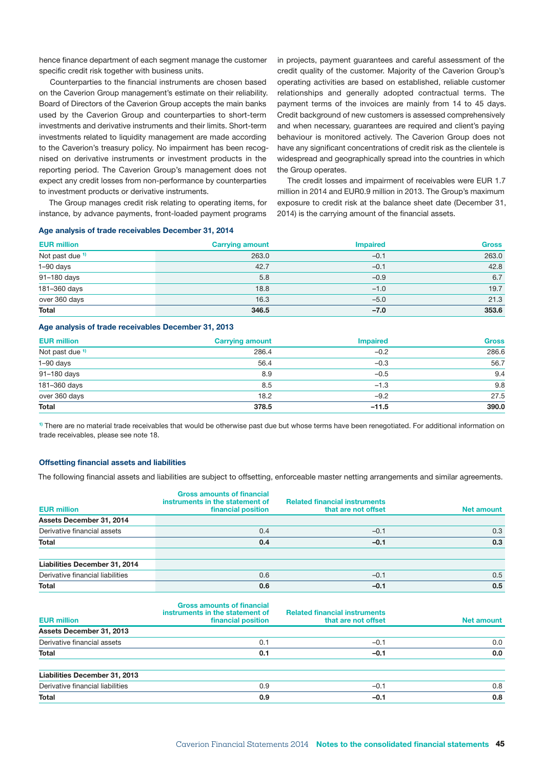hence finance department of each segment manage the customer specific credit risk together with business units.

Counterparties to the financial instruments are chosen based on the Caverion Group management's estimate on their reliability. Board of Directors of the Caverion Group accepts the main banks used by the Caverion Group and counterparties to short-term investments and derivative instruments and their limits. Short-term investments related to liquidity management are made according to the Caverion's treasury policy. No impairment has been recognised on derivative instruments or investment products in the reporting period. The Caverion Group's management does not expect any credit losses from non-performance by counterparties to investment products or derivative instruments.

The Group manages credit risk relating to operating items, for instance, by advance payments, front-loaded payment programs in projects, payment guarantees and careful assessment of the credit quality of the customer. Majority of the Caverion Group's operating activities are based on established, reliable customer relationships and generally adopted contractual terms. The payment terms of the invoices are mainly from 14 to 45 days. Credit background of new customers is assessed comprehensively and when necessary, guarantees are required and client's paying behaviour is monitored actively. The Caverion Group does not have any significant concentrations of credit risk as the clientele is widespread and geographically spread into the countries in which the Group operates.

The credit losses and impairment of receivables were EUR 1.7 million in 2014 and EUR0.9 million in 2013. The Group's maximum exposure to credit risk at the balance sheet date (December 31, 2014) is the carrying amount of the financial assets.

**Age analysis of trade receivables December 31, 2014**

| EUR million | Carrying amount | Impaired | Gross |
|---|---|---|---|
| Not past due [1] | 263.0 | –0.1 | 263.0 |
| 1–90 days | 42.7 | –0.1 | 42.8 |
| 91–180 days | 5.8 | –0.9 | 6.7 |
| 181–360 days | 18.8 | –1.0 | 19.7 |
| over 360 days | 16.3 | –5.0 | 21.3 |
| **Total** | **346.5** | **–7.0** | **353.6** |

**Age analysis of trade receivables December 31, 2013**

| EUR million | Carrying amount | Impaired | Gross |
|---|---|---|---|
| Not past due [1] | 286.4 | –0.2 | 286.6 |
| 1–90 days | 56.4 | –0.3 | 56.7 |
| 91–180 days | 8.9 | –0.5 | 9.4 |
| 181–360 days | 8.5 | –1.3 | 9.8 |
| over 360 days | 18.2 | –9.2 | 27.5 |
| **Total** | **378.5** | **–11.5** | **390.0** |

[1] There are no material trade receivables that would be otherwise past due but whose terms have been renegotiated. For additional information on trade receivables, please see note 18.

**Offsetting financial assets and liabilities**

The following financial assets and liabilities are subject to offsetting, enforceable master netting arrangements and similar agreements.

| EUR million | Gross amounts of financial instruments in the statement of financial position | Related financial instruments that are not offset | Net amount |
|---|---|---|---|
| **Assets December 31, 2014** | | | |
| Derivative financial assets | 0.4 | –0.1 | 0.3 |
| **Total** | **0.4** | **–0.1** | **0.3** |
| | | | |
| **Liabilities December 31, 2014** | | | |
| Derivative financial liabilities | 0.6 | –0.1 | 0.5 |
| **Total** | **0.6** | **–0.1** | **0.5** |

| EUR million | Gross amounts of financial instruments in the statement of financial position | Related financial instruments that are not offset | Net amount |
|---|---|---|---|
| **Assets December 31, 2013** | | | |
| Derivative financial assets | 0.1 | –0.1 | 0.0 |
| **Total** | **0.1** | **–0.1** | **0.0** |
| | | | |
| **Liabilities December 31, 2013** | | | |
| Derivative financial liabilities | 0.9 | –0.1 | 0.8 |
| **Total** | **0.9** | **–0.1** | **0.8** |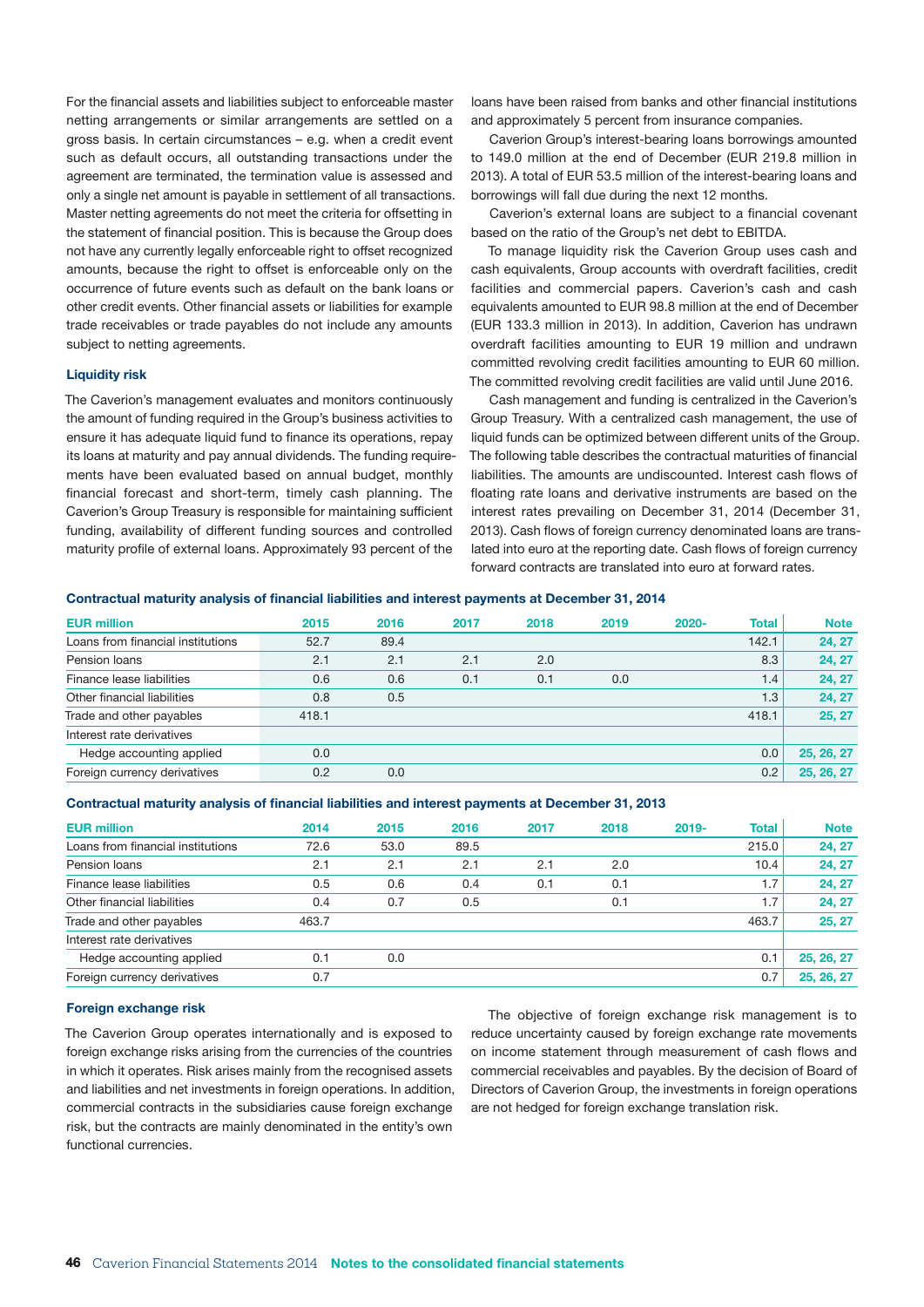For the financial assets and liabilities subject to enforceable master netting arrangements or similar arrangements are settled on a gross basis. In certain circumstances – e.g. when a credit event such as default occurs, all outstanding transactions under the agreement are terminated, the termination value is assessed and only a single net amount is payable in settlement of all transactions. Master netting agreements do not meet the criteria for offsetting in the statement of financial position. This is because the Group does not have any currently legally enforceable right to offset recognized amounts, because the right to offset is enforceable only on the occurrence of future events such as default on the bank loans or other credit events. Other financial assets or liabilities for example trade receivables or trade payables do not include any amounts subject to netting agreements.

### Liquidity risk

The Caverion's management evaluates and monitors continuously the amount of funding required in the Group's business activities to ensure it has adequate liquid fund to finance its operations, repay its loans at maturity and pay annual dividends. The funding requirements have been evaluated based on annual budget, monthly financial forecast and short-term, timely cash planning. The Caverion's Group Treasury is responsible for maintaining sufficient funding, availability of different funding sources and controlled maturity profile of external loans. Approximately 93 percent of the loans have been raised from banks and other financial institutions and approximately 5 percent from insurance companies.

Caverion Group's interest-bearing loans borrowings amounted to 149.0 million at the end of December (EUR 219.8 million in 2013). A total of EUR 53.5 million of the interest-bearing loans and borrowings will fall due during the next 12 months.

Caverion's external loans are subject to a financial covenant based on the ratio of the Group's net debt to EBITDA.

To manage liquidity risk the Caverion Group uses cash and cash equivalents, Group accounts with overdraft facilities, credit facilities and commercial papers. Caverion's cash and cash equivalents amounted to EUR 98.8 million at the end of December (EUR 133.3 million in 2013). In addition, Caverion has undrawn overdraft facilities amounting to EUR 19 million and undrawn committed revolving credit facilities amounting to EUR 60 million. The committed revolving credit facilities are valid until June 2016.

Cash management and funding is centralized in the Caverion's Group Treasury. With a centralized cash management, the use of liquid funds can be optimized between different units of the Group. The following table describes the contractual maturities of financial liabilities. The amounts are undiscounted. Interest cash flows of floating rate loans and derivative instruments are based on the interest rates prevailing on December 31, 2014 (December 31, 2013). Cash flows of foreign currency denominated loans are translated into euro at the reporting date. Cash flows of foreign currency forward contracts are translated into euro at forward rates.

**Contractual maturity analysis of financial liabilities and interest payments at December 31, 2014**

| EUR million | 2015 | 2016 | 2017 | 2018 | 2019 | 2020- | Total | Note |
|---|---|---|---|---|---|---|---|---|
| Loans from financial institutions | 52.7 | 89.4 | | | | | 142.1 | 24, 27 |
| Pension loans | 2.1 | 2.1 | 2.1 | 2.0 | | | 8.3 | 24, 27 |
| Finance lease liabilities | 0.6 | 0.6 | 0.1 | 0.1 | 0.0 | | 1.4 | 24, 27 |
| Other financial liabilities | 0.8 | 0.5 | | | | | 1.3 | 24, 27 |
| Trade and other payables | 418.1 | | | | | | 418.1 | 25, 27 |
| Interest rate derivatives | | | | | | | | |
| Hedge accounting applied | 0.0 | | | | | | 0.0 | 25, 26, 27 |
| Foreign currency derivatives | 0.2 | 0.0 | | | | | 0.2 | 25, 26, 27 |

**Contractual maturity analysis of financial liabilities and interest payments at December 31, 2013**

| EUR million | 2014 | 2015 | 2016 | 2017 | 2018 | 2019- | Total | Note |
|---|---|---|---|---|---|---|---|---|
| Loans from financial institutions | 72.6 | 53.0 | 89.5 | | | | 215.0 | 24, 27 |
| Pension loans | 2.1 | 2.1 | 2.1 | 2.1 | 2.0 | | 10.4 | 24, 27 |
| Finance lease liabilities | 0.5 | 0.6 | 0.4 | 0.1 | 0.1 | | 1.7 | 24, 27 |
| Other financial liabilities | 0.4 | 0.7 | 0.5 | | 0.1 | | 1.7 | 24, 27 |
| Trade and other payables | 463.7 | | | | | | 463.7 | 25, 27 |
| Interest rate derivatives | | | | | | | | |
| Hedge accounting applied | 0.1 | 0.0 | | | | | 0.1 | 25, 26, 27 |
| Foreign currency derivatives | 0.7 | | | | | | 0.7 | 25, 26, 27 |

### Foreign exchange risk

The Caverion Group operates internationally and is exposed to foreign exchange risks arising from the currencies of the countries in which it operates. Risk arises mainly from the recognised assets and liabilities and net investments in foreign operations. In addition, commercial contracts in the subsidiaries cause foreign exchange risk, but the contracts are mainly denominated in the entity's own functional currencies.

The objective of foreign exchange risk management is to reduce uncertainty caused by foreign exchange rate movements on income statement through measurement of cash flows and commercial receivables and payables. By the decision of Board of Directors of Caverion Group, the investments in foreign operations are not hedged for foreign exchange translation risk.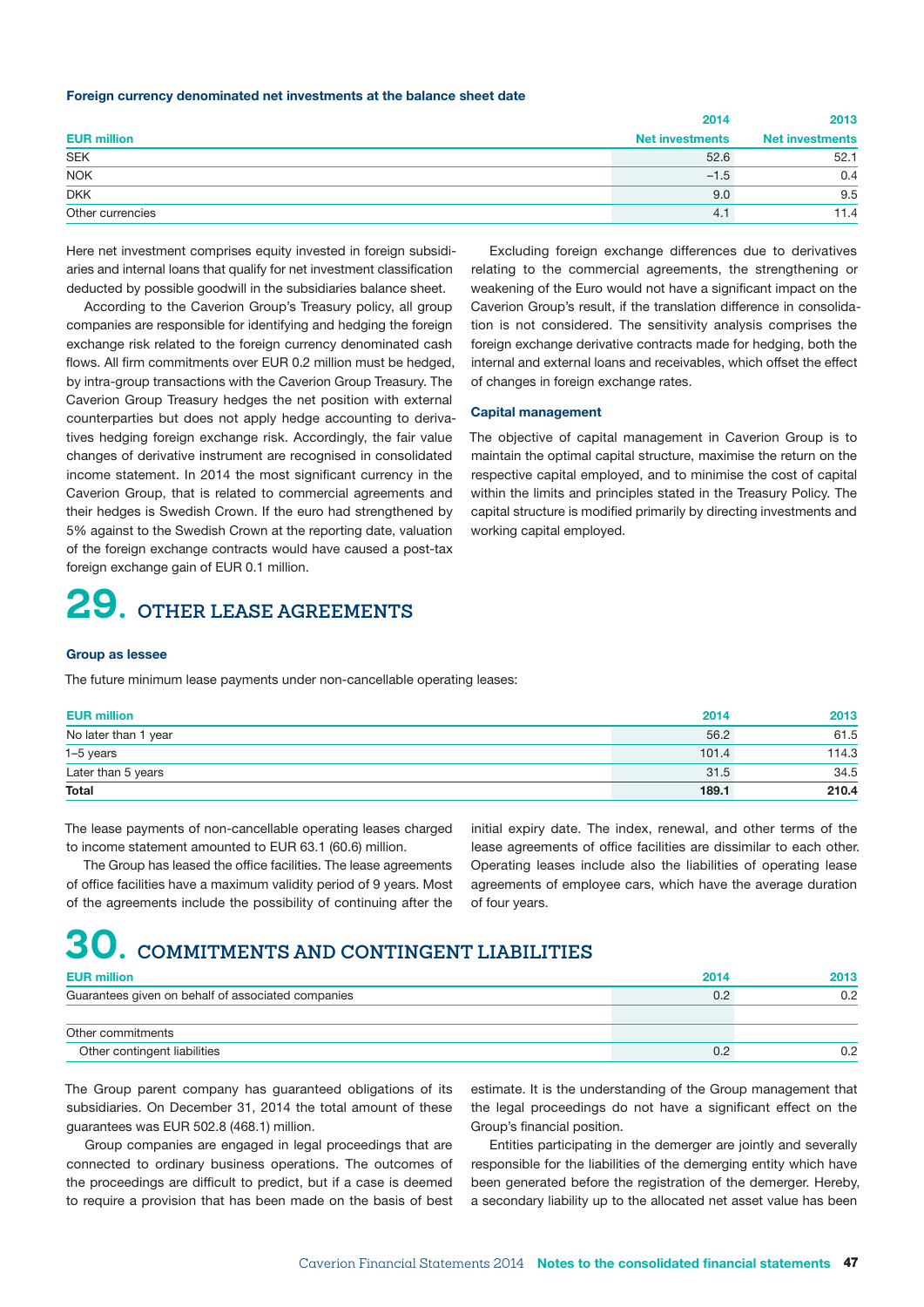**Foreign currency denominated net investments at the balance sheet date**

| EUR million | 2014<br>Net investments | 2013<br>Net investments |
|---|---|---|
| SEK | 52.6 | 52.1 |
| NOK | –1.5 | 0.4 |
| DKK | 9.0 | 9.5 |
| Other currencies | 4.1 | 11.4 |

Here net investment comprises equity invested in foreign subsidiaries and internal loans that qualify for net investment classification deducted by possible goodwill in the subsidiaries balance sheet.

According to the Caverion Group's Treasury policy, all group companies are responsible for identifying and hedging the foreign exchange risk related to the foreign currency denominated cash flows. All firm commitments over EUR 0.2 million must be hedged, by intra-group transactions with the Caverion Group Treasury. The Caverion Group Treasury hedges the net position with external counterparties but does not apply hedge accounting to derivatives hedging foreign exchange risk. Accordingly, the fair value changes of derivative instrument are recognised in consolidated income statement. In 2014 the most significant currency in the Caverion Group, that is related to commercial agreements and their hedges is Swedish Crown. If the euro had strengthened by 5% against to the Swedish Crown at the reporting date, valuation of the foreign exchange contracts would have caused a post-tax foreign exchange gain of EUR 0.1 million.

Excluding foreign exchange differences due to derivatives relating to the commercial agreements, the strengthening or weakening of the Euro would not have a significant impact on the Caverion Group's result, if the translation difference in consolidation is not considered. The sensitivity analysis comprises the foreign exchange derivative contracts made for hedging, both the internal and external loans and receivables, which offset the effect of changes in foreign exchange rates.

**Capital management**

The objective of capital management in Caverion Group is to maintain the optimal capital structure, maximise the return on the respective capital employed, and to minimise the cost of capital within the limits and principles stated in the Treasury Policy. The capital structure is modified primarily by directing investments and working capital employed.

# 29. OTHER LEASE AGREEMENTS

**Group as lessee**

The future minimum lease payments under non-cancellable operating leases:

| EUR million | 2014 | 2013 |
|---|---|---|
| No later than 1 year | 56.2 | 61.5 |
| 1–5 years | 101.4 | 114.3 |
| Later than 5 years | 31.5 | 34.5 |
| **Total** | **189.1** | **210.4** |

The lease payments of non-cancellable operating leases charged to income statement amounted to EUR 63.1 (60.6) million.

The Group has leased the office facilities. The lease agreements of office facilities have a maximum validity period of 9 years. Most of the agreements include the possibility of continuing after the initial expiry date. The index, renewal, and other terms of the lease agreements of office facilities are dissimilar to each other. Operating leases include also the liabilities of operating lease agreements of employee cars, which have the average duration of four years.

# 30. COMMITMENTS AND CONTINGENT LIABILITIES

| EUR million | 2014 | 2013 |
|---|---|---|
| Guarantees given on behalf of associated companies | 0.2 | 0.2 |
| | | |
| Other commitments | | |
| Other contingent liabilities | 0.2 | 0.2 |

The Group parent company has guaranteed obligations of its subsidiaries. On December 31, 2014 the total amount of these guarantees was EUR 502.8 (468.1) million.

Group companies are engaged in legal proceedings that are connected to ordinary business operations. The outcomes of the proceedings are difficult to predict, but if a case is deemed to require a provision that has been made on the basis of best estimate. It is the understanding of the Group management that the legal proceedings do not have a significant effect on the Group's financial position.

Entities participating in the demerger are jointly and severally responsible for the liabilities of the demerging entity which have been generated before the registration of the demerger. Hereby, a secondary liability up to the allocated net asset value has been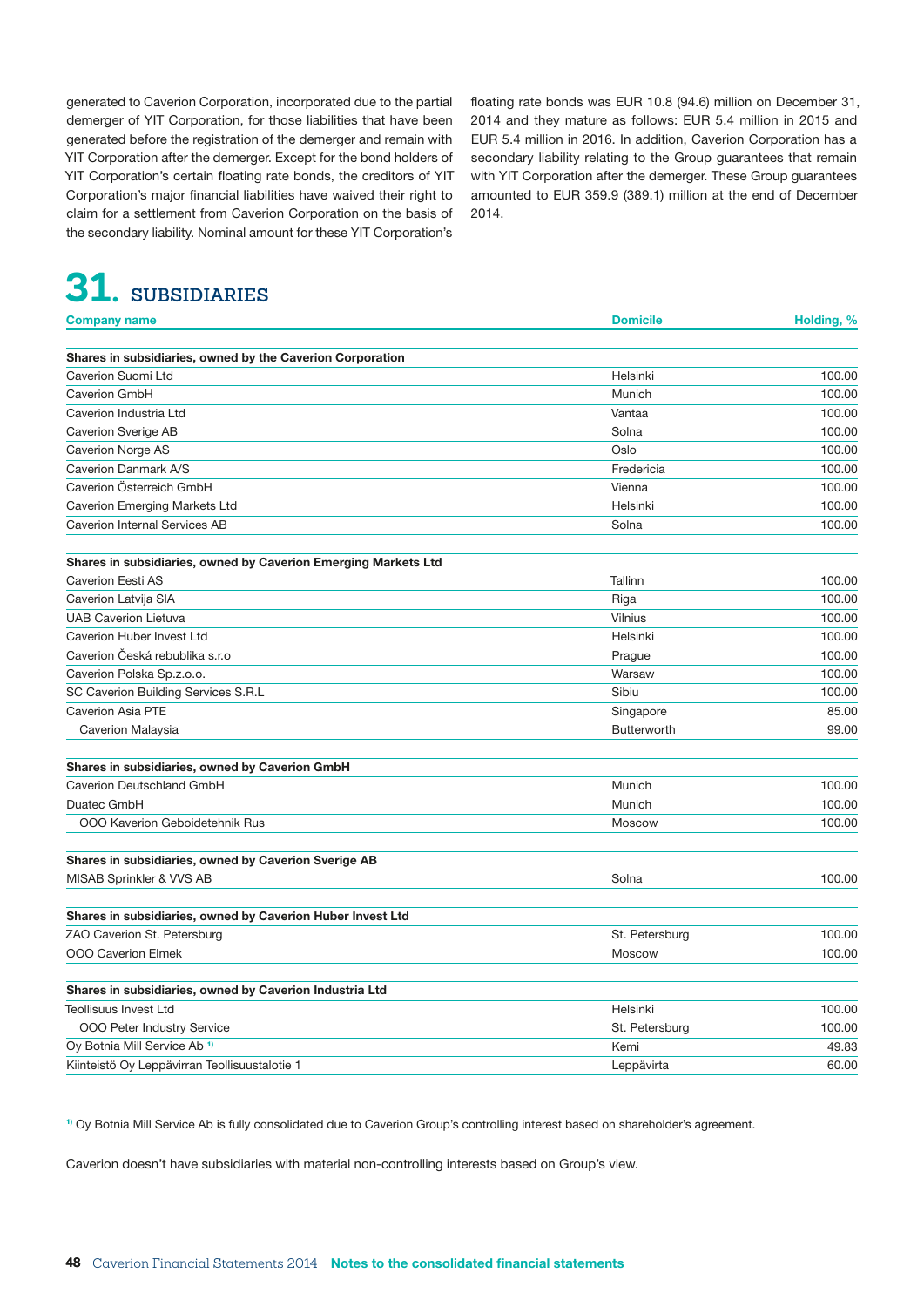generated to Caverion Corporation, incorporated due to the partial demerger of YIT Corporation, for those liabilities that have been generated before the registration of the demerger and remain with YIT Corporation after the demerger. Except for the bond holders of YIT Corporation's certain floating rate bonds, the creditors of YIT Corporation's major financial liabilities have waived their right to claim for a settlement from Caverion Corporation on the basis of the secondary liability. Nominal amount for these YIT Corporation's floating rate bonds was EUR 10.8 (94.6) million on December 31, 2014 and they mature as follows: EUR 5.4 million in 2015 and EUR 5.4 million in 2016. In addition, Caverion Corporation has a secondary liability relating to the Group guarantees that remain with YIT Corporation after the demerger. These Group guarantees amounted to EUR 359.9 (389.1) million at the end of December 2014.

# 31. SUBSIDIARIES

| Company name | Domicile | Holding, % |
|---|---|---|
| **Shares in subsidiaries, owned by the Caverion Corporation** | | |
| Caverion Suomi Ltd | Helsinki | 100.00 |
| Caverion GmbH | Munich | 100.00 |
| Caverion Industria Ltd | Vantaa | 100.00 |
| Caverion Sverige AB | Solna | 100.00 |
| Caverion Norge AS | Oslo | 100.00 |
| Caverion Danmark A/S | Fredericia | 100.00 |
| Caverion Österreich GmbH | Vienna | 100.00 |
| Caverion Emerging Markets Ltd | Helsinki | 100.00 |
| Caverion Internal Services AB | Solna | 100.00 |
| **Shares in subsidiaries, owned by Caverion Emerging Markets Ltd** | | |
| Caverion Eesti AS | Tallinn | 100.00 |
| Caverion Latvija SIA | Riga | 100.00 |
| UAB Caverion Lietuva | Vilnius | 100.00 |
| Caverion Huber Invest Ltd | Helsinki | 100.00 |
| Caverion Česká rebublika s.r.o | Prague | 100.00 |
| Caverion Polska Sp.z.o.o. | Warsaw | 100.00 |
| SC Caverion Building Services S.R.L | Sibiu | 100.00 |
| Caverion Asia PTE | Singapore | 85.00 |
| Caverion Malaysia | Butterworth | 99.00 |
| **Shares in subsidiaries, owned by Caverion GmbH** | | |
| Caverion Deutschland GmbH | Munich | 100.00 |
| Duatec GmbH | Munich | 100.00 |
| OOO Kaverion Geboidetehnik Rus | Moscow | 100.00 |
| **Shares in subsidiaries, owned by Caverion Sverige AB** | | |
| MISAB Sprinkler & VVS AB | Solna | 100.00 |
| **Shares in subsidiaries, owned by Caverion Huber Invest Ltd** | | |
| ZAO Caverion St. Petersburg | St. Petersburg | 100.00 |
| OOO Caverion Elmek | Moscow | 100.00 |
| **Shares in subsidiaries, owned by Caverion Industria Ltd** | | |
| Teollisuus Invest Ltd | Helsinki | 100.00 |
| OOO Peter Industry Service | St. Petersburg | 100.00 |
| Oy Botnia Mill Service Ab [1] | Kemi | 49.83 |
| Kiinteistö Oy Leppävirran Teollisuustalotie 1 | Leppävirta | 60.00 |

[1] Oy Botnia Mill Service Ab is fully consolidated due to Caverion Group's controlling interest based on shareholder's agreement.

Caverion doesn't have subsidiaries with material non-controlling interests based on Group's view.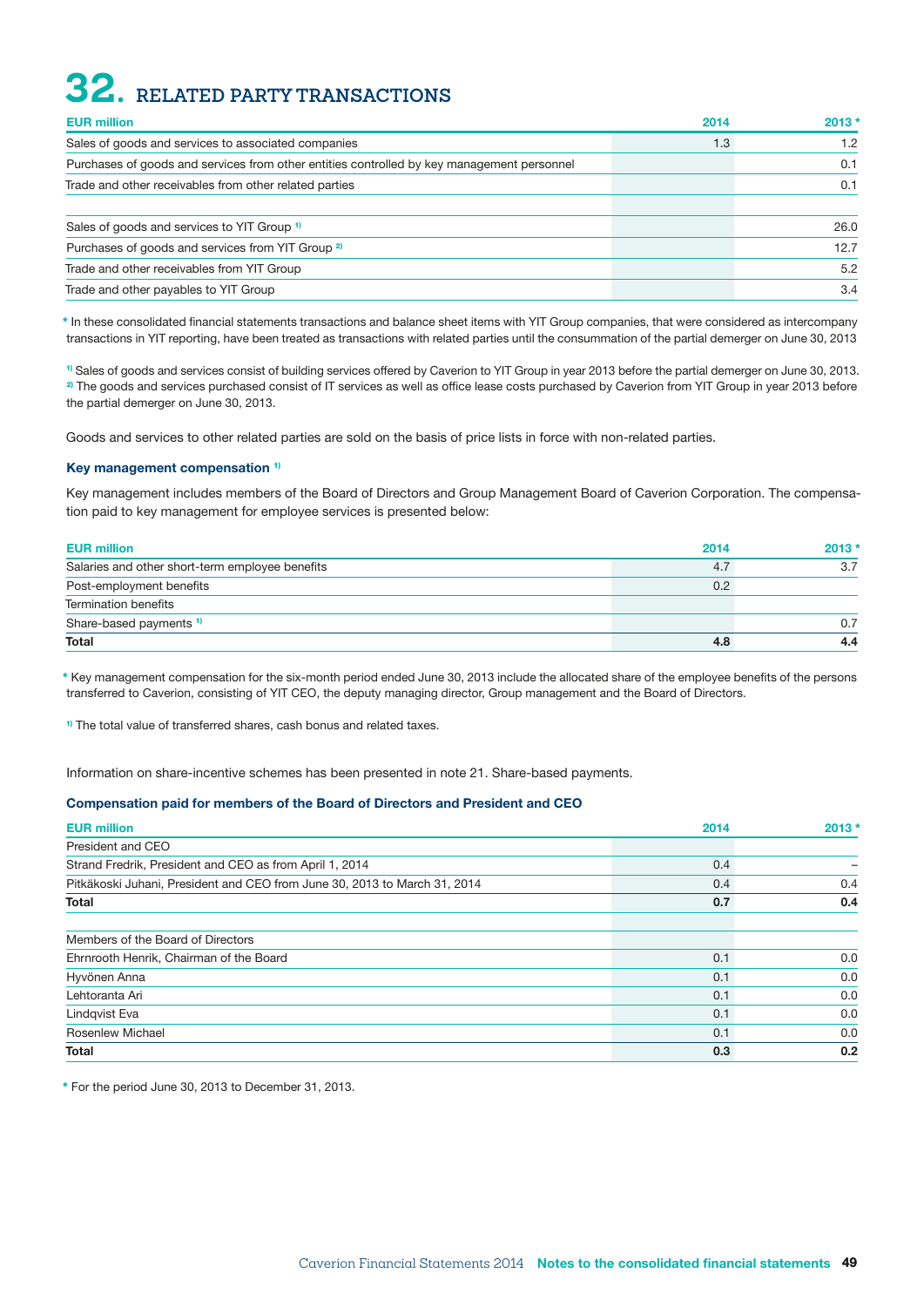# 32. RELATED PARTY TRANSACTIONS

| EUR million | 2014 | 2013 * |
|---|---|---|
| Sales of goods and services to associated companies | 1.3 | 1.2 |
| Purchases of goods and services from other entities controlled by key management personnel | | 0.1 |
| Trade and other receivables from other related parties | | 0.1 |
| | | |
| Sales of goods and services to YIT Group [1] | | 26.0 |
| Purchases of goods and services from YIT Group [2] | | 12.7 |
| Trade and other receivables from YIT Group | | 5.2 |
| Trade and other payables to YIT Group | | 3.4 |

\* In these consolidated financial statements transactions and balance sheet items with YIT Group companies, that were considered as intercompany transactions in YIT reporting, have been treated as transactions with related parties until the consummation of the partial demerger on June 30, 2013

[1] Sales of goods and services consist of building services offered by Caverion to YIT Group in year 2013 before the partial demerger on June 30, 2013.
[2] The goods and services purchased consist of IT services as well as office lease costs purchased by Caverion from YIT Group in year 2013 before the partial demerger on June 30, 2013.

Goods and services to other related parties are sold on the basis of price lists in force with non-related parties.

### Key management compensation [1]

Key management includes members of the Board of Directors and Group Management Board of Caverion Corporation. The compensation paid to key management for employee services is presented below:

| EUR million | 2014 | 2013 * |
|---|---|---|
| Salaries and other short-term employee benefits | 4.7 | 3.7 |
| Post-employment benefits | 0.2 | |
| Termination benefits | | |
| Share-based payments [1] | | 0.7 |
| **Total** | **4.8** | **4.4** |

\* Key management compensation for the six-month period ended June 30, 2013 include the allocated share of the employee benefits of the persons transferred to Caverion, consisting of YIT CEO, the deputy managing director, Group management and the Board of Directors.

[1] The total value of transferred shares, cash bonus and related taxes.

Information on share-incentive schemes has been presented in note 21. Share-based payments.

### Compensation paid for members of the Board of Directors and President and CEO

| EUR million | 2014 | 2013 * |
|---|---|---|
| President and CEO | | |
| Strand Fredrik, President and CEO as from April 1, 2014 | 0.4 | – |
| Pitkäkoski Juhani, President and CEO from June 30, 2013 to March 31, 2014 | 0.4 | 0.4 |
| **Total** | **0.7** | **0.4** |
| | | |
| Members of the Board of Directors | | |
| Ehrnrooth Henrik, Chairman of the Board | 0.1 | 0.0 |
| Hyvönen Anna | 0.1 | 0.0 |
| Lehtoranta Ari | 0.1 | 0.0 |
| Lindqvist Eva | 0.1 | 0.0 |
| Rosenlew Michael | 0.1 | 0.0 |
| **Total** | **0.3** | **0.2** |

\* For the period June 30, 2013 to December 31, 2013.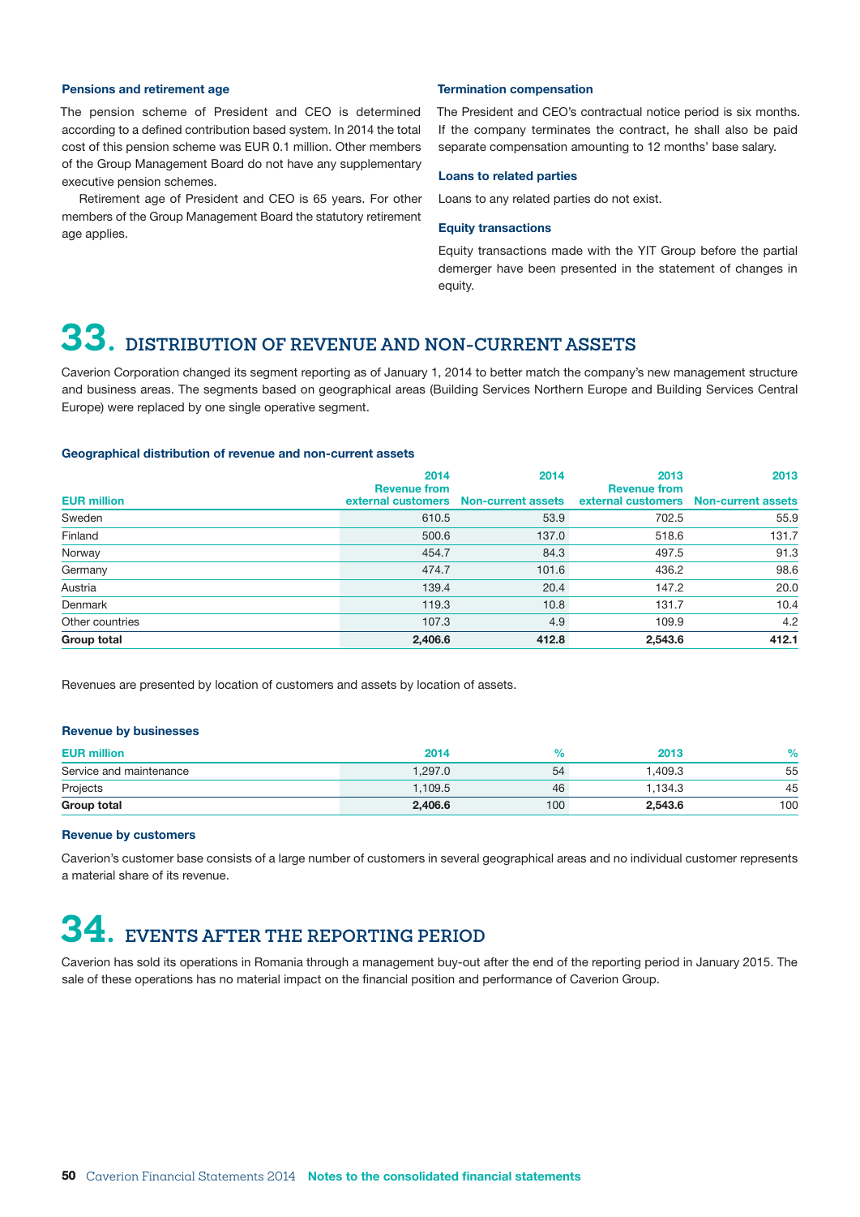### Pensions and retirement age

The pension scheme of President and CEO is determined according to a defined contribution based system. In 2014 the total cost of this pension scheme was EUR 0.1 million. Other members of the Group Management Board do not have any supplementary executive pension schemes.

Retirement age of President and CEO is 65 years. For other members of the Group Management Board the statutory retirement age applies.

### Termination compensation

The President and CEO's contractual notice period is six months. If the company terminates the contract, he shall also be paid separate compensation amounting to 12 months' base salary.

### Loans to related parties

Loans to any related parties do not exist.

### Equity transactions

Equity transactions made with the YIT Group before the partial demerger have been presented in the statement of changes in equity.

# 33. DISTRIBUTION OF REVENUE AND NON-CURRENT ASSETS

Caverion Corporation changed its segment reporting as of January 1, 2014 to better match the company's new management structure and business areas. The segments based on geographical areas (Building Services Northern Europe and Building Services Central Europe) were replaced by one single operative segment.

### Geographical distribution of revenue and non-current assets

| EUR million | 2014 Revenue from external customers | 2014 Non-current assets | 2013 Revenue from external customers | 2013 Non-current assets |
|---|---|---|---|---|
| Sweden | 610.5 | 53.9 | 702.5 | 55.9 |
| Finland | 500.6 | 137.0 | 518.6 | 131.7 |
| Norway | 454.7 | 84.3 | 497.5 | 91.3 |
| Germany | 474.7 | 101.6 | 436.2 | 98.6 |
| Austria | 139.4 | 20.4 | 147.2 | 20.0 |
| Denmark | 119.3 | 10.8 | 131.7 | 10.4 |
| Other countries | 107.3 | 4.9 | 109.9 | 4.2 |
| **Group total** | **2,406.6** | **412.8** | **2,543.6** | **412.1** |

Revenues are presented by location of customers and assets by location of assets.

### Revenue by businesses

| EUR million | 2014 | % | 2013 | % |
|---|---|---|---|---|
| Service and maintenance | 1,297.0 | 54 | 1,409.3 | 55 |
| Projects | 1,109.5 | 46 | 1,134.3 | 45 |
| **Group total** | **2,406.6** | 100 | **2,543.6** | 100 |

### Revenue by customers

Caverion's customer base consists of a large number of customers in several geographical areas and no individual customer represents a material share of its revenue.

# 34. EVENTS AFTER THE REPORTING PERIOD

Caverion has sold its operations in Romania through a management buy-out after the end of the reporting period in January 2015. The sale of these operations has no material impact on the financial position and performance of Caverion Group.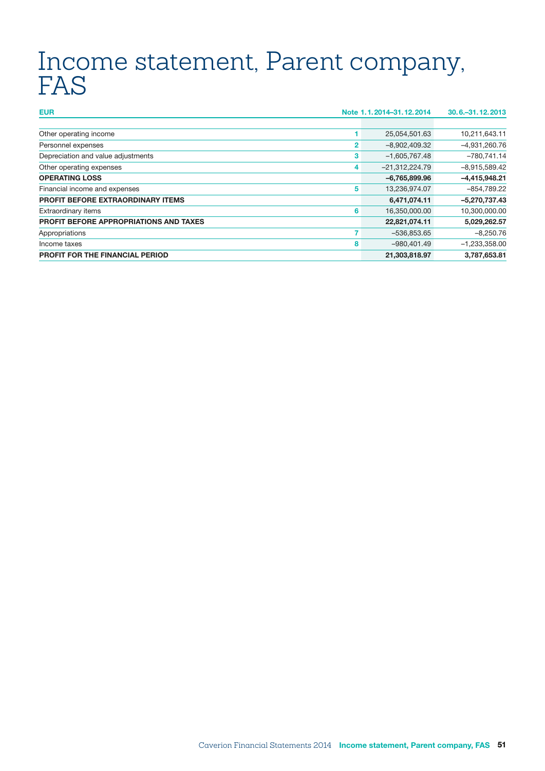# Income statement, Parent company, FAS

| EUR | Note | 1.1.2014–31.12.2014 | 30.6.–31.12.2013 |
|---|---|---|---|
| Other operating income | 1 | 25,054,501.63 | 10,211,643.11 |
| Personnel expenses | 2 | –8,902,409.32 | –4,931,260.76 |
| Depreciation and value adjustments | 3 | –1,605,767.48 | –780,741.14 |
| Other operating expenses | 4 | –21,312,224.79 | –8,915,589.42 |
| **OPERATING LOSS** | | **–6,765,899.96** | **–4,415,948.21** |
| Financial income and expenses | 5 | 13,236,974.07 | –854,789.22 |
| **PROFIT BEFORE EXTRAORDINARY ITEMS** | | **6,471,074.11** | **–5,270,737.43** |
| Extraordinary items | 6 | 16,350,000.00 | 10,300,000.00 |
| **PROFIT BEFORE APPROPRIATIONS AND TAXES** | | **22,821,074.11** | **5,029,262.57** |
| Appropriations | 7 | –536,853.65 | –8,250.76 |
| Income taxes | 8 | –980,401.49 | –1,233,358.00 |
| **PROFIT FOR THE FINANCIAL PERIOD** | | **21,303,818.97** | **3,787,653.81** |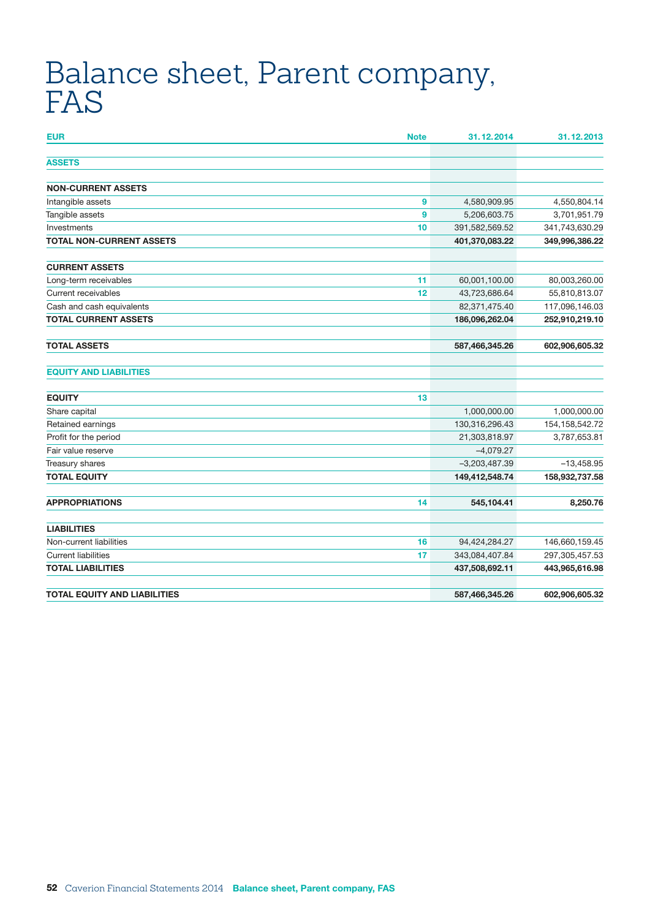# Balance sheet, Parent company, FAS

| EUR | Note | 31.12.2014 | 31.12.2013 |
|---|---|---|---|
| **ASSETS** | | | |
| **NON-CURRENT ASSETS** | | | |
| Intangible assets | 9 | 4,580,909.95 | 4,550,804.14 |
| Tangible assets | 9 | 5,206,603.75 | 3,701,951.79 |
| Investments | 10 | 391,582,569.52 | 341,743,630.29 |
| **TOTAL NON-CURRENT ASSETS** | | **401,370,083.22** | **349,996,386.22** |
| **CURRENT ASSETS** | | | |
| Long-term receivables | 11 | 60,001,100.00 | 80,003,260.00 |
| Current receivables | 12 | 43,723,686.64 | 55,810,813.07 |
| Cash and cash equivalents | | 82,371,475.40 | 117,096,146.03 |
| **TOTAL CURRENT ASSETS** | | **186,096,262.04** | **252,910,219.10** |
| **TOTAL ASSETS** | | **587,466,345.26** | **602,906,605.32** |
| **EQUITY AND LIABILITIES** | | | |
| **EQUITY** | 13 | | |
| Share capital | | 1,000,000.00 | 1,000,000.00 |
| Retained earnings | | 130,316,296.43 | 154,158,542.72 |
| Profit for the period | | 21,303,818.97 | 3,787,653.81 |
| Fair value reserve | | –4,079.27 | |
| Treasury shares | | –3,203,487.39 | –13,458.95 |
| **TOTAL EQUITY** | | **149,412,548.74** | **158,932,737.58** |
| **APPROPRIATIONS** | 14 | **545,104.41** | **8,250.76** |
| **LIABILITIES** | | | |
| Non-current liabilities | 16 | 94,424,284.27 | 146,660,159.45 |
| Current liabilities | 17 | 343,084,407.84 | 297,305,457.53 |
| **TOTAL LIABILITIES** | | **437,508,692.11** | **443,965,616.98** |
| **TOTAL EQUITY AND LIABILITIES** | | **587,466,345.26** | **602,906,605.32** |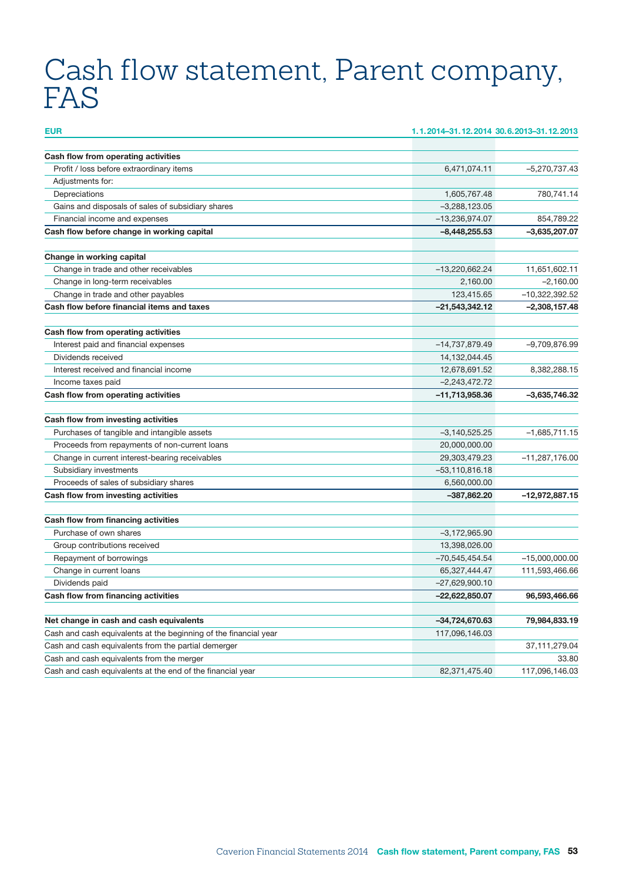# Cash flow statement, Parent company, FAS

| EUR | 1.1.2014–31.12.2014 | 30.6.2013–31.12.2013 |
|---|---|---|
| **Cash flow from operating activities** | | |
| Profit / loss before extraordinary items | 6,471,074.11 | –5,270,737.43 |
| Adjustments for: | | |
| Depreciations | 1,605,767.48 | 780,741.14 |
| Gains and disposals of sales of subsidiary shares | –3,288,123.05 | |
| Financial income and expenses | –13,236,974.07 | 854,789.22 |
| **Cash flow before change in working capital** | **–8,448,255.53** | **–3,635,207.07** |
| | | |
| **Change in working capital** | | |
| Change in trade and other receivables | –13,220,662.24 | 11,651,602.11 |
| Change in long-term receivables | 2,160.00 | –2,160.00 |
| Change in trade and other payables | 123,415.65 | –10,322,392.52 |
| **Cash flow before financial items and taxes** | **–21,543,342.12** | **–2,308,157.48** |
| | | |
| **Cash flow from operating activities** | | |
| Interest paid and financial expenses | –14,737,879.49 | –9,709,876.99 |
| Dividends received | 14,132,044.45 | |
| Interest received and financial income | 12,678,691.52 | 8,382,288.15 |
| Income taxes paid | –2,243,472.72 | |
| **Cash flow from operating activities** | **–11,713,958.36** | **–3,635,746.32** |
| | | |
| **Cash flow from investing activities** | | |
| Purchases of tangible and intangible assets | –3,140,525.25 | –1,685,711.15 |
| Proceeds from repayments of non-current loans | 20,000,000.00 | |
| Change in current interest-bearing receivables | 29,303,479.23 | –11,287,176.00 |
| Subsidiary investments | –53,110,816.18 | |
| Proceeds of sales of subsidiary shares | 6,560,000.00 | |
| **Cash flow from investing activities** | **–387,862.20** | **–12,972,887.15** |
| | | |
| **Cash flow from financing activities** | | |
| Purchase of own shares | –3,172,965.90 | |
| Group contributions received | 13,398,026.00 | |
| Repayment of borrowings | –70,545,454.54 | –15,000,000.00 |
| Change in current loans | 65,327,444.47 | 111,593,466.66 |
| Dividends paid | –27,629,900.10 | |
| **Cash flow from financing activities** | **–22,622,850.07** | **96,593,466.66** |
| | | |
| **Net change in cash and cash equivalents** | **–34,724,670.63** | **79,984,833.19** |
| Cash and cash equivalents at the beginning of the financial year | 117,096,146.03 | |
| Cash and cash equivalents from the partial demerger | | 37,111,279.04 |
| Cash and cash equivalents from the merger | | 33.80 |
| Cash and cash equivalents at the end of the financial year | 82,371,475.40 | 117,096,146.03 |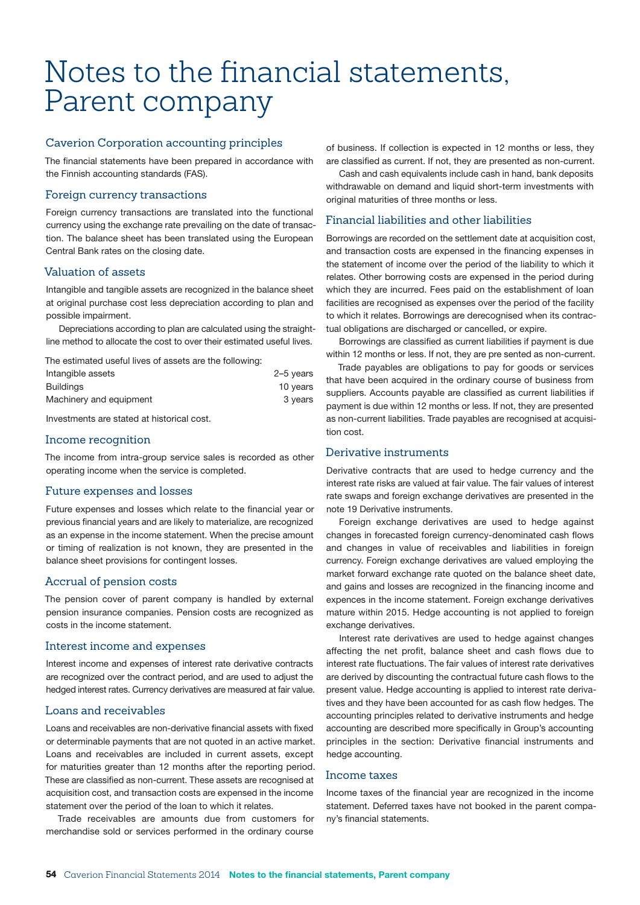# Notes to the financial statements, Parent company

## Caverion Corporation accounting principles

The financial statements have been prepared in accordance with the Finnish accounting standards (FAS).

## Foreign currency transactions

Foreign currency transactions are translated into the functional currency using the exchange rate prevailing on the date of transaction. The balance sheet has been translated using the European Central Bank rates on the closing date.

## Valuation of assets

Intangible and tangible assets are recognized in the balance sheet at original purchase cost less depreciation according to plan and possible impairment.

Depreciations according to plan are calculated using the straight-line method to allocate the cost to over their estimated useful lives.

The estimated useful lives of assets are the following:

| | |
|---|---|
| Intangible assets | 2–5 years |
| Buildings | 10 years |
| Machinery and equipment | 3 years |

Investments are stated at historical cost.

## Income recognition

The income from intra-group service sales is recorded as other operating income when the service is completed.

## Future expenses and losses

Future expenses and losses which relate to the financial year or previous financial years and are likely to materialize, are recognized as an expense in the income statement. When the precise amount or timing of realization is not known, they are presented in the balance sheet provisions for contingent losses.

## Accrual of pension costs

The pension cover of parent company is handled by external pension insurance companies. Pension costs are recognized as costs in the income statement.

## Interest income and expenses

Interest income and expenses of interest rate derivative contracts are recognized over the contract period, and are used to adjust the hedged interest rates. Currency derivatives are measured at fair value.

## Loans and receivables

Loans and receivables are non-derivative financial assets with fixed or determinable payments that are not quoted in an active market. Loans and receivables are included in current assets, except for maturities greater than 12 months after the reporting period. These are classified as non-current. These assets are recognised at acquisition cost, and transaction costs are expensed in the income statement over the period of the loan to which it relates.

Trade receivables are amounts due from customers for merchandise sold or services performed in the ordinary course of business. If collection is expected in 12 months or less, they are classified as current. If not, they are presented as non-current.

Cash and cash equivalents include cash in hand, bank deposits withdrawable on demand and liquid short-term investments with original maturities of three months or less.

## Financial liabilities and other liabilities

Borrowings are recorded on the settlement date at acquisition cost, and transaction costs are expensed in the financing expenses in the statement of income over the period of the liability to which it relates. Other borrowing costs are expensed in the period during which they are incurred. Fees paid on the establishment of loan facilities are recognised as expenses over the period of the facility to which it relates. Borrowings are derecognised when its contractual obligations are discharged or cancelled, or expire.

Borrowings are classified as current liabilities if payment is due within 12 months or less. If not, they are pre sented as non-current.

Trade payables are obligations to pay for goods or services that have been acquired in the ordinary course of business from suppliers. Accounts payable are classified as current liabilities if payment is due within 12 months or less. If not, they are presented as non-current liabilities. Trade payables are recognised at acquisition cost.

## Derivative instruments

Derivative contracts that are used to hedge currency and the interest rate risks are valued at fair value. The fair values of interest rate swaps and foreign exchange derivatives are presented in the note 19 Derivative instruments.

Foreign exchange derivatives are used to hedge against changes in forecasted foreign currency-denominated cash flows and changes in value of receivables and liabilities in foreign currency. Foreign exchange derivatives are valued employing the market forward exchange rate quoted on the balance sheet date, and gains and losses are recognized in the financing income and expences in the income statement. Foreign exchange derivatives mature within 2015. Hedge accounting is not applied to foreign exchange derivatives.

Interest rate derivatives are used to hedge against changes affecting the net profit, balance sheet and cash flows due to interest rate fluctuations. The fair values of interest rate derivatives are derived by discounting the contractual future cash flows to the present value. Hedge accounting is applied to interest rate derivatives and they have been accounted for as cash flow hedges. The accounting principles related to derivative instruments and hedge accounting are described more specifically in Group's accounting principles in the section: Derivative financial instruments and hedge accounting.

## Income taxes

Income taxes of the financial year are recognized in the income statement. Deferred taxes have not booked in the parent company's financial statements.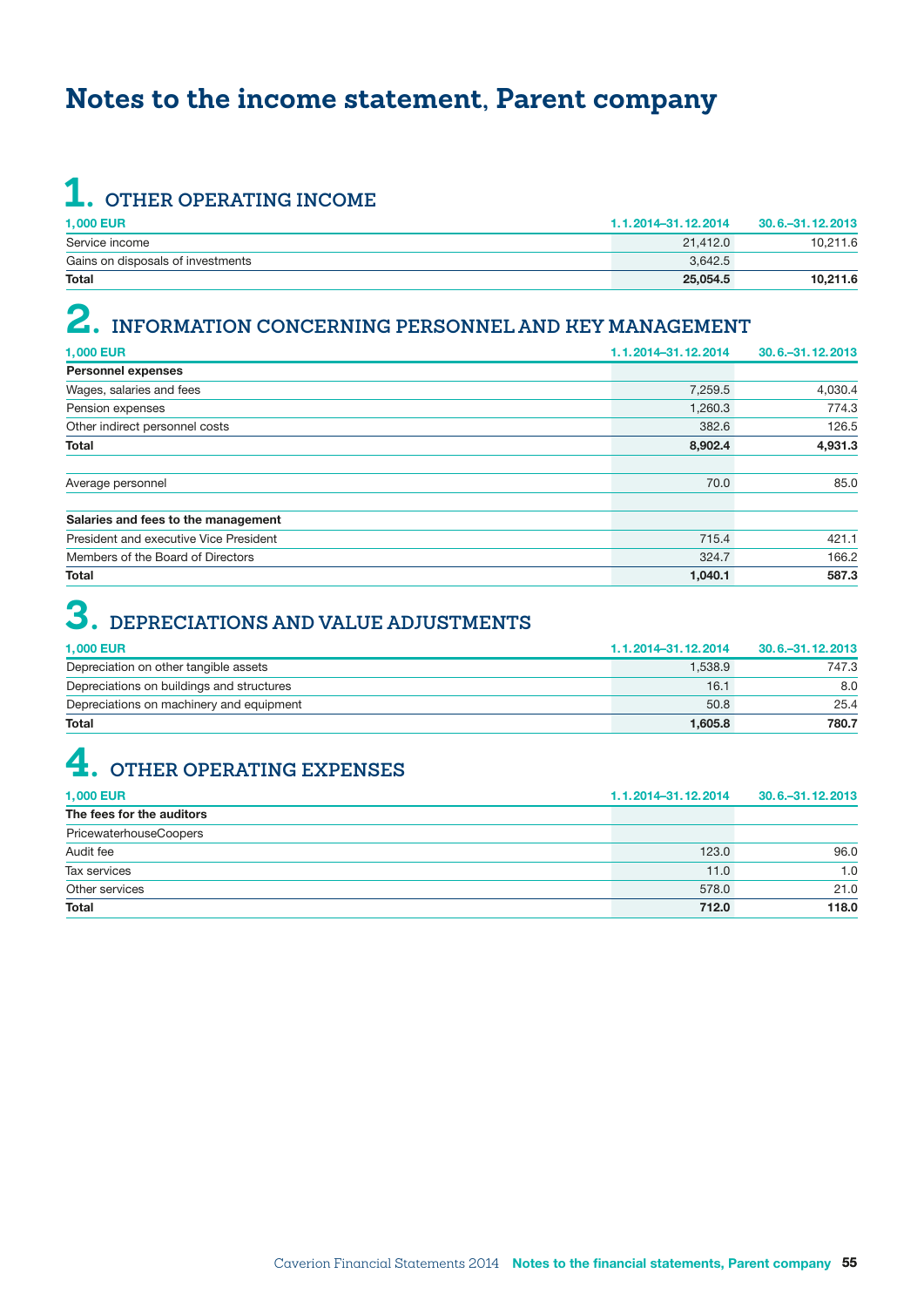# Notes to the income statement, Parent company

## 1. OTHER OPERATING INCOME

| 1,000 EUR | 1.1.2014–31.12.2014 | 30.6.–31.12.2013 |
|---|---|---|
| Service income | 21,412.0 | 10,211.6 |
| Gains on disposals of investments | 3,642.5 | |
| **Total** | **25,054.5** | **10,211.6** |

## 2. INFORMATION CONCERNING PERSONNEL AND KEY MANAGEMENT

| 1,000 EUR | 1.1.2014–31.12.2014 | 30.6.–31.12.2013 |
|---|---|---|
| **Personnel expenses** | | |
| Wages, salaries and fees | 7,259.5 | 4,030.4 |
| Pension expenses | 1,260.3 | 774.3 |
| Other indirect personnel costs | 382.6 | 126.5 |
| **Total** | **8,902.4** | **4,931.3** |
| | | |
| Average personnel | 70.0 | 85.0 |
| | | |
| **Salaries and fees to the management** | | |
| President and executive Vice President | 715.4 | 421.1 |
| Members of the Board of Directors | 324.7 | 166.2 |
| **Total** | **1,040.1** | **587.3** |

## 3. DEPRECIATIONS AND VALUE ADJUSTMENTS

| 1,000 EUR | 1.1.2014–31.12.2014 | 30.6.–31.12.2013 |
|---|---|---|
| Depreciation on other tangible assets | 1,538.9 | 747.3 |
| Depreciations on buildings and structures | 16.1 | 8.0 |
| Depreciations on machinery and equipment | 50.8 | 25.4 |
| **Total** | **1,605.8** | **780.7** |

## 4. OTHER OPERATING EXPENSES

| 1,000 EUR | 1.1.2014–31.12.2014 | 30.6.–31.12.2013 |
|---|---|---|
| **The fees for the auditors** | | |
| PricewaterhouseCoopers | | |
| Audit fee | 123.0 | 96.0 |
| Tax services | 11.0 | 1.0 |
| Other services | 578.0 | 21.0 |
| **Total** | **712.0** | **118.0** |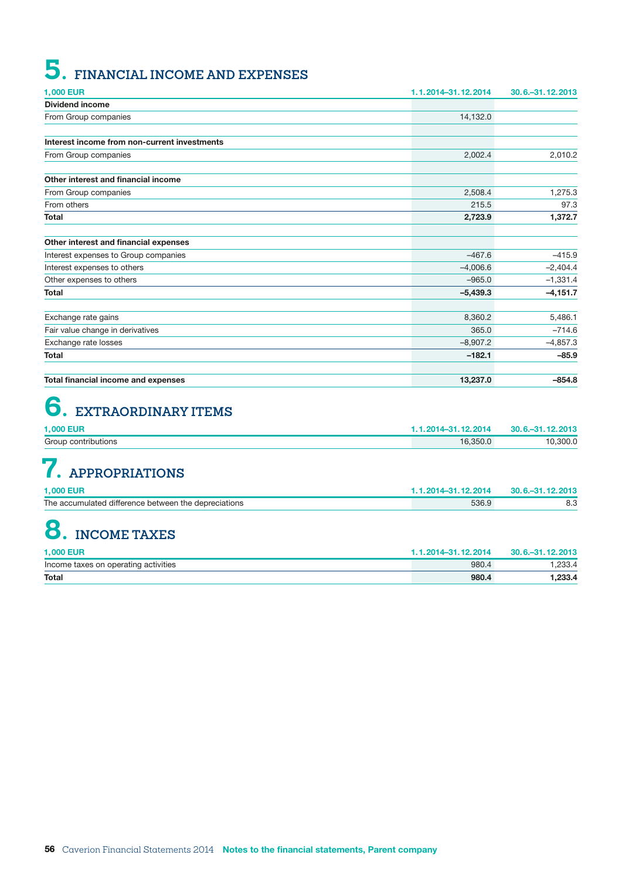# 5. FINANCIAL INCOME AND EXPENSES

| 1,000 EUR | 1.1.2014–31.12.2014 | 30.6.–31.12.2013 |
|---|---|---|
| **Dividend income** | | |
| From Group companies | 14,132.0 | |
| | | |
| **Interest income from non-current investments** | | |
| From Group companies | 2,002.4 | 2,010.2 |
| | | |
| **Other interest and financial income** | | |
| From Group companies | 2,508.4 | 1,275.3 |
| From others | 215.5 | 97.3 |
| **Total** | **2,723.9** | **1,372.7** |
| | | |
| **Other interest and financial expenses** | | |
| Interest expenses to Group companies | –467.6 | –415.9 |
| Interest expenses to others | –4,006.6 | –2,404.4 |
| Other expenses to others | –965.0 | –1,331.4 |
| **Total** | **–5,439.3** | **–4,151.7** |
| | | |
| Exchange rate gains | 8,360.2 | 5,486.1 |
| Fair value change in derivatives | 365.0 | –714.6 |
| Exchange rate losses | –8,907.2 | –4,857.3 |
| **Total** | **–182.1** | **–85.9** |
| | | |
| **Total financial income and expenses** | **13,237.0** | **–854.8** |

# 6. EXTRAORDINARY ITEMS

| 1,000 EUR | 1.1.2014–31.12.2014 | 30.6.–31.12.2013 |
|---|---|---|
| Group contributions | 16,350.0 | 10,300.0 |

# 7. APPROPRIATIONS

| 1,000 EUR | 1.1.2014–31.12.2014 | 30.6.–31.12.2013 |
|---|---|---|
| The accumulated difference between the depreciations | 536.9 | 8.3 |

# 8. INCOME TAXES

| 1,000 EUR | 1.1.2014–31.12.2014 | 30.6.–31.12.2013 |
|---|---|---|
| Income taxes on operating activities | 980.4 | 1,233.4 |
| **Total** | **980.4** | **1,233.4** |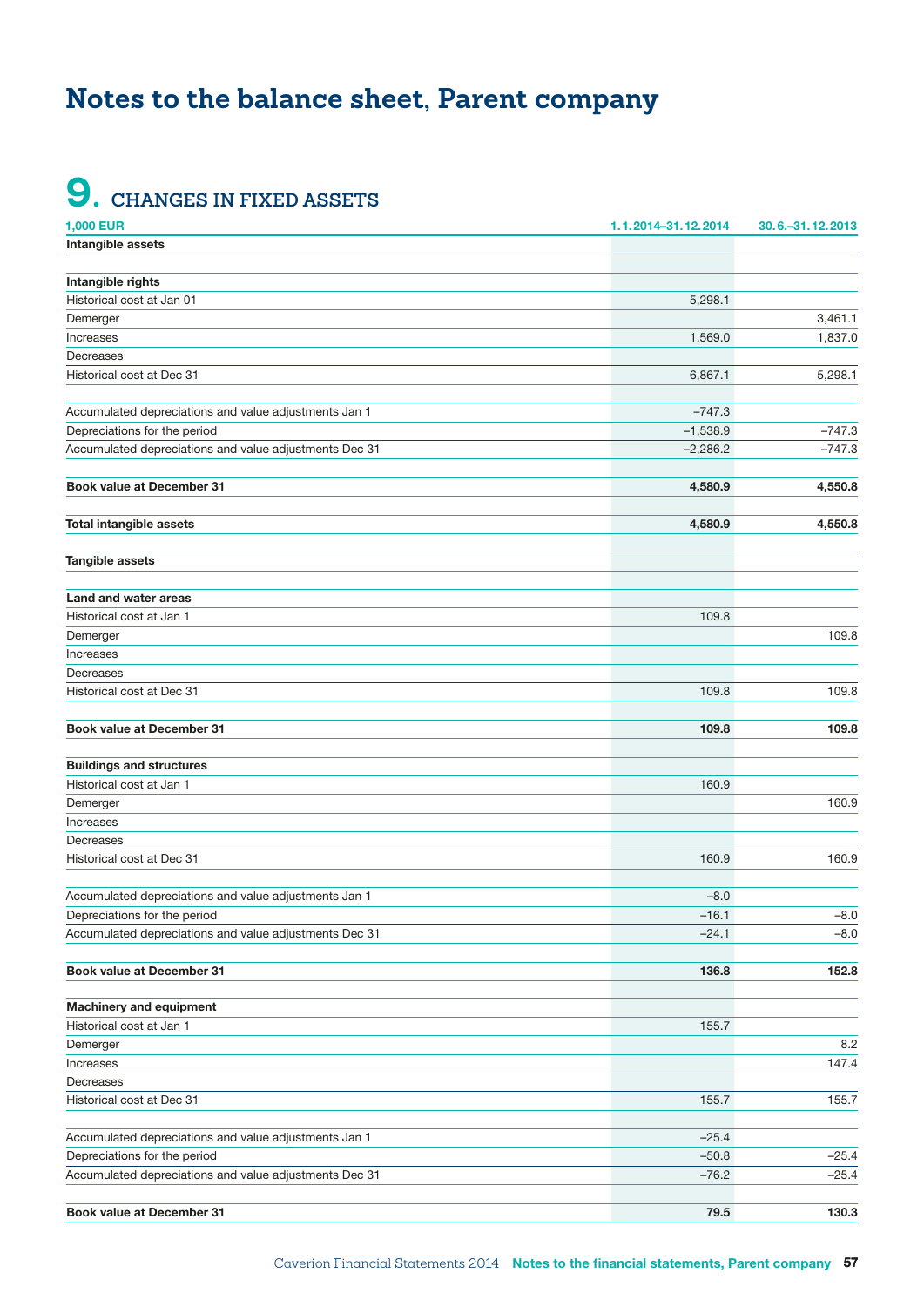# Notes to the balance sheet, Parent company

## 9. CHANGES IN FIXED ASSETS

| 1,000 EUR | 1.1.2014–31.12.2014 | 30.6.–31.12.2013 |
|---|---|---|
| **Intangible assets** | | |
| | | |
| **Intangible rights** | | |
| Historical cost at Jan 01 | 5,298.1 | |
| Demerger | | 3,461.1 |
| Increases | 1,569.0 | 1,837.0 |
| Decreases | | |
| Historical cost at Dec 31 | 6,867.1 | 5,298.1 |
| | | |
| Accumulated depreciations and value adjustments Jan 1 | −747.3 | |
| Depreciations for the period | −1,538.9 | −747.3 |
| Accumulated depreciations and value adjustments Dec 31 | −2,286.2 | −747.3 |
| | | |
| **Book value at December 31** | **4,580.9** | **4,550.8** |
| | | |
| **Total intangible assets** | **4,580.9** | **4,550.8** |
| | | |
| **Tangible assets** | | |
| | | |
| **Land and water areas** | | |
| Historical cost at Jan 1 | 109.8 | |
| Demerger | | 109.8 |
| Increases | | |
| Decreases | | |
| Historical cost at Dec 31 | 109.8 | 109.8 |
| | | |
| **Book value at December 31** | **109.8** | **109.8** |
| | | |
| **Buildings and structures** | | |
| Historical cost at Jan 1 | 160.9 | |
| Demerger | | 160.9 |
| Increases | | |
| Decreases | | |
| Historical cost at Dec 31 | 160.9 | 160.9 |
| | | |
| Accumulated depreciations and value adjustments Jan 1 | −8.0 | |
| Depreciations for the period | −16.1 | −8.0 |
| Accumulated depreciations and value adjustments Dec 31 | −24.1 | −8.0 |
| | | |
| **Book value at December 31** | **136.8** | **152.8** |
| | | |
| **Machinery and equipment** | | |
| Historical cost at Jan 1 | 155.7 | |
| Demerger | | 8.2 |
| Increases | | 147.4 |
| Decreases | | |
| Historical cost at Dec 31 | 155.7 | 155.7 |
| | | |
| Accumulated depreciations and value adjustments Jan 1 | −25.4 | |
| Depreciations for the period | −50.8 | −25.4 |
| Accumulated depreciations and value adjustments Dec 31 | −76.2 | −25.4 |
| | | |
| **Book value at December 31** | **79.5** | **130.3** |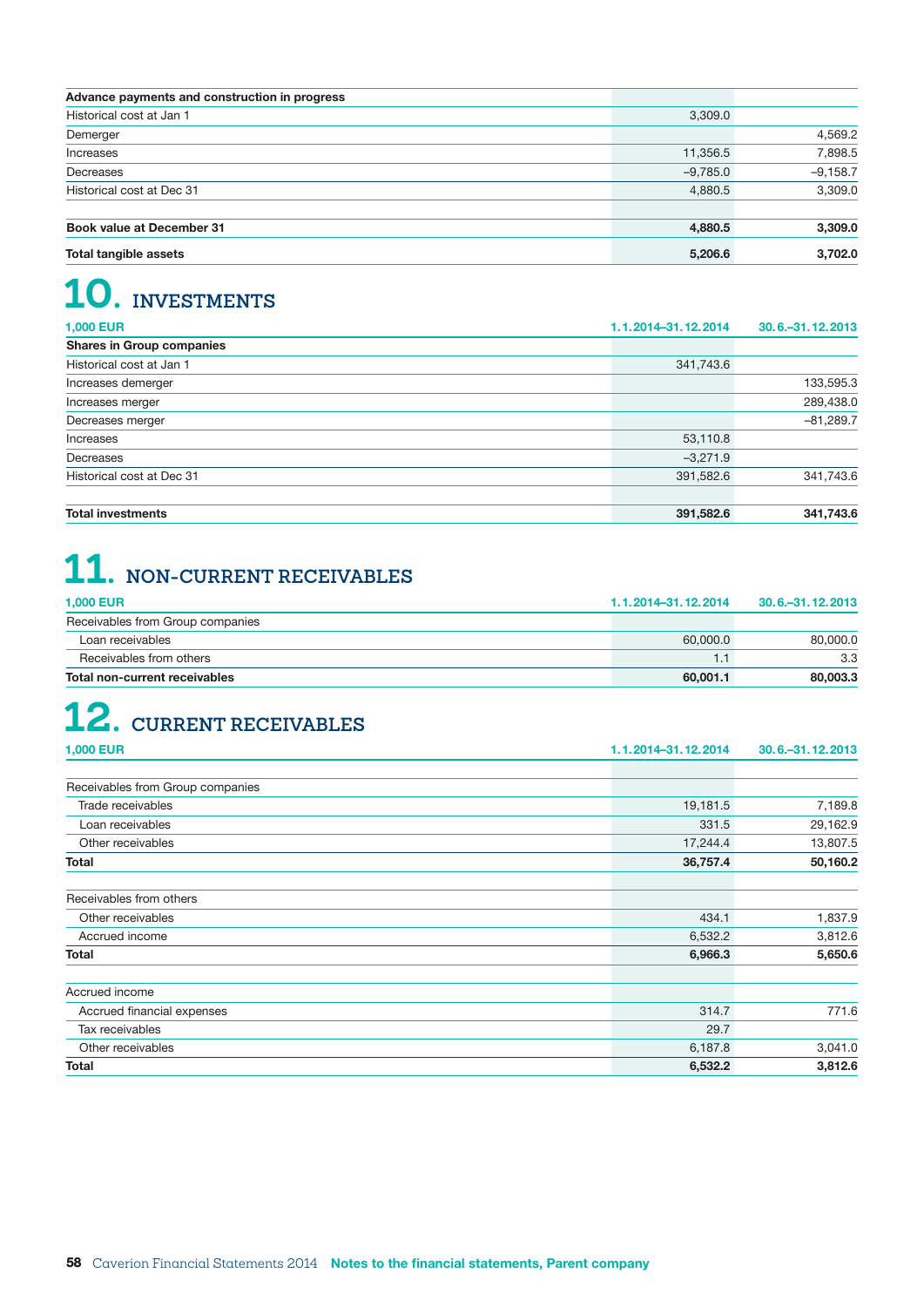| Advance payments and construction in progress | | |
|---|---|---|
| Historical cost at Jan 1 | 3,309.0 | |
| Demerger | | 4,569.2 |
| Increases | 11,356.5 | 7,898.5 |
| Decreases | –9,785.0 | –9,158.7 |
| Historical cost at Dec 31 | 4,880.5 | 3,309.0 |
| | | |
| **Book value at December 31** | **4,880.5** | **3,309.0** |
| **Total tangible assets** | **5,206.6** | **3,702.0** |

# 10. INVESTMENTS

| 1,000 EUR | 1.1.2014–31.12.2014 | 30.6.–31.12.2013 |
|---|---|---|
| **Shares in Group companies** | | |
| Historical cost at Jan 1 | 341,743.6 | |
| Increases demerger | | 133,595.3 |
| Increases merger | | 289,438.0 |
| Decreases merger | | –81,289.7 |
| Increases | 53,110.8 | |
| Decreases | –3,271.9 | |
| Historical cost at Dec 31 | 391,582.6 | 341,743.6 |
| | | |
| **Total investments** | **391,582.6** | **341,743.6** |

# 11. NON-CURRENT RECEIVABLES

| 1,000 EUR | 1.1.2014–31.12.2014 | 30.6.–31.12.2013 |
|---|---|---|
| Receivables from Group companies | | |
| Loan receivables | 60,000.0 | 80,000.0 |
| Receivables from others | 1.1 | 3.3 |
| **Total non-current receivables** | **60,001.1** | **80,003.3** |

# 12. CURRENT RECEIVABLES

| 1,000 EUR | 1.1.2014–31.12.2014 | 30.6.–31.12.2013 |
|---|---|---|
| | | |
| Receivables from Group companies | | |
| Trade receivables | 19,181.5 | 7,189.8 |
| Loan receivables | 331.5 | 29,162.9 |
| Other receivables | 17,244.4 | 13,807.5 |
| **Total** | **36,757.4** | **50,160.2** |
| | | |
| Receivables from others | | |
| Other receivables | 434.1 | 1,837.9 |
| Accrued income | 6,532.2 | 3,812.6 |
| **Total** | **6,966.3** | **5,650.6** |
| | | |
| Accrued income | | |
| Accrued financial expenses | 314.7 | 771.6 |
| Tax receivables | 29.7 | |
| Other receivables | 6,187.8 | 3,041.0 |
| **Total** | **6,532.2** | **3,812.6** |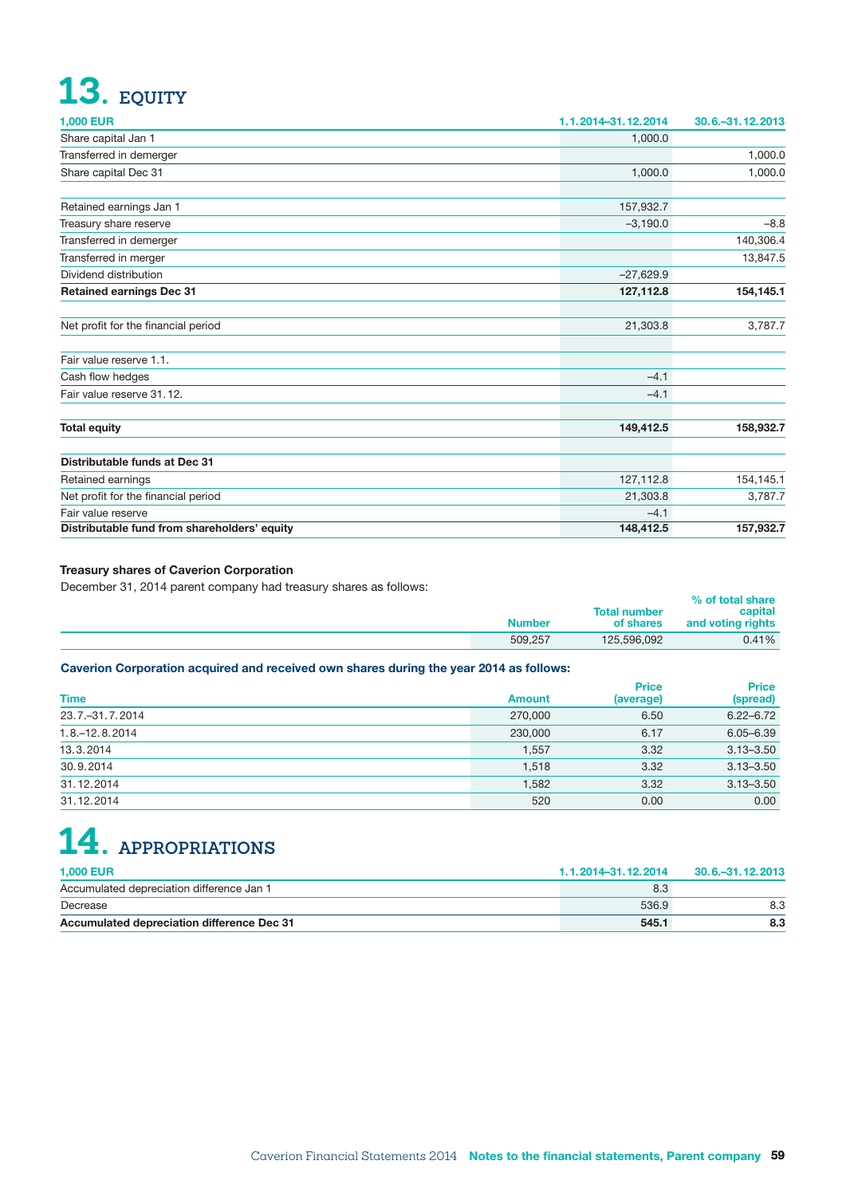# 13. EQUITY

| 1,000 EUR | 1.1.2014–31.12.2014 | 30.6.–31.12.2013 |
|---|---|---|
| Share capital Jan 1 | 1,000.0 | |
| Transferred in demerger | | 1,000.0 |
| Share capital Dec 31 | 1,000.0 | 1,000.0 |
| | | |
| Retained earnings Jan 1 | 157,932.7 | |
| Treasury share reserve | –3,190.0 | –8.8 |
| Transferred in demerger | | 140,306.4 |
| Transferred in merger | | 13,847.5 |
| Dividend distribution | –27,629.9 | |
| **Retained earnings Dec 31** | **127,112.8** | **154,145.1** |
| | | |
| Net profit for the financial period | 21,303.8 | 3,787.7 |
| | | |
| Fair value reserve 1.1. | | |
| Cash flow hedges | –4.1 | |
| Fair value reserve 31.12. | –4.1 | |
| | | |
| **Total equity** | **149,412.5** | **158,932.7** |
| | | |
| **Distributable funds at Dec 31** | | |
| Retained earnings | 127,112.8 | 154,145.1 |
| Net profit for the financial period | 21,303.8 | 3,787.7 |
| Fair value reserve | –4.1 | |
| **Distributable fund from shareholders' equity** | **148,412.5** | **157,932.7** |

**Treasury shares of Caverion Corporation**

December 31, 2014 parent company had treasury shares as follows:

| Number | Total number of shares | % of total share capital and voting rights |
|---|---|---|
| 509,257 | 125,596,092 | 0.41% |

**Caverion Corporation acquired and received own shares during the year 2014 as follows:**

| Time | Amount | Price (average) | Price (spread) |
|---|---|---|---|
| 23.7.–31.7.2014 | 270,000 | 6.50 | 6.22–6.72 |
| 1.8.–12.8.2014 | 230,000 | 6.17 | 6.05–6.39 |
| 13.3.2014 | 1,557 | 3.32 | 3.13–3.50 |
| 30.9.2014 | 1,518 | 3.32 | 3.13–3.50 |
| 31.12.2014 | 1,582 | 3.32 | 3.13–3.50 |
| 31.12.2014 | 520 | 0.00 | 0.00 |

# 14. APPROPRIATIONS

| 1,000 EUR | 1.1.2014–31.12.2014 | 30.6.–31.12.2013 |
|---|---|---|
| Accumulated depreciation difference Jan 1 | 8.3 | |
| Decrease | 536.9 | 8.3 |
| **Accumulated depreciation difference Dec 31** | **545.1** | **8.3** |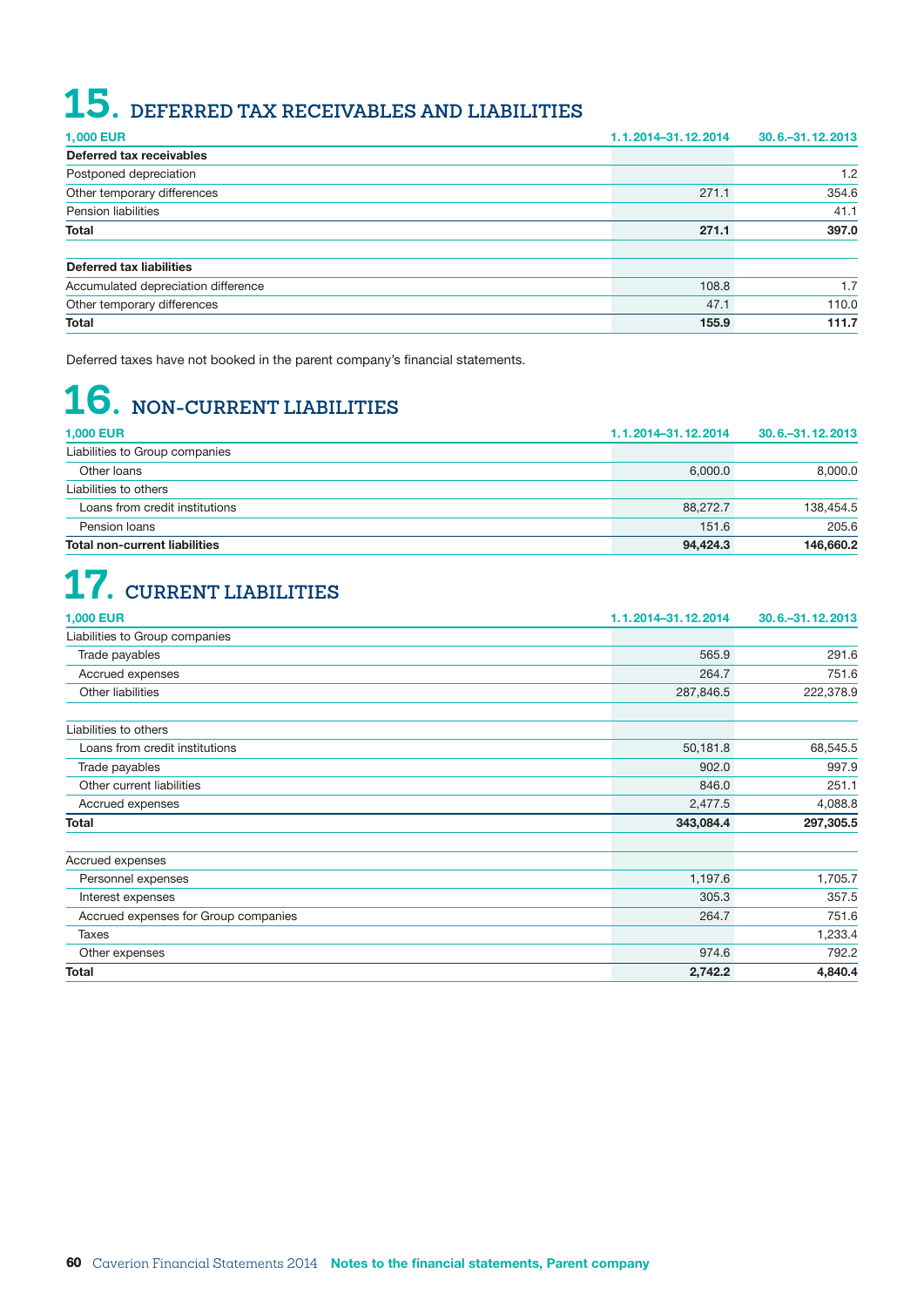# 15. DEFERRED TAX RECEIVABLES AND LIABILITIES

| 1,000 EUR | 1.1.2014–31.12.2014 | 30.6.–31.12.2013 |
|---|---|---|
| **Deferred tax receivables** | | |
| Postponed depreciation | | 1.2 |
| Other temporary differences | 271.1 | 354.6 |
| Pension liabilities | | 41.1 |
| **Total** | **271.1** | **397.0** |
| | | |
| **Deferred tax liabilities** | | |
| Accumulated depreciation difference | 108.8 | 1.7 |
| Other temporary differences | 47.1 | 110.0 |
| **Total** | **155.9** | **111.7** |

Deferred taxes have not booked in the parent company's financial statements.

# 16. NON-CURRENT LIABILITIES

| 1,000 EUR | 1.1.2014–31.12.2014 | 30.6.–31.12.2013 |
|---|---|---|
| Liabilities to Group companies | | |
| Other loans | 6,000.0 | 8,000.0 |
| Liabilities to others | | |
| Loans from credit institutions | 88,272.7 | 138,454.5 |
| Pension loans | 151.6 | 205.6 |
| **Total non-current liabilities** | **94,424.3** | **146,660.2** |

# 17. CURRENT LIABILITIES

| 1,000 EUR | 1.1.2014–31.12.2014 | 30.6.–31.12.2013 |
|---|---|---|
| Liabilities to Group companies | | |
| Trade payables | 565.9 | 291.6 |
| Accrued expenses | 264.7 | 751.6 |
| Other liabilities | 287,846.5 | 222,378.9 |
| | | |
| Liabilities to others | | |
| Loans from credit institutions | 50,181.8 | 68,545.5 |
| Trade payables | 902.0 | 997.9 |
| Other current liabilities | 846.0 | 251.1 |
| Accrued expenses | 2,477.5 | 4,088.8 |
| **Total** | **343,084.4** | **297,305.5** |
| | | |
| Accrued expenses | | |
| Personnel expenses | 1,197.6 | 1,705.7 |
| Interest expenses | 305.3 | 357.5 |
| Accrued expenses for Group companies | 264.7 | 751.6 |
| Taxes | | 1,233.4 |
| Other expenses | 974.6 | 792.2 |
| **Total** | **2,742.2** | **4,840.4** |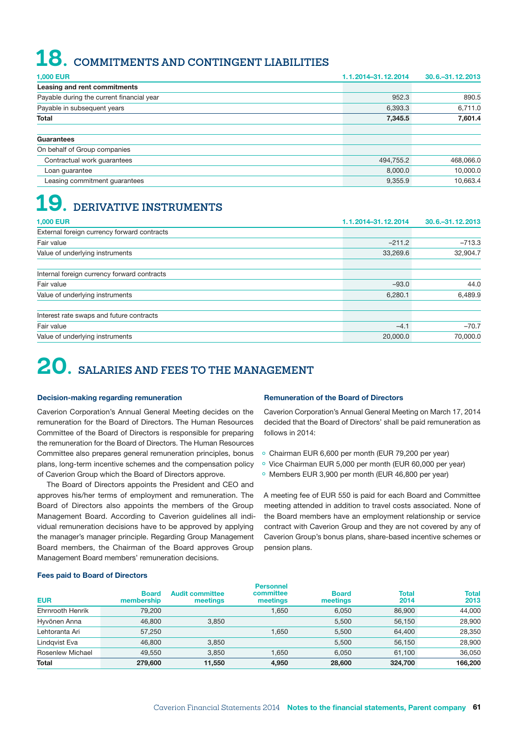# 18. COMMITMENTS AND CONTINGENT LIABILITIES

| 1,000 EUR | 1.1.2014–31.12.2014 | 30.6.–31.12.2013 |
|---|---|---|
| **Leasing and rent commitments** | | |
| Payable during the current financial year | 952.3 | 890.5 |
| Payable in subsequent years | 6,393.3 | 6,711.0 |
| **Total** | **7,345.5** | **7,601.4** |
| | | |
| **Guarantees** | | |
| On behalf of Group companies | | |
| Contractual work guarantees | 494,755.2 | 468,066.0 |
| Loan guarantee | 8,000.0 | 10,000.0 |
| Leasing commitment guarantees | 9,355.9 | 10,663.4 |

# 19. DERIVATIVE INSTRUMENTS

| 1,000 EUR | 1.1.2014–31.12.2014 | 30.6.–31.12.2013 |
|---|---|---|
| External foreign currency forward contracts | | |
| Fair value | −211.2 | −713.3 |
| Value of underlying instruments | 33,269.6 | 32,904.7 |
| | | |
| Internal foreign currency forward contracts | | |
| Fair value | −93.0 | 44.0 |
| Value of underlying instruments | 6,280.1 | 6,489.9 |
| | | |
| Interest rate swaps and future contracts | | |
| Fair value | −4.1 | −70.7 |
| Value of underlying instruments | 20,000.0 | 70,000.0 |

# 20. SALARIES AND FEES TO THE MANAGEMENT

### Decision-making regarding remuneration

Caverion Corporation's Annual General Meeting decides on the remuneration for the Board of Directors. The Human Resources Committee of the Board of Directors is responsible for preparing the remuneration for the Board of Directors. The Human Resources Committee also prepares general remuneration principles, bonus plans, long-term incentive schemes and the compensation policy of Caverion Group which the Board of Directors approve.

The Board of Directors appoints the President and CEO and approves his/her terms of employment and remuneration. The Board of Directors also appoints the members of the Group Management Board. According to Caverion guidelines all individual remuneration decisions have to be approved by applying the manager's manager principle. Regarding Group Management Board members, the Chairman of the Board approves Group Management Board members' remuneration decisions.

### Remuneration of the Board of Directors

Caverion Corporation's Annual General Meeting on March 17, 2014 decided that the Board of Directors' shall be paid remuneration as follows in 2014:

- Chairman EUR 6,600 per month (EUR 79,200 per year)
- Vice Chairman EUR 5,000 per month (EUR 60,000 per year)
- Members EUR 3,900 per month (EUR 46,800 per year)

A meeting fee of EUR 550 is paid for each Board and Committee meeting attended in addition to travel costs associated. None of the Board members have an employment relationship or service contract with Caverion Group and they are not covered by any of Caverion Group's bonus plans, share-based incentive schemes or pension plans.

### Fees paid to Board of Directors

| EUR | Board membership | Audit committee meetings | Personnel committee meetings | Board meetings | Total 2014 | Total 2013 |
|---|---|---|---|---|---|---|
| Ehrnrooth Henrik | 79,200 | | 1,650 | 6,050 | 86,900 | 44,000 |
| Hyvönen Anna | 46,800 | 3,850 | | 5,500 | 56,150 | 28,900 |
| Lehtoranta Ari | 57,250 | | 1,650 | 5,500 | 64,400 | 28,350 |
| Lindqvist Eva | 46,800 | 3,850 | | 5,500 | 56,150 | 28,900 |
| Rosenlew Michael | 49,550 | 3,850 | 1,650 | 6,050 | 61,100 | 36,050 |
| **Total** | **279,600** | **11,550** | **4,950** | **28,600** | **324,700** | **166,200** |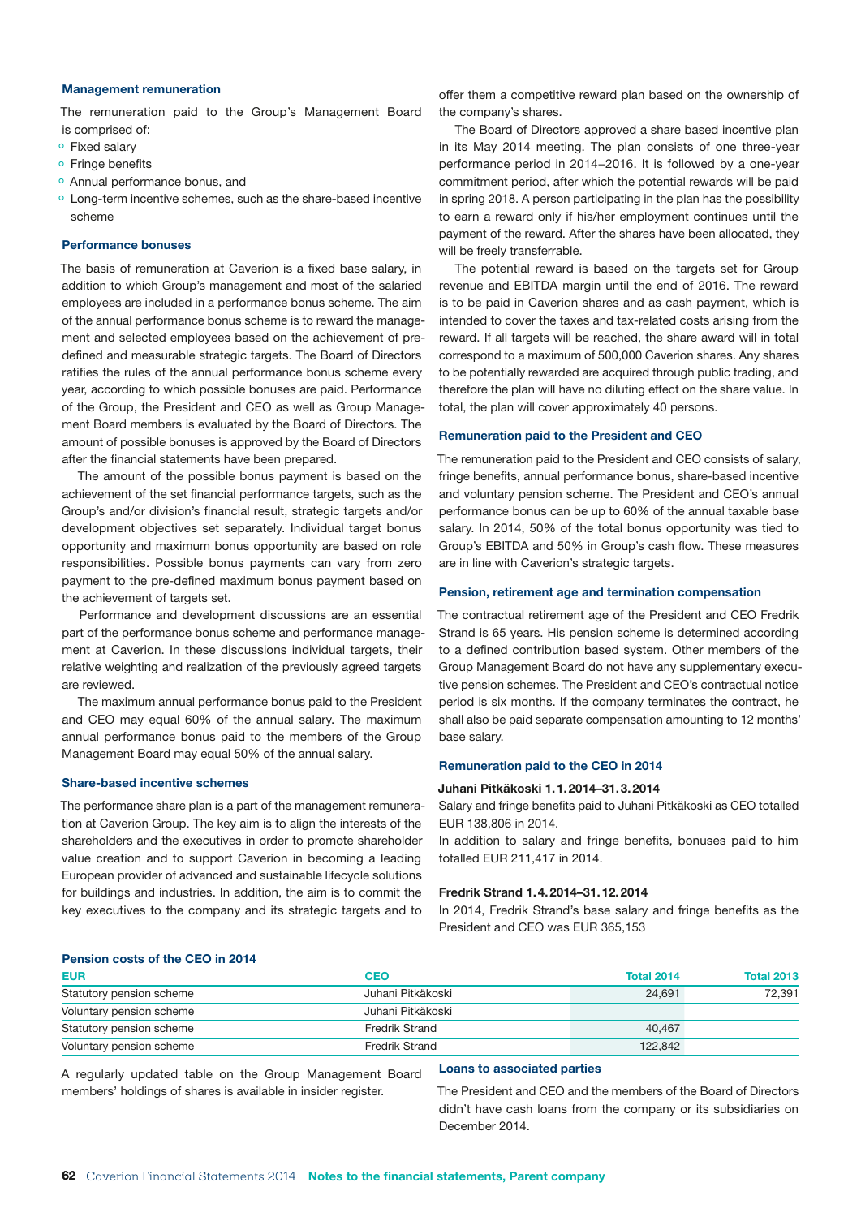### Management remuneration

The remuneration paid to the Group's Management Board is comprised of:

- Fixed salary
- Fringe benefits
- Annual performance bonus, and
- Long-term incentive schemes, such as the share-based incentive scheme

### Performance bonuses

The basis of remuneration at Caverion is a fixed base salary, in addition to which Group's management and most of the salaried employees are included in a performance bonus scheme. The aim of the annual performance bonus scheme is to reward the management and selected employees based on the achievement of pre-defined and measurable strategic targets. The Board of Directors ratifies the rules of the annual performance bonus scheme every year, according to which possible bonuses are paid. Performance of the Group, the President and CEO as well as Group Management Board members is evaluated by the Board of Directors. The amount of possible bonuses is approved by the Board of Directors after the financial statements have been prepared.

The amount of the possible bonus payment is based on the achievement of the set financial performance targets, such as the Group's and/or division's financial result, strategic targets and/or development objectives set separately. Individual target bonus opportunity and maximum bonus opportunity are based on role responsibilities. Possible bonus payments can vary from zero payment to the pre-defined maximum bonus payment based on the achievement of targets set.

Performance and development discussions are an essential part of the performance bonus scheme and performance management at Caverion. In these discussions individual targets, their relative weighting and realization of the previously agreed targets are reviewed.

The maximum annual performance bonus paid to the President and CEO may equal 60% of the annual salary. The maximum annual performance bonus paid to the members of the Group Management Board may equal 50% of the annual salary.

### Share-based incentive schemes

The performance share plan is a part of the management remuneration at Caverion Group. The key aim is to align the interests of the shareholders and the executives in order to promote shareholder value creation and to support Caverion in becoming a leading European provider of advanced and sustainable lifecycle solutions for buildings and industries. In addition, the aim is to commit the key executives to the company and its strategic targets and to offer them a competitive reward plan based on the ownership of the company's shares.

The Board of Directors approved a share based incentive plan in its May 2014 meeting. The plan consists of one three-year performance period in 2014–2016. It is followed by a one-year commitment period, after which the potential rewards will be paid in spring 2018. A person participating in the plan has the possibility to earn a reward only if his/her employment continues until the payment of the reward. After the shares have been allocated, they will be freely transferrable.

The potential reward is based on the targets set for Group revenue and EBITDA margin until the end of 2016. The reward is to be paid in Caverion shares and as cash payment, which is intended to cover the taxes and tax-related costs arising from the reward. If all targets will be reached, the share award will in total correspond to a maximum of 500,000 Caverion shares. Any shares to be potentially rewarded are acquired through public trading, and therefore the plan will have no diluting effect on the share value. In total, the plan will cover approximately 40 persons.

### Remuneration paid to the President and CEO

The remuneration paid to the President and CEO consists of salary, fringe benefits, annual performance bonus, share-based incentive and voluntary pension scheme. The President and CEO's annual performance bonus can be up to 60% of the annual taxable base salary. In 2014, 50% of the total bonus opportunity was tied to Group's EBITDA and 50% in Group's cash flow. These measures are in line with Caverion's strategic targets.

### Pension, retirement age and termination compensation

The contractual retirement age of the President and CEO Fredrik Strand is 65 years. His pension scheme is determined according to a defined contribution based system. Other members of the Group Management Board do not have any supplementary executive pension schemes. The President and CEO's contractual notice period is six months. If the company terminates the contract, he shall also be paid separate compensation amounting to 12 months' base salary.

### Remuneration paid to the CEO in 2014

**Juhani Pitkäkoski 1.1.2014–31.3.2014**

Salary and fringe benefits paid to Juhani Pitkäkoski as CEO totalled EUR 138,806 in 2014.

In addition to salary and fringe benefits, bonuses paid to him totalled EUR 211,417 in 2014.

**Fredrik Strand 1.4.2014–31.12.2014**

In 2014, Fredrik Strand's base salary and fringe benefits as the President and CEO was EUR 365,153

### Pension costs of the CEO in 2014

| EUR | CEO | Total 2014 | Total 2013 |
|---|---|---|---|
| Statutory pension scheme | Juhani Pitkäkoski | 24,691 | 72,391 |
| Voluntary pension scheme | Juhani Pitkäkoski | | |
| Statutory pension scheme | Fredrik Strand | 40,467 | |
| Voluntary pension scheme | Fredrik Strand | 122,842 | |

A regularly updated table on the Group Management Board members' holdings of shares is available in insider register.

### Loans to associated parties

The President and CEO and the members of the Board of Directors didn't have cash loans from the company or its subsidiaries on December 2014.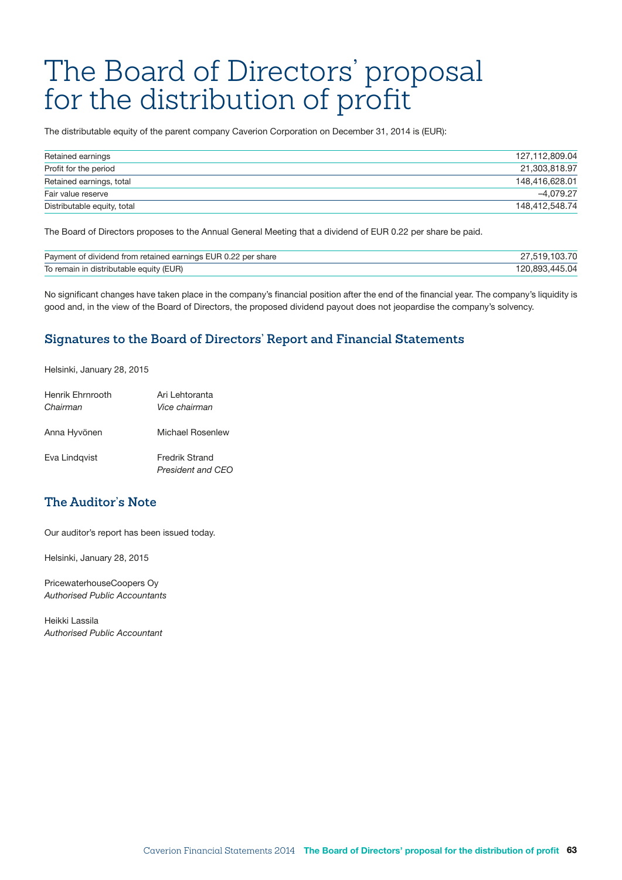# The Board of Directors' proposal for the distribution of profit

The distributable equity of the parent company Caverion Corporation on December 31, 2014 is (EUR):

| | |
|---|---:|
| Retained earnings | 127,112,809.04 |
| Profit for the period | 21,303,818.97 |
| Retained earnings, total | 148,416,628.01 |
| Fair value reserve | –4,079.27 |
| Distributable equity, total | 148,412,548.74 |

The Board of Directors proposes to the Annual General Meeting that a dividend of EUR 0.22 per share be paid.

| | |
|---|---:|
| Payment of dividend from retained earnings EUR 0.22 per share | 27,519,103.70 |
| To remain in distributable equity (EUR) | 120,893,445.04 |

No significant changes have taken place in the company's financial position after the end of the financial year. The company's liquidity is good and, in the view of the Board of Directors, the proposed dividend payout does not jeopardise the company's solvency.

## Signatures to the Board of Directors' Report and Financial Statements

Helsinki, January 28, 2015

Henrik Ehrnrooth  
*Chairman*

Ari Lehtoranta  
*Vice chairman*

Anna Hyvönen

Michael Rosenlew

Eva Lindqvist

Fredrik Strand  
*President and CEO*

## The Auditor's Note

Our auditor's report has been issued today.

Helsinki, January 28, 2015

PricewaterhouseCoopers Oy  
*Authorised Public Accountants*

Heikki Lassila  
*Authorised Public Accountant*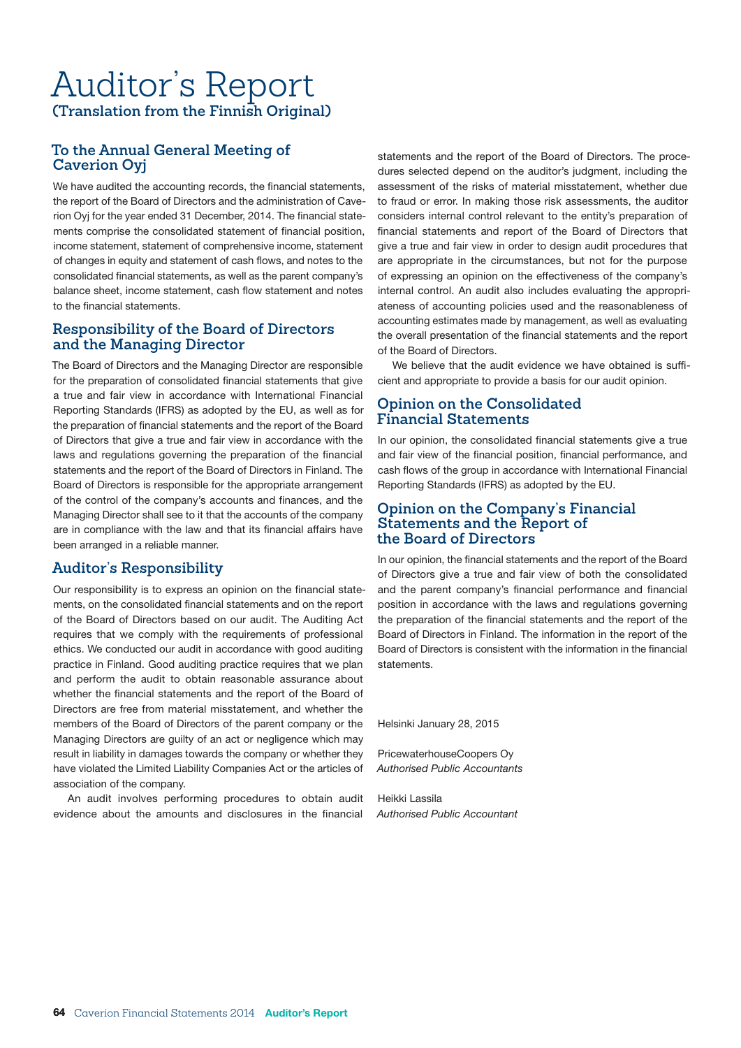# Auditor's Report

**(Translation from the Finnish Original)**

## To the Annual General Meeting of Caverion Oyj

We have audited the accounting records, the financial statements, the report of the Board of Directors and the administration of Caverion Oyj for the year ended 31 December, 2014. The financial statements comprise the consolidated statement of financial position, income statement, statement of comprehensive income, statement of changes in equity and statement of cash flows, and notes to the consolidated financial statements, as well as the parent company's balance sheet, income statement, cash flow statement and notes to the financial statements.

## Responsibility of the Board of Directors and the Managing Director

The Board of Directors and the Managing Director are responsible for the preparation of consolidated financial statements that give a true and fair view in accordance with International Financial Reporting Standards (IFRS) as adopted by the EU, as well as for the preparation of financial statements and the report of the Board of Directors that give a true and fair view in accordance with the laws and regulations governing the preparation of the financial statements and the report of the Board of Directors in Finland. The Board of Directors is responsible for the appropriate arrangement of the control of the company's accounts and finances, and the Managing Director shall see to it that the accounts of the company are in compliance with the law and that its financial affairs have been arranged in a reliable manner.

## Auditor's Responsibility

Our responsibility is to express an opinion on the financial statements, on the consolidated financial statements and on the report of the Board of Directors based on our audit. The Auditing Act requires that we comply with the requirements of professional ethics. We conducted our audit in accordance with good auditing practice in Finland. Good auditing practice requires that we plan and perform the audit to obtain reasonable assurance about whether the financial statements and the report of the Board of Directors are free from material misstatement, and whether the members of the Board of Directors of the parent company or the Managing Directors are guilty of an act or negligence which may result in liability in damages towards the company or whether they have violated the Limited Liability Companies Act or the articles of association of the company.

An audit involves performing procedures to obtain audit evidence about the amounts and disclosures in the financial statements and the report of the Board of Directors. The procedures selected depend on the auditor's judgment, including the assessment of the risks of material misstatement, whether due to fraud or error. In making those risk assessments, the auditor considers internal control relevant to the entity's preparation of financial statements and report of the Board of Directors that give a true and fair view in order to design audit procedures that are appropriate in the circumstances, but not for the purpose of expressing an opinion on the effectiveness of the company's internal control. An audit also includes evaluating the appropriateness of accounting policies used and the reasonableness of accounting estimates made by management, as well as evaluating the overall presentation of the financial statements and the report of the Board of Directors.

We believe that the audit evidence we have obtained is sufficient and appropriate to provide a basis for our audit opinion.

## Opinion on the Consolidated Financial Statements

In our opinion, the consolidated financial statements give a true and fair view of the financial position, financial performance, and cash flows of the group in accordance with International Financial Reporting Standards (IFRS) as adopted by the EU.

## Opinion on the Company's Financial Statements and the Report of the Board of Directors

In our opinion, the financial statements and the report of the Board of Directors give a true and fair view of both the consolidated and the parent company's financial performance and financial position in accordance with the laws and regulations governing the preparation of the financial statements and the report of the Board of Directors in Finland. The information in the report of the Board of Directors is consistent with the information in the financial statements.

Helsinki January 28, 2015

PricewaterhouseCoopers Oy  
*Authorised Public Accountants*

Heikki Lassila  
*Authorised Public Accountant*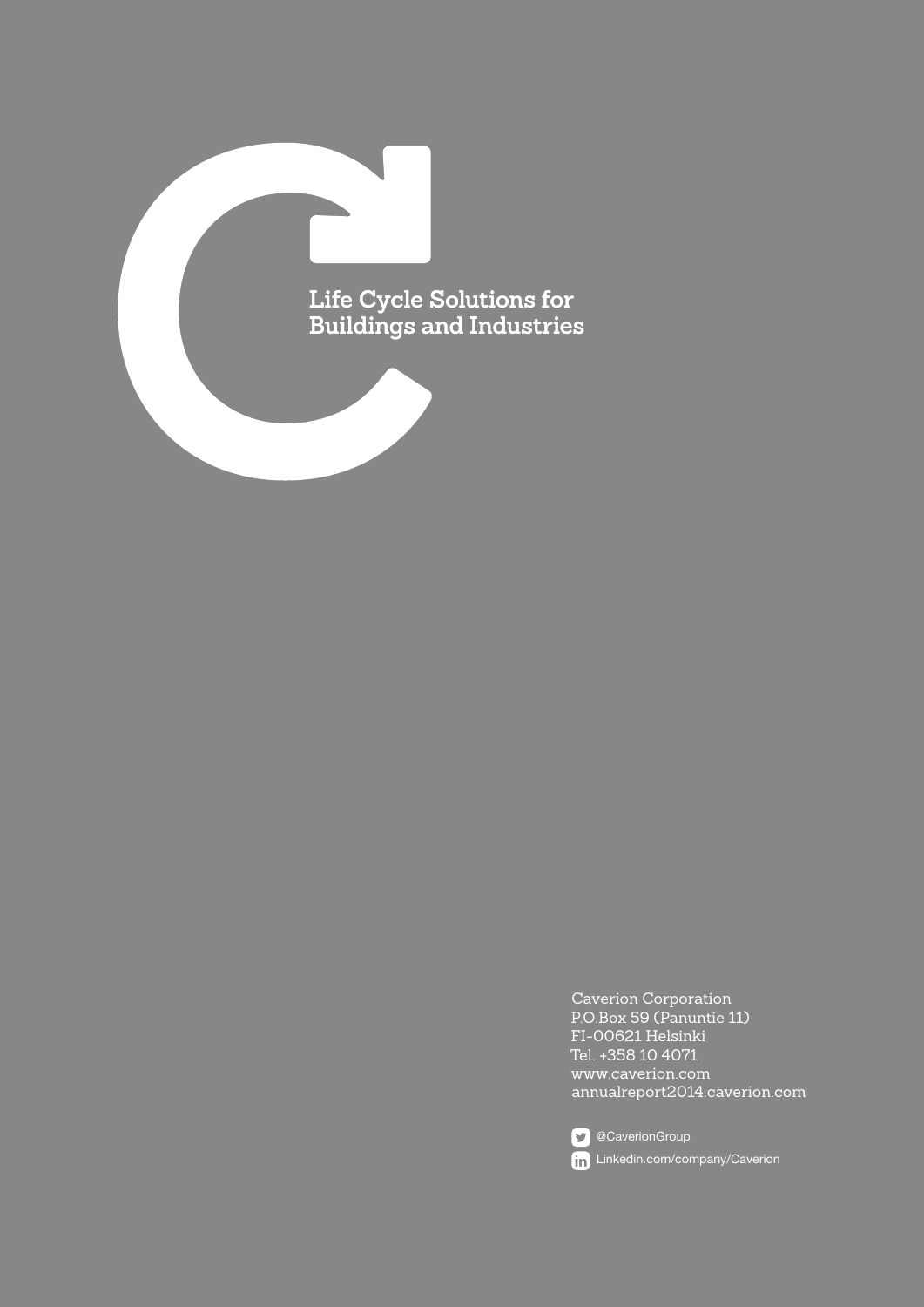Life Cycle Solutions for
Buildings and Industries

Caverion Corporation
P.O.Box 59 (Panuntie 11)
FI-00621 Helsinki
Tel. +358 10 4071
www.caverion.com
annualreport2014.caverion.com

@CaverionGroup

Linkedin.com/company/Caverion